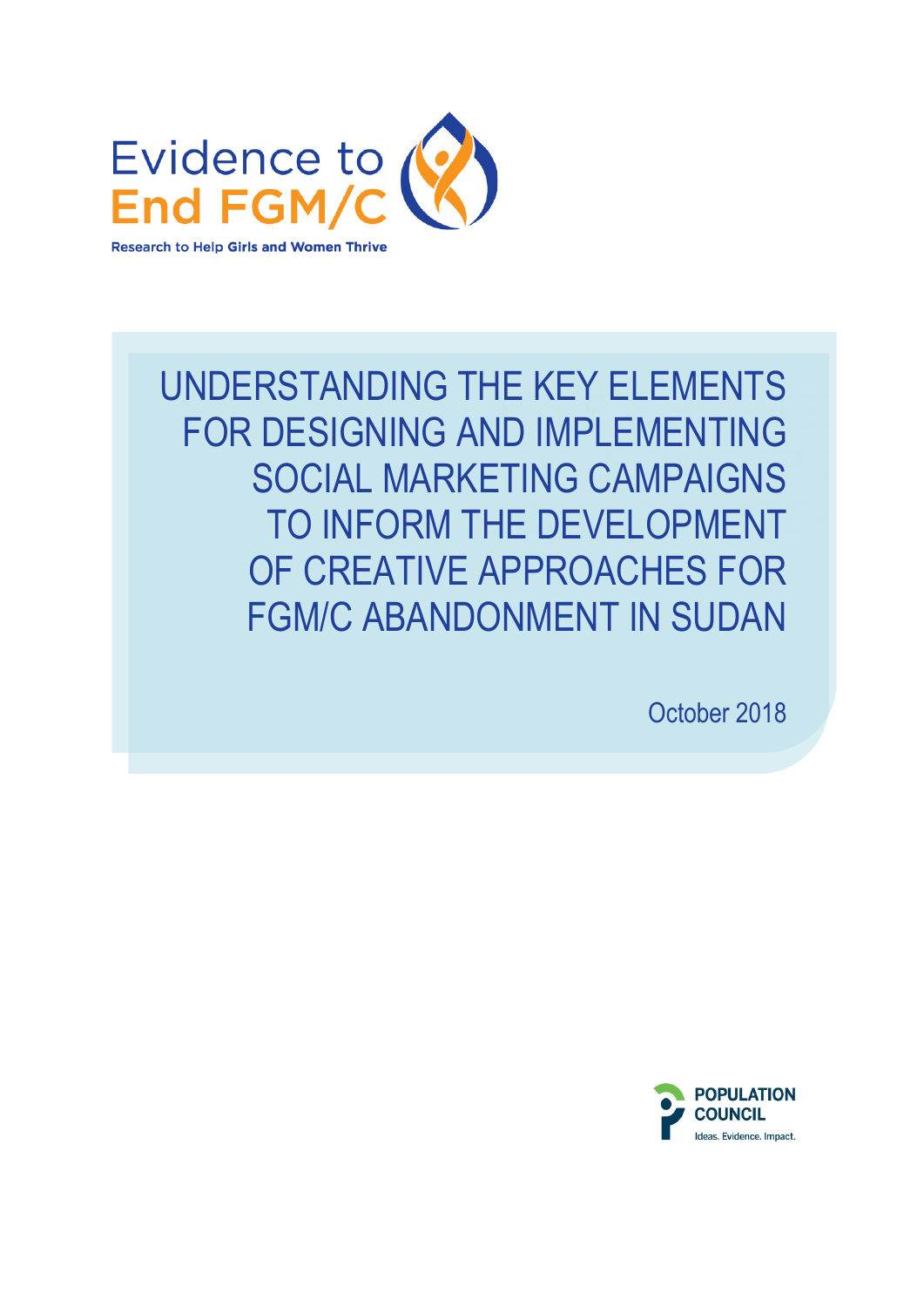Evidence to End FGM/C

Research to Help Girls and Women Thrive

# UNDERSTANDING THE KEY ELEMENTS FOR DESIGNING AND IMPLEMENTING SOCIAL MARKETING CAMPAIGNS TO INFORM THE DEVELOPMENT OF CREATIVE APPROACHES FOR FGM/C ABANDONMENT IN SUDAN

October 2018

POPULATION COUNCIL

Ideas. Evidence. Impact.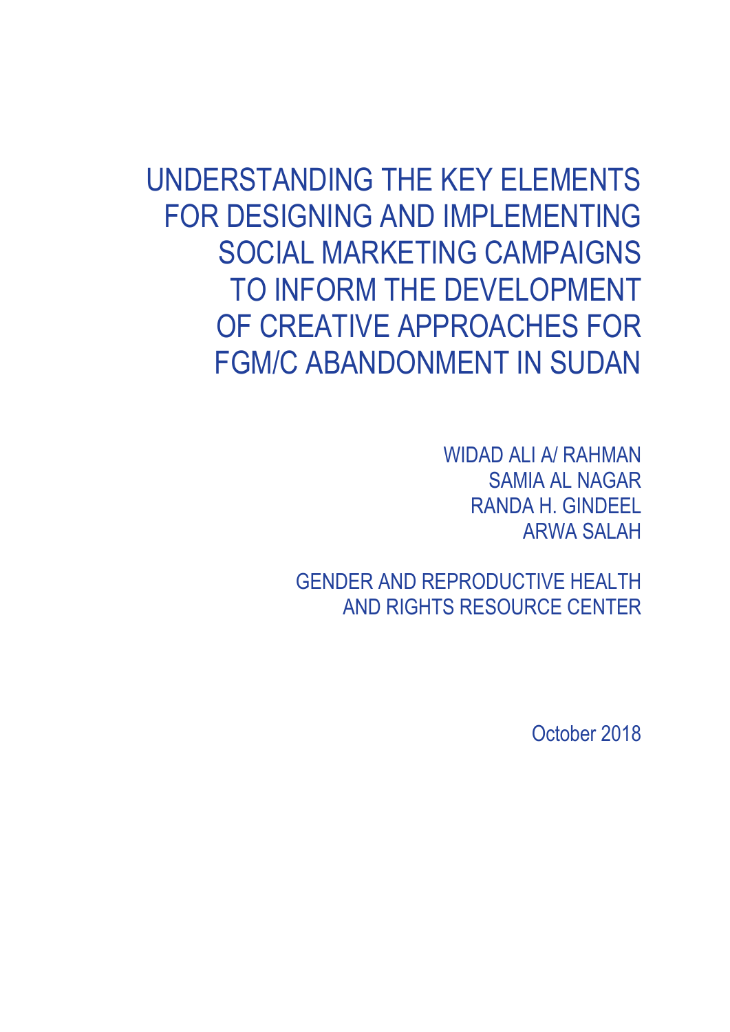# UNDERSTANDING THE KEY ELEMENTS FOR DESIGNING AND IMPLEMENTING SOCIAL MARKETING CAMPAIGNS TO INFORM THE DEVELOPMENT OF CREATIVE APPROACHES FOR FGM/C ABANDONMENT IN SUDAN

WIDAD ALI A/ RAHMAN
SAMIA AL NAGAR
RANDA H. GINDEEL
ARWA SALAH

GENDER AND REPRODUCTIVE HEALTH AND RIGHTS RESOURCE CENTER

October 2018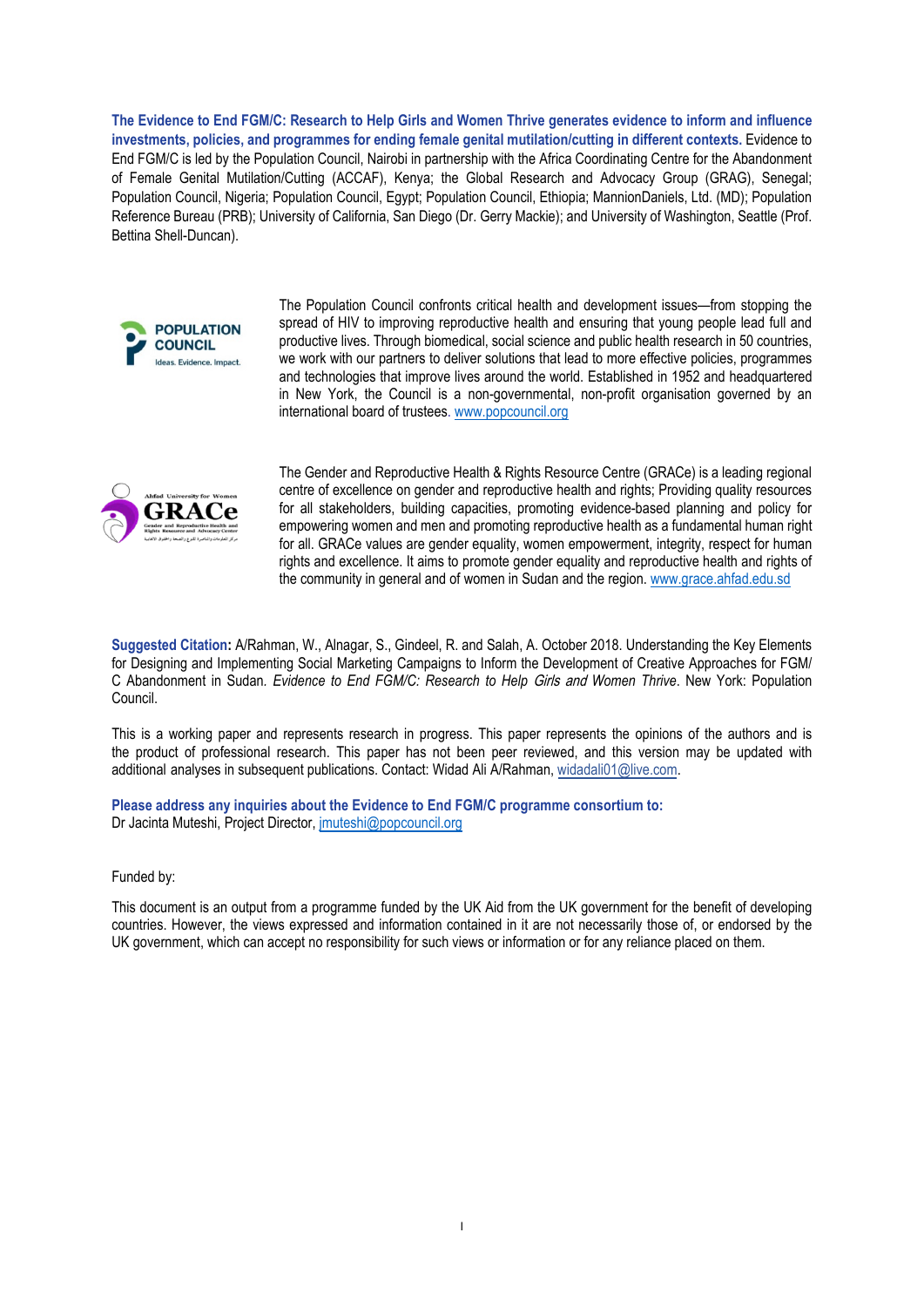**The Evidence to End FGM/C: Research to Help Girls and Women Thrive generates evidence to inform and influence investments, policies, and programmes for ending female genital mutilation/cutting in different contexts.** Evidence to End FGM/C is led by the Population Council, Nairobi in partnership with the Africa Coordinating Centre for the Abandonment of Female Genital Mutilation/Cutting (ACCAF), Kenya; the Global Research and Advocacy Group (GRAG), Senegal; Population Council, Nigeria; Population Council, Egypt; Population Council, Ethiopia; MannionDaniels, Ltd. (MD); Population Reference Bureau (PRB); University of California, San Diego (Dr. Gerry Mackie); and University of Washington, Seattle (Prof. Bettina Shell-Duncan).

The Population Council confronts critical health and development issues—from stopping the spread of HIV to improving reproductive health and ensuring that young people lead full and productive lives. Through biomedical, social science and public health research in 50 countries, we work with our partners to deliver solutions that lead to more effective policies, programmes and technologies that improve lives around the world. Established in 1952 and headquartered in New York, the Council is a non-governmental, non-profit organisation governed by an international board of trustees. www.popcouncil.org

The Gender and Reproductive Health & Rights Resource Centre (GRACe) is a leading regional centre of excellence on gender and reproductive health and rights; Providing quality resources for all stakeholders, building capacities, promoting evidence-based planning and policy for empowering women and men and promoting reproductive health as a fundamental human right for all. GRACe values are gender equality, women empowerment, integrity, respect for human rights and excellence. It aims to promote gender equality and reproductive health and rights of the community in general and of women in Sudan and the region. www.grace.ahfad.edu.sd

**Suggested Citation:** A/Rahman, W., Alnagar, S., Gindeel, R. and Salah, A. October 2018. Understanding the Key Elements for Designing and Implementing Social Marketing Campaigns to Inform the Development of Creative Approaches for FGM/C Abandonment in Sudan. *Evidence to End FGM/C: Research to Help Girls and Women Thrive*. New York: Population Council.

This is a working paper and represents research in progress. This paper represents the opinions of the authors and is the product of professional research. This paper has not been peer reviewed, and this version may be updated with additional analyses in subsequent publications. Contact: Widad Ali A/Rahman, widadali01@live.com.

**Please address any inquiries about the Evidence to End FGM/C programme consortium to:**
Dr Jacinta Muteshi, Project Director, jmuteshi@popcouncil.org

Funded by:

This document is an output from a programme funded by the UK Aid from the UK government for the benefit of developing countries. However, the views expressed and information contained in it are not necessarily those of, or endorsed by the UK government, which can accept no responsibility for such views or information or for any reliance placed on them.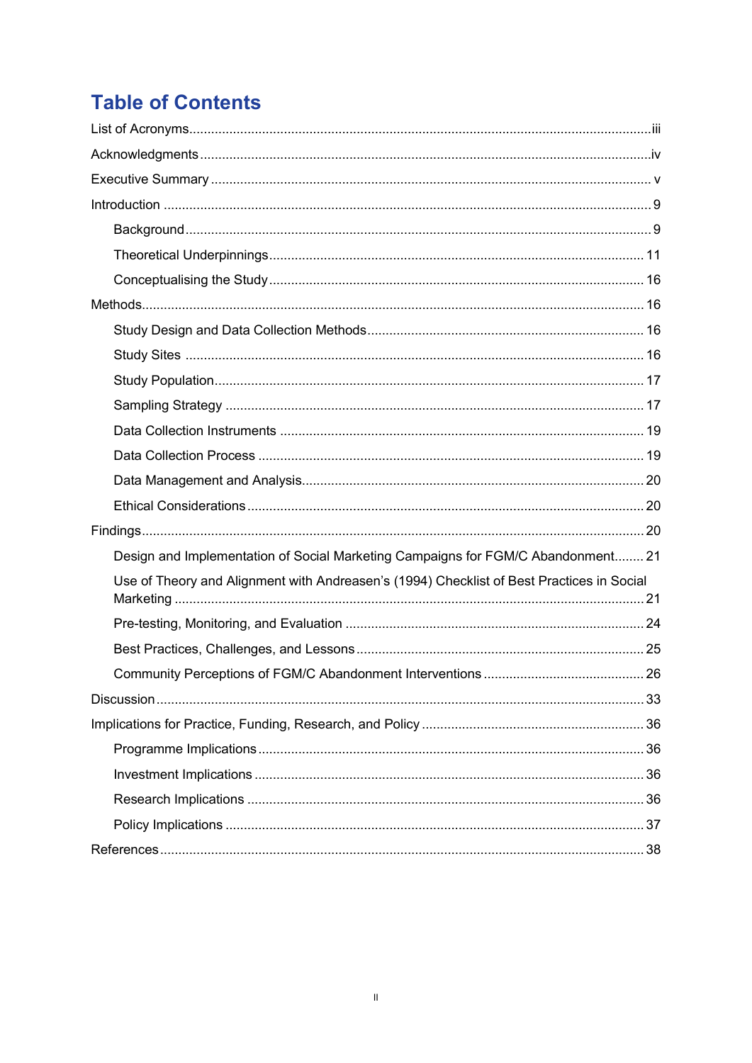# Table of Contents

List of Acronyms ..... iii

Acknowledgments ..... iv

Executive Summary ..... v

Introduction ..... 9

- Background ..... 9
- Theoretical Underpinnings ..... 11
- Conceptualising the Study ..... 16

Methods ..... 16

- Study Design and Data Collection Methods ..... 16
- Study Sites ..... 16
- Study Population ..... 17
- Sampling Strategy ..... 17
- Data Collection Instruments ..... 19
- Data Collection Process ..... 19
- Data Management and Analysis ..... 20
- Ethical Considerations ..... 20

Findings ..... 20

- Design and Implementation of Social Marketing Campaigns for FGM/C Abandonment ..... 21
- Use of Theory and Alignment with Andreasen's (1994) Checklist of Best Practices in Social Marketing ..... 21
- Pre-testing, Monitoring, and Evaluation ..... 24
- Best Practices, Challenges, and Lessons ..... 25
- Community Perceptions of FGM/C Abandonment Interventions ..... 26

Discussion ..... 33

Implications for Practice, Funding, Research, and Policy ..... 36

- Programme Implications ..... 36
- Investment Implications ..... 36
- Research Implications ..... 36
- Policy Implications ..... 37

References ..... 38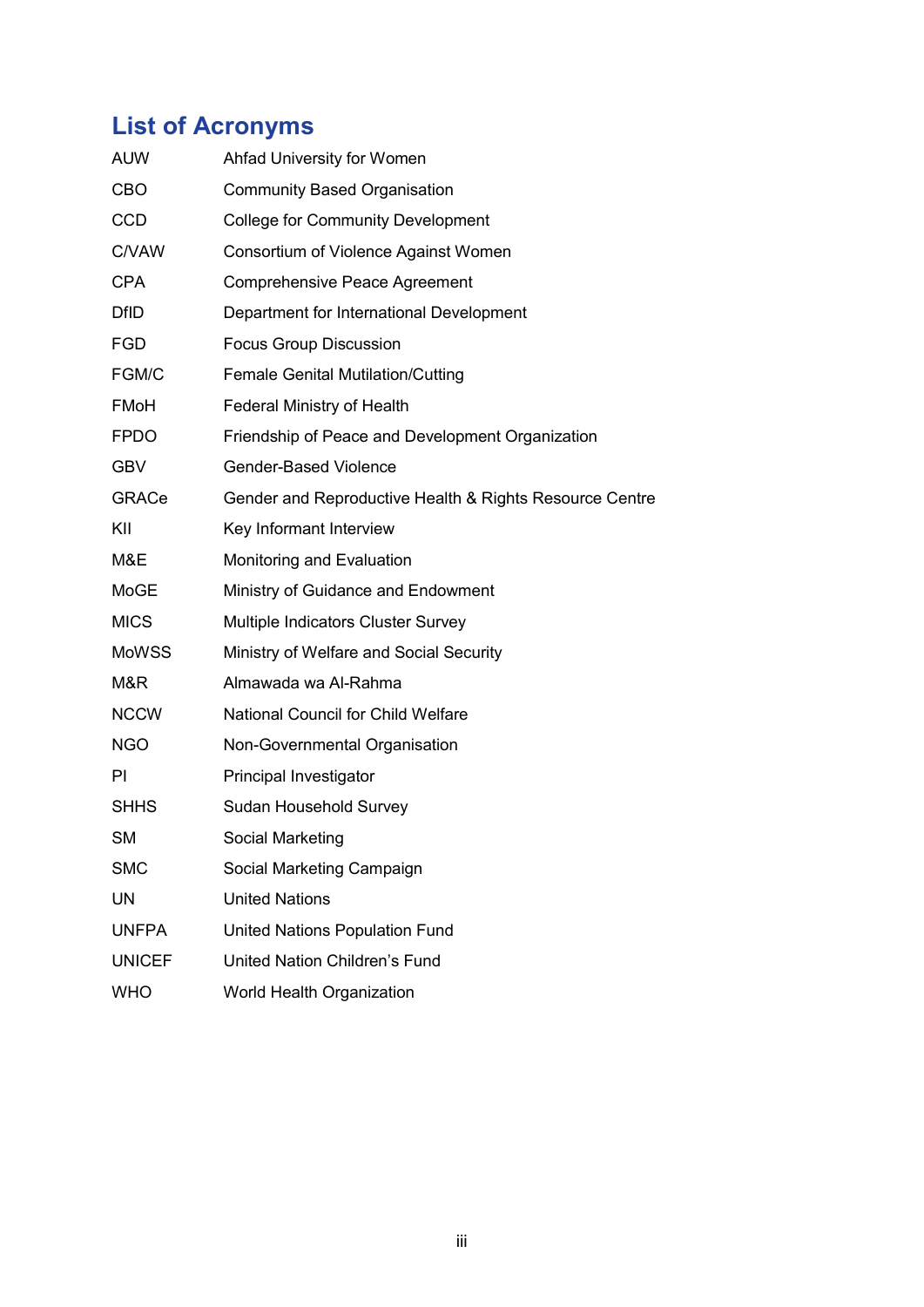## List of Acronyms

| | |
|---|---|
| AUW | Ahfad University for Women |
| CBO | Community Based Organisation |
| CCD | College for Community Development |
| C/VAW | Consortium of Violence Against Women |
| CPA | Comprehensive Peace Agreement |
| DfID | Department for International Development |
| FGD | Focus Group Discussion |
| FGM/C | Female Genital Mutilation/Cutting |
| FMoH | Federal Ministry of Health |
| FPDO | Friendship of Peace and Development Organization |
| GBV | Gender-Based Violence |
| GRACe | Gender and Reproductive Health & Rights Resource Centre |
| KII | Key Informant Interview |
| M&E | Monitoring and Evaluation |
| MoGE | Ministry of Guidance and Endowment |
| MICS | Multiple Indicators Cluster Survey |
| MoWSS | Ministry of Welfare and Social Security |
| M&R | Almawada wa Al-Rahma |
| NCCW | National Council for Child Welfare |
| NGO | Non-Governmental Organisation |
| PI | Principal Investigator |
| SHHS | Sudan Household Survey |
| SM | Social Marketing |
| SMC | Social Marketing Campaign |
| UN | United Nations |
| UNFPA | United Nations Population Fund |
| UNICEF | United Nation Children's Fund |
| WHO | World Health Organization |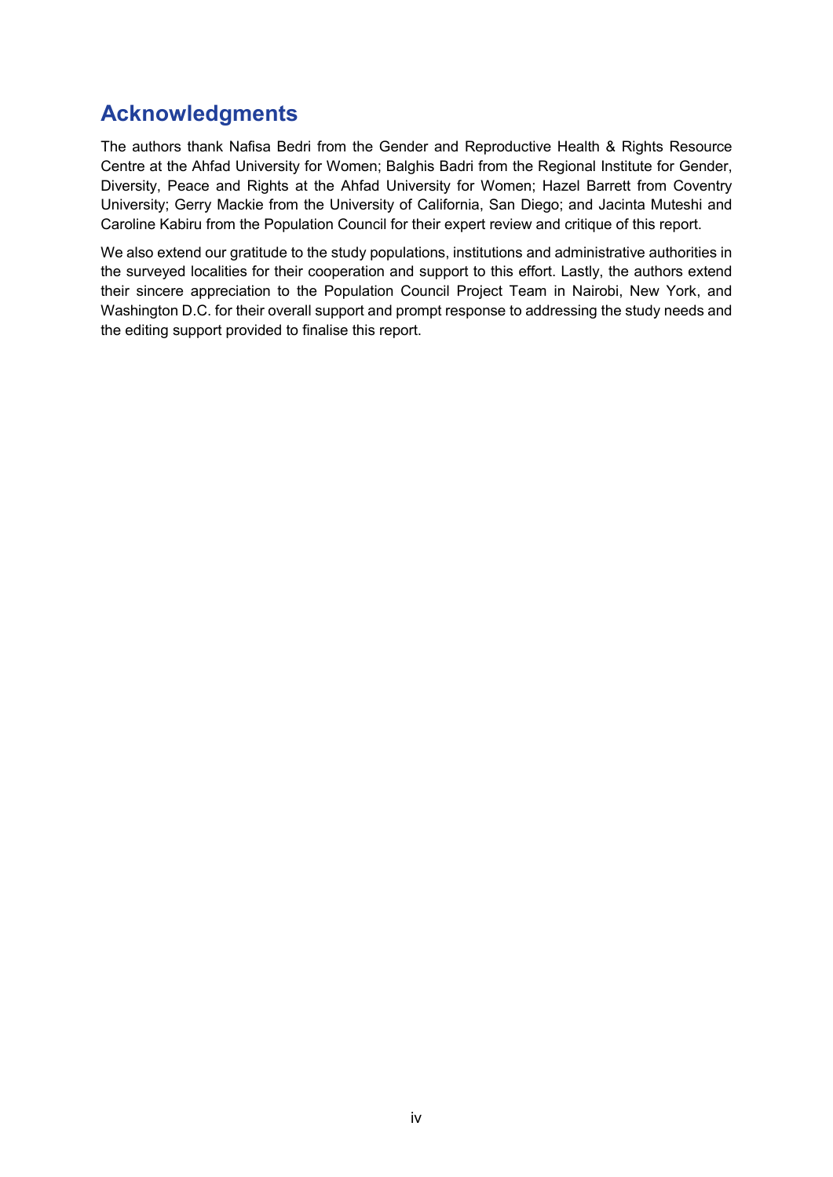## Acknowledgments

The authors thank Nafisa Bedri from the Gender and Reproductive Health & Rights Resource Centre at the Ahfad University for Women; Balghis Badri from the Regional Institute for Gender, Diversity, Peace and Rights at the Ahfad University for Women; Hazel Barrett from Coventry University; Gerry Mackie from the University of California, San Diego; and Jacinta Muteshi and Caroline Kabiru from the Population Council for their expert review and critique of this report.

We also extend our gratitude to the study populations, institutions and administrative authorities in the surveyed localities for their cooperation and support to this effort. Lastly, the authors extend their sincere appreciation to the Population Council Project Team in Nairobi, New York, and Washington D.C. for their overall support and prompt response to addressing the study needs and the editing support provided to finalise this report.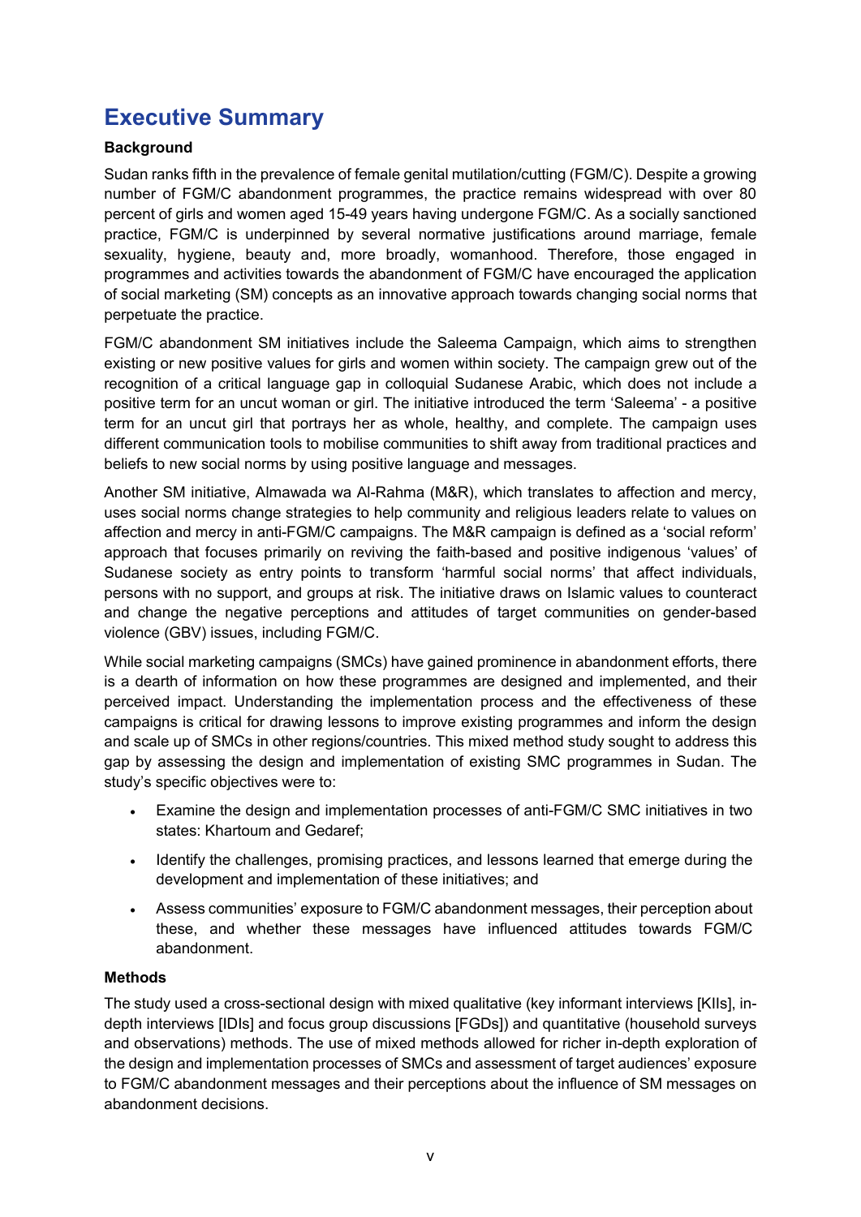# Executive Summary

**Background**

Sudan ranks fifth in the prevalence of female genital mutilation/cutting (FGM/C). Despite a growing number of FGM/C abandonment programmes, the practice remains widespread with over 80 percent of girls and women aged 15-49 years having undergone FGM/C. As a socially sanctioned practice, FGM/C is underpinned by several normative justifications around marriage, female sexuality, hygiene, beauty and, more broadly, womanhood. Therefore, those engaged in programmes and activities towards the abandonment of FGM/C have encouraged the application of social marketing (SM) concepts as an innovative approach towards changing social norms that perpetuate the practice.

FGM/C abandonment SM initiatives include the Saleema Campaign, which aims to strengthen existing or new positive values for girls and women within society. The campaign grew out of the recognition of a critical language gap in colloquial Sudanese Arabic, which does not include a positive term for an uncut woman or girl. The initiative introduced the term 'Saleema' - a positive term for an uncut girl that portrays her as whole, healthy, and complete. The campaign uses different communication tools to mobilise communities to shift away from traditional practices and beliefs to new social norms by using positive language and messages.

Another SM initiative, Almawada wa Al-Rahma (M&R), which translates to affection and mercy, uses social norms change strategies to help community and religious leaders relate to values on affection and mercy in anti-FGM/C campaigns. The M&R campaign is defined as a 'social reform' approach that focuses primarily on reviving the faith-based and positive indigenous 'values' of Sudanese society as entry points to transform 'harmful social norms' that affect individuals, persons with no support, and groups at risk. The initiative draws on Islamic values to counteract and change the negative perceptions and attitudes of target communities on gender-based violence (GBV) issues, including FGM/C.

While social marketing campaigns (SMCs) have gained prominence in abandonment efforts, there is a dearth of information on how these programmes are designed and implemented, and their perceived impact. Understanding the implementation process and the effectiveness of these campaigns is critical for drawing lessons to improve existing programmes and inform the design and scale up of SMCs in other regions/countries. This mixed method study sought to address this gap by assessing the design and implementation of existing SMC programmes in Sudan. The study's specific objectives were to:

- Examine the design and implementation processes of anti-FGM/C SMC initiatives in two states: Khartoum and Gedaref;
- Identify the challenges, promising practices, and lessons learned that emerge during the development and implementation of these initiatives; and
- Assess communities' exposure to FGM/C abandonment messages, their perception about these, and whether these messages have influenced attitudes towards FGM/C abandonment.

**Methods**

The study used a cross-sectional design with mixed qualitative (key informant interviews [KIIs], in-depth interviews [IDIs] and focus group discussions [FGDs]) and quantitative (household surveys and observations) methods. The use of mixed methods allowed for richer in-depth exploration of the design and implementation processes of SMCs and assessment of target audiences' exposure to FGM/C abandonment messages and their perceptions about the influence of SM messages on abandonment decisions.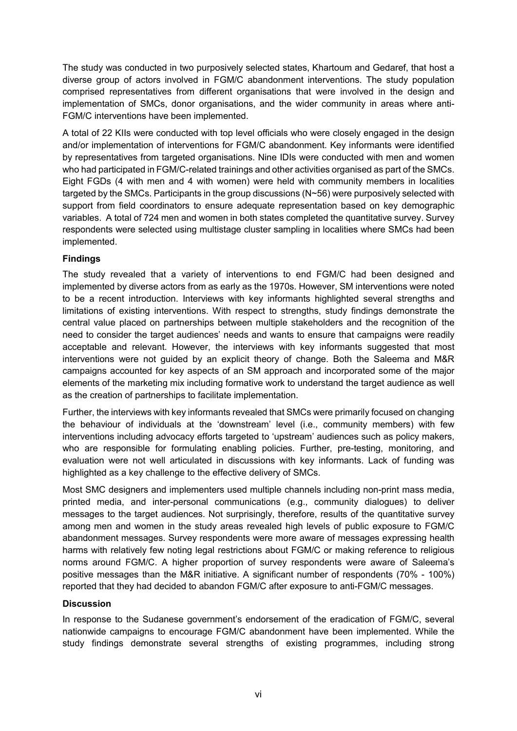The study was conducted in two purposively selected states, Khartoum and Gedaref, that host a diverse group of actors involved in FGM/C abandonment interventions. The study population comprised representatives from different organisations that were involved in the design and implementation of SMCs, donor organisations, and the wider community in areas where anti-FGM/C interventions have been implemented.

A total of 22 KIIs were conducted with top level officials who were closely engaged in the design and/or implementation of interventions for FGM/C abandonment. Key informants were identified by representatives from targeted organisations. Nine IDIs were conducted with men and women who had participated in FGM/C-related trainings and other activities organised as part of the SMCs. Eight FGDs (4 with men and 4 with women) were held with community members in localities targeted by the SMCs. Participants in the group discussions (N~56) were purposively selected with support from field coordinators to ensure adequate representation based on key demographic variables. A total of 724 men and women in both states completed the quantitative survey. Survey respondents were selected using multistage cluster sampling in localities where SMCs had been implemented.

**Findings**

The study revealed that a variety of interventions to end FGM/C had been designed and implemented by diverse actors from as early as the 1970s. However, SM interventions were noted to be a recent introduction. Interviews with key informants highlighted several strengths and limitations of existing interventions. With respect to strengths, study findings demonstrate the central value placed on partnerships between multiple stakeholders and the recognition of the need to consider the target audiences' needs and wants to ensure that campaigns were readily acceptable and relevant. However, the interviews with key informants suggested that most interventions were not guided by an explicit theory of change. Both the Saleema and M&R campaigns accounted for key aspects of an SM approach and incorporated some of the major elements of the marketing mix including formative work to understand the target audience as well as the creation of partnerships to facilitate implementation.

Further, the interviews with key informants revealed that SMCs were primarily focused on changing the behaviour of individuals at the 'downstream' level (i.e., community members) with few interventions including advocacy efforts targeted to 'upstream' audiences such as policy makers, who are responsible for formulating enabling policies. Further, pre-testing, monitoring, and evaluation were not well articulated in discussions with key informants. Lack of funding was highlighted as a key challenge to the effective delivery of SMCs.

Most SMC designers and implementers used multiple channels including non-print mass media, printed media, and inter-personal communications (e.g., community dialogues) to deliver messages to the target audiences. Not surprisingly, therefore, results of the quantitative survey among men and women in the study areas revealed high levels of public exposure to FGM/C abandonment messages. Survey respondents were more aware of messages expressing health harms with relatively few noting legal restrictions about FGM/C or making reference to religious norms around FGM/C. A higher proportion of survey respondents were aware of Saleema's positive messages than the M&R initiative. A significant number of respondents (70% - 100%) reported that they had decided to abandon FGM/C after exposure to anti-FGM/C messages.

**Discussion**

In response to the Sudanese government's endorsement of the eradication of FGM/C, several nationwide campaigns to encourage FGM/C abandonment have been implemented. While the study findings demonstrate several strengths of existing programmes, including strong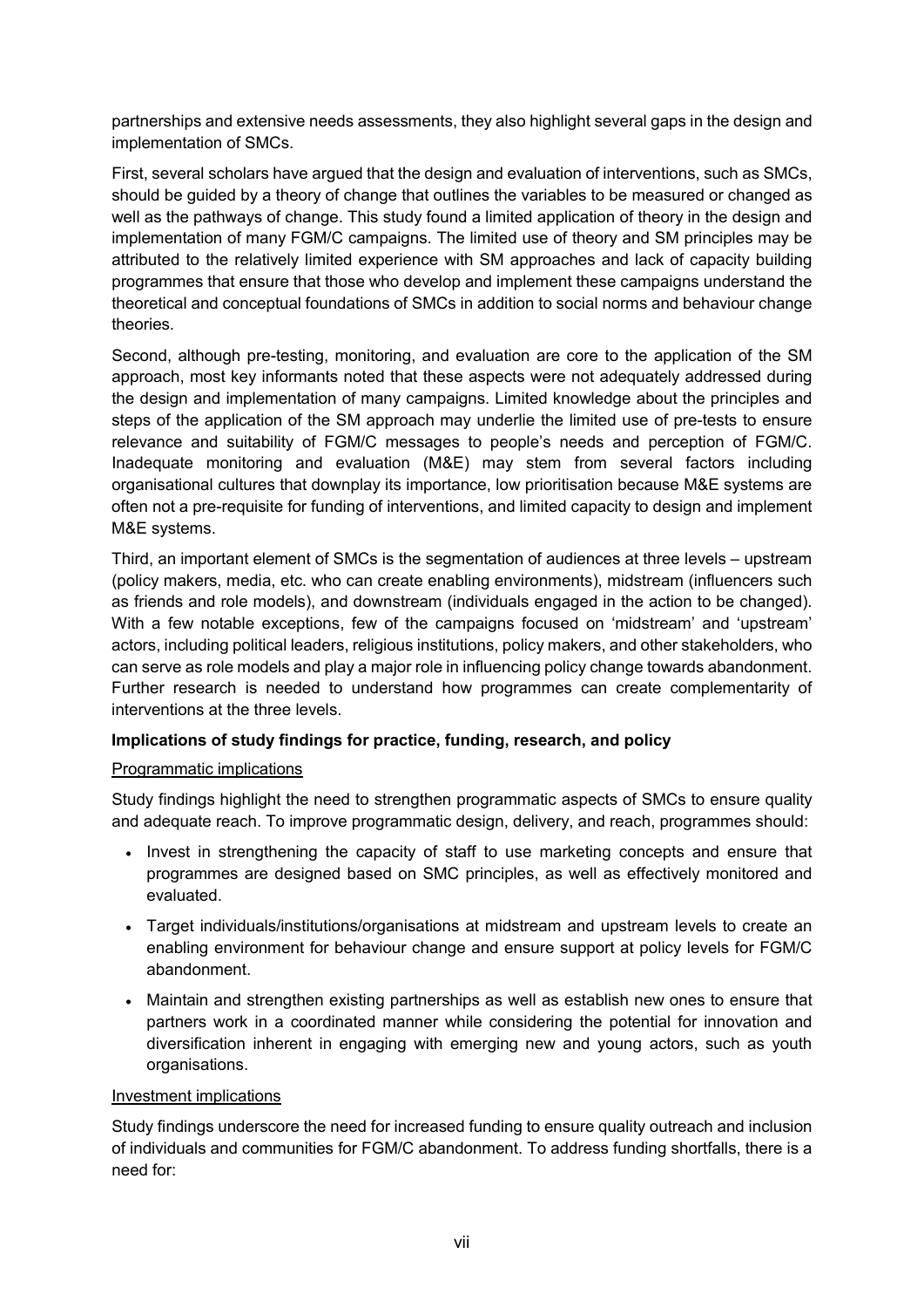partnerships and extensive needs assessments, they also highlight several gaps in the design and implementation of SMCs.

First, several scholars have argued that the design and evaluation of interventions, such as SMCs, should be guided by a theory of change that outlines the variables to be measured or changed as well as the pathways of change. This study found a limited application of theory in the design and implementation of many FGM/C campaigns. The limited use of theory and SM principles may be attributed to the relatively limited experience with SM approaches and lack of capacity building programmes that ensure that those who develop and implement these campaigns understand the theoretical and conceptual foundations of SMCs in addition to social norms and behaviour change theories.

Second, although pre-testing, monitoring, and evaluation are core to the application of the SM approach, most key informants noted that these aspects were not adequately addressed during the design and implementation of many campaigns. Limited knowledge about the principles and steps of the application of the SM approach may underlie the limited use of pre-tests to ensure relevance and suitability of FGM/C messages to people's needs and perception of FGM/C. Inadequate monitoring and evaluation (M&E) may stem from several factors including organisational cultures that downplay its importance, low prioritisation because M&E systems are often not a pre-requisite for funding of interventions, and limited capacity to design and implement M&E systems.

Third, an important element of SMCs is the segmentation of audiences at three levels – upstream (policy makers, media, etc. who can create enabling environments), midstream (influencers such as friends and role models), and downstream (individuals engaged in the action to be changed). With a few notable exceptions, few of the campaigns focused on 'midstream' and 'upstream' actors, including political leaders, religious institutions, policy makers, and other stakeholders, who can serve as role models and play a major role in influencing policy change towards abandonment. Further research is needed to understand how programmes can create complementarity of interventions at the three levels.

**Implications of study findings for practice, funding, research, and policy**

Programmatic implications

Study findings highlight the need to strengthen programmatic aspects of SMCs to ensure quality and adequate reach. To improve programmatic design, delivery, and reach, programmes should:

- Invest in strengthening the capacity of staff to use marketing concepts and ensure that programmes are designed based on SMC principles, as well as effectively monitored and evaluated.
- Target individuals/institutions/organisations at midstream and upstream levels to create an enabling environment for behaviour change and ensure support at policy levels for FGM/C abandonment.
- Maintain and strengthen existing partnerships as well as establish new ones to ensure that partners work in a coordinated manner while considering the potential for innovation and diversification inherent in engaging with emerging new and young actors, such as youth organisations.

Investment implications

Study findings underscore the need for increased funding to ensure quality outreach and inclusion of individuals and communities for FGM/C abandonment. To address funding shortfalls, there is a need for: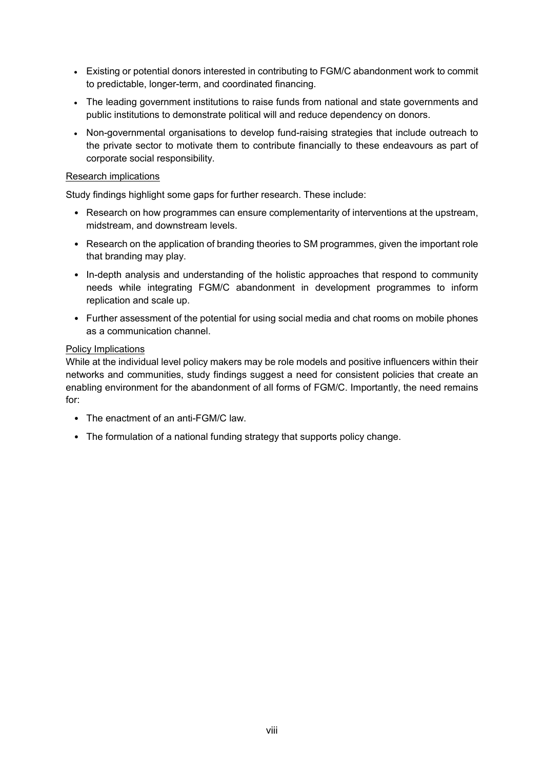- Existing or potential donors interested in contributing to FGM/C abandonment work to commit to predictable, longer-term, and coordinated financing.
- The leading government institutions to raise funds from national and state governments and public institutions to demonstrate political will and reduce dependency on donors.
- Non-governmental organisations to develop fund-raising strategies that include outreach to the private sector to motivate them to contribute financially to these endeavours as part of corporate social responsibility.

<u>Research implications</u>

Study findings highlight some gaps for further research. These include:

- Research on how programmes can ensure complementarity of interventions at the upstream, midstream, and downstream levels.
- Research on the application of branding theories to SM programmes, given the important role that branding may play.
- In-depth analysis and understanding of the holistic approaches that respond to community needs while integrating FGM/C abandonment in development programmes to inform replication and scale up.
- Further assessment of the potential for using social media and chat rooms on mobile phones as a communication channel.

<u>Policy Implications</u>

While at the individual level policy makers may be role models and positive influencers within their networks and communities, study findings suggest a need for consistent policies that create an enabling environment for the abandonment of all forms of FGM/C. Importantly, the need remains for:

- The enactment of an anti-FGM/C law.
- The formulation of a national funding strategy that supports policy change.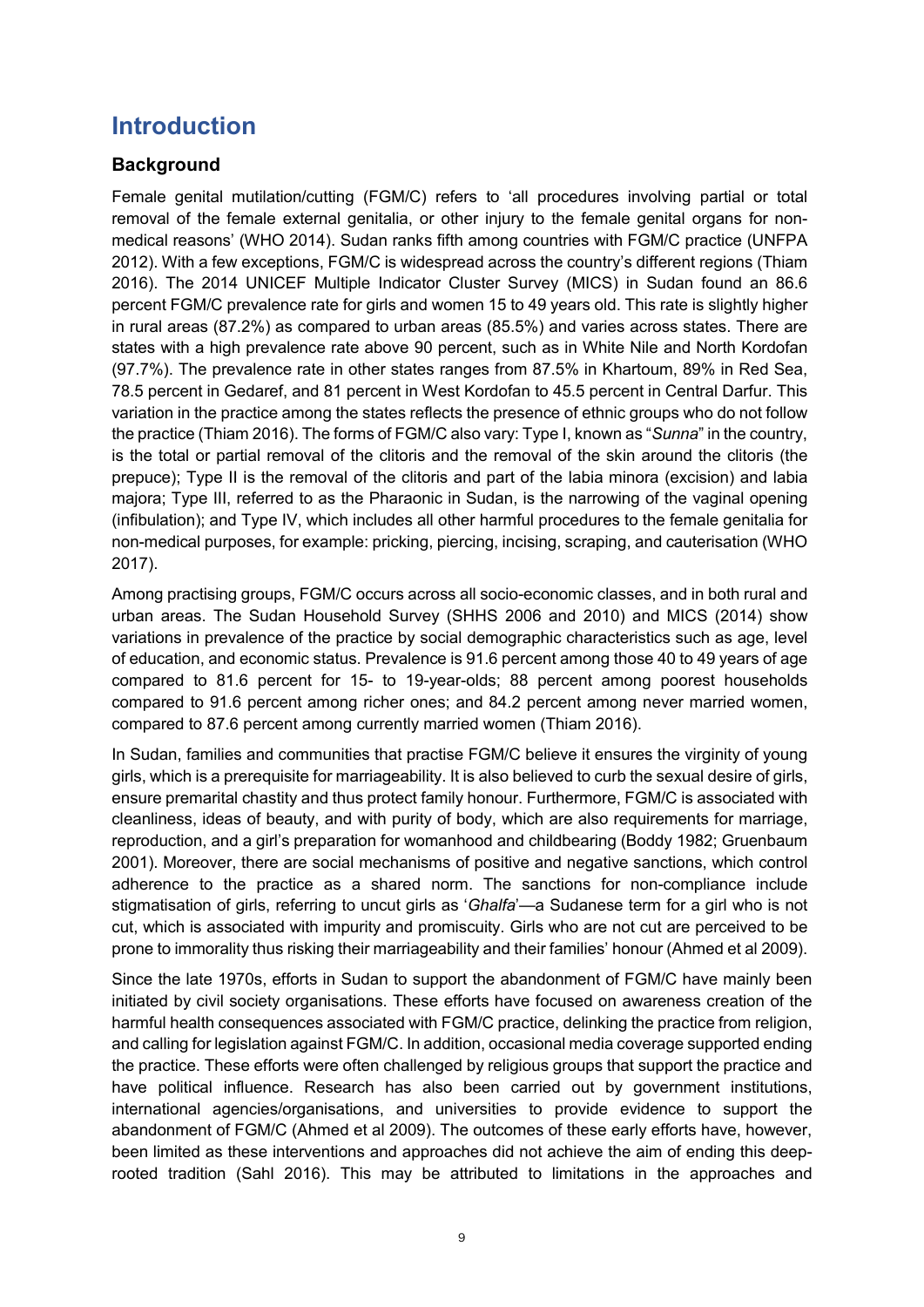# Introduction

## Background

Female genital mutilation/cutting (FGM/C) refers to 'all procedures involving partial or total removal of the female external genitalia, or other injury to the female genital organs for non-medical reasons' (WHO 2014). Sudan ranks fifth among countries with FGM/C practice (UNFPA 2012). With a few exceptions, FGM/C is widespread across the country's different regions (Thiam 2016). The 2014 UNICEF Multiple Indicator Cluster Survey (MICS) in Sudan found an 86.6 percent FGM/C prevalence rate for girls and women 15 to 49 years old. This rate is slightly higher in rural areas (87.2%) as compared to urban areas (85.5%) and varies across states. There are states with a high prevalence rate above 90 percent, such as in White Nile and North Kordofan (97.7%). The prevalence rate in other states ranges from 87.5% in Khartoum, 89% in Red Sea, 78.5 percent in Gedaref, and 81 percent in West Kordofan to 45.5 percent in Central Darfur. This variation in the practice among the states reflects the presence of ethnic groups who do not follow the practice (Thiam 2016). The forms of FGM/C also vary: Type I, known as "*Sunna*" in the country, is the total or partial removal of the clitoris and the removal of the skin around the clitoris (the prepuce); Type II is the removal of the clitoris and part of the labia minora (excision) and labia majora; Type III, referred to as the Pharaonic in Sudan, is the narrowing of the vaginal opening (infibulation); and Type IV, which includes all other harmful procedures to the female genitalia for non-medical purposes, for example: pricking, piercing, incising, scraping, and cauterisation (WHO 2017).

Among practising groups, FGM/C occurs across all socio-economic classes, and in both rural and urban areas. The Sudan Household Survey (SHHS 2006 and 2010) and MICS (2014) show variations in prevalence of the practice by social demographic characteristics such as age, level of education, and economic status. Prevalence is 91.6 percent among those 40 to 49 years of age compared to 81.6 percent for 15- to 19-year-olds; 88 percent among poorest households compared to 91.6 percent among richer ones; and 84.2 percent among never married women, compared to 87.6 percent among currently married women (Thiam 2016).

In Sudan, families and communities that practise FGM/C believe it ensures the virginity of young girls, which is a prerequisite for marriageability. It is also believed to curb the sexual desire of girls, ensure premarital chastity and thus protect family honour. Furthermore, FGM/C is associated with cleanliness, ideas of beauty, and with purity of body, which are also requirements for marriage, reproduction, and a girl's preparation for womanhood and childbearing (Boddy 1982; Gruenbaum 2001). Moreover, there are social mechanisms of positive and negative sanctions, which control adherence to the practice as a shared norm. The sanctions for non-compliance include stigmatisation of girls, referring to uncut girls as '*Ghalfa*'—a Sudanese term for a girl who is not cut, which is associated with impurity and promiscuity. Girls who are not cut are perceived to be prone to immorality thus risking their marriageability and their families' honour (Ahmed et al 2009).

Since the late 1970s, efforts in Sudan to support the abandonment of FGM/C have mainly been initiated by civil society organisations. These efforts have focused on awareness creation of the harmful health consequences associated with FGM/C practice, delinking the practice from religion, and calling for legislation against FGM/C. In addition, occasional media coverage supported ending the practice. These efforts were often challenged by religious groups that support the practice and have political influence. Research has also been carried out by government institutions, international agencies/organisations, and universities to provide evidence to support the abandonment of FGM/C (Ahmed et al 2009). The outcomes of these early efforts have, however, been limited as these interventions and approaches did not achieve the aim of ending this deep-rooted tradition (Sahl 2016). This may be attributed to limitations in the approaches and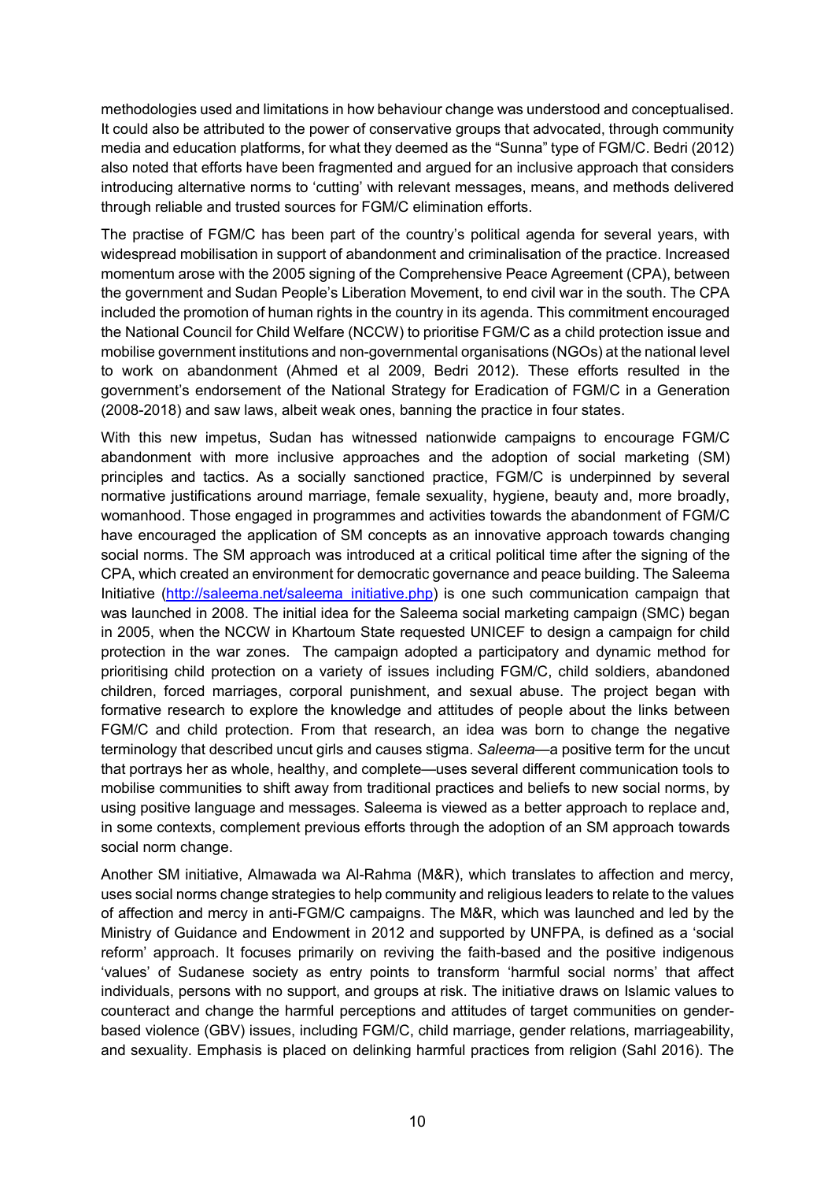methodologies used and limitations in how behaviour change was understood and conceptualised. It could also be attributed to the power of conservative groups that advocated, through community media and education platforms, for what they deemed as the "Sunna" type of FGM/C. Bedri (2012) also noted that efforts have been fragmented and argued for an inclusive approach that considers introducing alternative norms to 'cutting' with relevant messages, means, and methods delivered through reliable and trusted sources for FGM/C elimination efforts.

The practise of FGM/C has been part of the country's political agenda for several years, with widespread mobilisation in support of abandonment and criminalisation of the practice. Increased momentum arose with the 2005 signing of the Comprehensive Peace Agreement (CPA), between the government and Sudan People's Liberation Movement, to end civil war in the south. The CPA included the promotion of human rights in the country in its agenda. This commitment encouraged the National Council for Child Welfare (NCCW) to prioritise FGM/C as a child protection issue and mobilise government institutions and non-governmental organisations (NGOs) at the national level to work on abandonment (Ahmed et al 2009, Bedri 2012). These efforts resulted in the government's endorsement of the National Strategy for Eradication of FGM/C in a Generation (2008-2018) and saw laws, albeit weak ones, banning the practice in four states.

With this new impetus, Sudan has witnessed nationwide campaigns to encourage FGM/C abandonment with more inclusive approaches and the adoption of social marketing (SM) principles and tactics. As a socially sanctioned practice, FGM/C is underpinned by several normative justifications around marriage, female sexuality, hygiene, beauty and, more broadly, womanhood. Those engaged in programmes and activities towards the abandonment of FGM/C have encouraged the application of SM concepts as an innovative approach towards changing social norms. The SM approach was introduced at a critical political time after the signing of the CPA, which created an environment for democratic governance and peace building. The Saleema Initiative (http://saleema.net/saleema_initiative.php) is one such communication campaign that was launched in 2008. The initial idea for the Saleema social marketing campaign (SMC) began in 2005, when the NCCW in Khartoum State requested UNICEF to design a campaign for child protection in the war zones. The campaign adopted a participatory and dynamic method for prioritising child protection on a variety of issues including FGM/C, child soldiers, abandoned children, forced marriages, corporal punishment, and sexual abuse. The project began with formative research to explore the knowledge and attitudes of people about the links between FGM/C and child protection. From that research, an idea was born to change the negative terminology that described uncut girls and causes stigma. *Saleema*—a positive term for the uncut that portrays her as whole, healthy, and complete—uses several different communication tools to mobilise communities to shift away from traditional practices and beliefs to new social norms, by using positive language and messages. Saleema is viewed as a better approach to replace and, in some contexts, complement previous efforts through the adoption of an SM approach towards social norm change.

Another SM initiative, Almawada wa Al-Rahma (M&R), which translates to affection and mercy, uses social norms change strategies to help community and religious leaders to relate to the values of affection and mercy in anti-FGM/C campaigns. The M&R, which was launched and led by the Ministry of Guidance and Endowment in 2012 and supported by UNFPA, is defined as a 'social reform' approach. It focuses primarily on reviving the faith-based and the positive indigenous 'values' of Sudanese society as entry points to transform 'harmful social norms' that affect individuals, persons with no support, and groups at risk. The initiative draws on Islamic values to counteract and change the harmful perceptions and attitudes of target communities on gender-based violence (GBV) issues, including FGM/C, child marriage, gender relations, marriageability, and sexuality. Emphasis is placed on delinking harmful practices from religion (Sahl 2016). The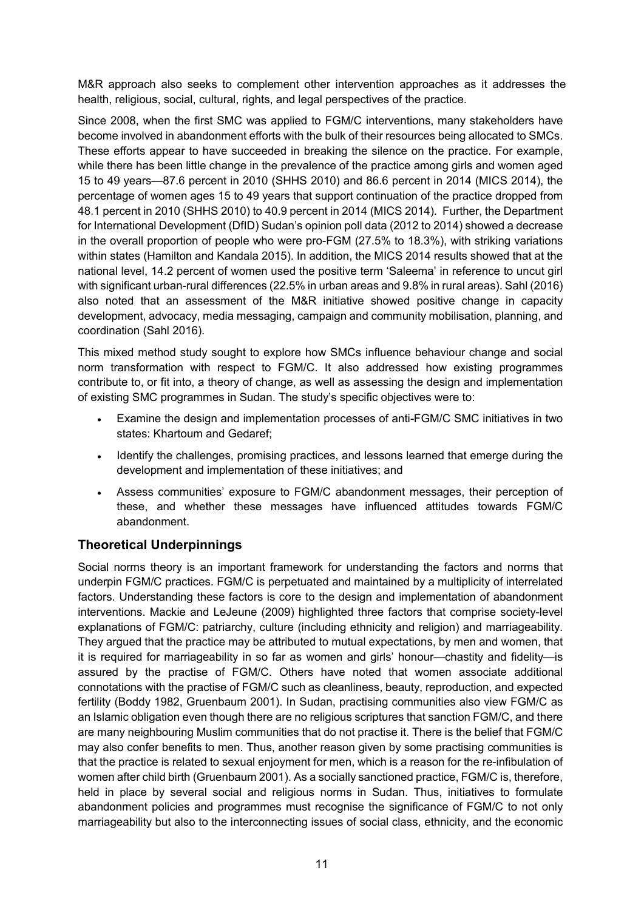M&R approach also seeks to complement other intervention approaches as it addresses the health, religious, social, cultural, rights, and legal perspectives of the practice.

Since 2008, when the first SMC was applied to FGM/C interventions, many stakeholders have become involved in abandonment efforts with the bulk of their resources being allocated to SMCs. These efforts appear to have succeeded in breaking the silence on the practice. For example, while there has been little change in the prevalence of the practice among girls and women aged 15 to 49 years—87.6 percent in 2010 (SHHS 2010) and 86.6 percent in 2014 (MICS 2014), the percentage of women ages 15 to 49 years that support continuation of the practice dropped from 48.1 percent in 2010 (SHHS 2010) to 40.9 percent in 2014 (MICS 2014). Further, the Department for International Development (DfID) Sudan's opinion poll data (2012 to 2014) showed a decrease in the overall proportion of people who were pro-FGM (27.5% to 18.3%), with striking variations within states (Hamilton and Kandala 2015). In addition, the MICS 2014 results showed that at the national level, 14.2 percent of women used the positive term 'Saleema' in reference to uncut girl with significant urban-rural differences (22.5% in urban areas and 9.8% in rural areas). Sahl (2016) also noted that an assessment of the M&R initiative showed positive change in capacity development, advocacy, media messaging, campaign and community mobilisation, planning, and coordination (Sahl 2016).

This mixed method study sought to explore how SMCs influence behaviour change and social norm transformation with respect to FGM/C. It also addressed how existing programmes contribute to, or fit into, a theory of change, as well as assessing the design and implementation of existing SMC programmes in Sudan. The study's specific objectives were to:

- Examine the design and implementation processes of anti-FGM/C SMC initiatives in two states: Khartoum and Gedaref;
- Identify the challenges, promising practices, and lessons learned that emerge during the development and implementation of these initiatives; and
- Assess communities' exposure to FGM/C abandonment messages, their perception of these, and whether these messages have influenced attitudes towards FGM/C abandonment.

## Theoretical Underpinnings

Social norms theory is an important framework for understanding the factors and norms that underpin FGM/C practices. FGM/C is perpetuated and maintained by a multiplicity of interrelated factors. Understanding these factors is core to the design and implementation of abandonment interventions. Mackie and LeJeune (2009) highlighted three factors that comprise society-level explanations of FGM/C: patriarchy, culture (including ethnicity and religion) and marriageability. They argued that the practice may be attributed to mutual expectations, by men and women, that it is required for marriageability in so far as women and girls' honour—chastity and fidelity—is assured by the practise of FGM/C. Others have noted that women associate additional connotations with the practise of FGM/C such as cleanliness, beauty, reproduction, and expected fertility (Boddy 1982, Gruenbaum 2001). In Sudan, practising communities also view FGM/C as an Islamic obligation even though there are no religious scriptures that sanction FGM/C, and there are many neighbouring Muslim communities that do not practise it. There is the belief that FGM/C may also confer benefits to men. Thus, another reason given by some practising communities is that the practice is related to sexual enjoyment for men, which is a reason for the re-infibulation of women after child birth (Gruenbaum 2001). As a socially sanctioned practice, FGM/C is, therefore, held in place by several social and religious norms in Sudan. Thus, initiatives to formulate abandonment policies and programmes must recognise the significance of FGM/C to not only marriageability but also to the interconnecting issues of social class, ethnicity, and the economic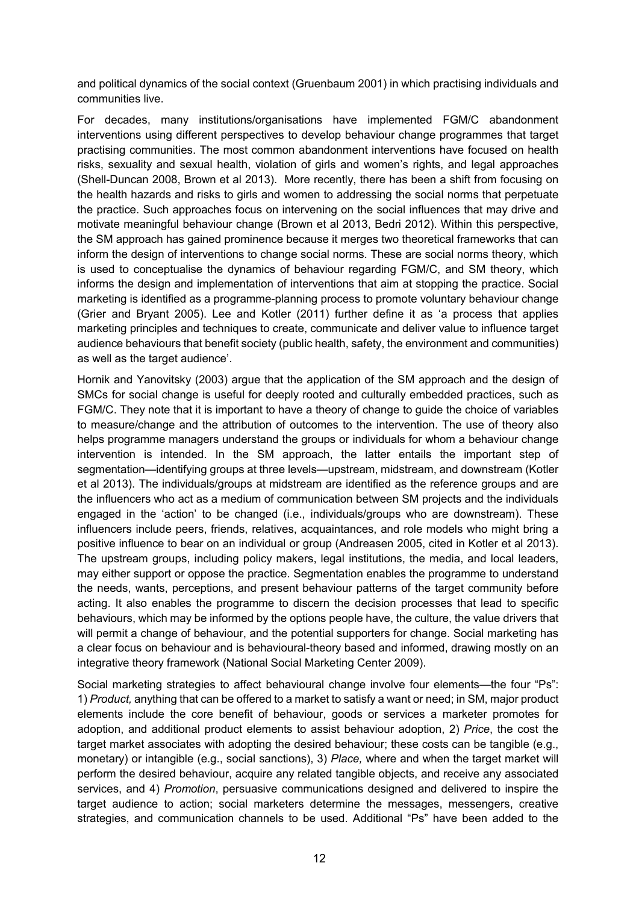and political dynamics of the social context (Gruenbaum 2001) in which practising individuals and communities live.

For decades, many institutions/organisations have implemented FGM/C abandonment interventions using different perspectives to develop behaviour change programmes that target practising communities. The most common abandonment interventions have focused on health risks, sexuality and sexual health, violation of girls and women's rights, and legal approaches (Shell-Duncan 2008, Brown et al 2013). More recently, there has been a shift from focusing on the health hazards and risks to girls and women to addressing the social norms that perpetuate the practice. Such approaches focus on intervening on the social influences that may drive and motivate meaningful behaviour change (Brown et al 2013, Bedri 2012). Within this perspective, the SM approach has gained prominence because it merges two theoretical frameworks that can inform the design of interventions to change social norms. These are social norms theory, which is used to conceptualise the dynamics of behaviour regarding FGM/C, and SM theory, which informs the design and implementation of interventions that aim at stopping the practice. Social marketing is identified as a programme-planning process to promote voluntary behaviour change (Grier and Bryant 2005). Lee and Kotler (2011) further define it as 'a process that applies marketing principles and techniques to create, communicate and deliver value to influence target audience behaviours that benefit society (public health, safety, the environment and communities) as well as the target audience'.

Hornik and Yanovitsky (2003) argue that the application of the SM approach and the design of SMCs for social change is useful for deeply rooted and culturally embedded practices, such as FGM/C. They note that it is important to have a theory of change to guide the choice of variables to measure/change and the attribution of outcomes to the intervention. The use of theory also helps programme managers understand the groups or individuals for whom a behaviour change intervention is intended. In the SM approach, the latter entails the important step of segmentation—identifying groups at three levels—upstream, midstream, and downstream (Kotler et al 2013). The individuals/groups at midstream are identified as the reference groups and are the influencers who act as a medium of communication between SM projects and the individuals engaged in the 'action' to be changed (i.e., individuals/groups who are downstream). These influencers include peers, friends, relatives, acquaintances, and role models who might bring a positive influence to bear on an individual or group (Andreasen 2005, cited in Kotler et al 2013). The upstream groups, including policy makers, legal institutions, the media, and local leaders, may either support or oppose the practice. Segmentation enables the programme to understand the needs, wants, perceptions, and present behaviour patterns of the target community before acting. It also enables the programme to discern the decision processes that lead to specific behaviours, which may be informed by the options people have, the culture, the value drivers that will permit a change of behaviour, and the potential supporters for change. Social marketing has a clear focus on behaviour and is behavioural-theory based and informed, drawing mostly on an integrative theory framework (National Social Marketing Center 2009).

Social marketing strategies to affect behavioural change involve four elements—the four "Ps": 1) *Product,* anything that can be offered to a market to satisfy a want or need; in SM, major product elements include the core benefit of behaviour, goods or services a marketer promotes for adoption, and additional product elements to assist behaviour adoption, 2) *Price*, the cost the target market associates with adopting the desired behaviour; these costs can be tangible (e.g., monetary) or intangible (e.g., social sanctions), 3) *Place,* where and when the target market will perform the desired behaviour, acquire any related tangible objects, and receive any associated services, and 4) *Promotion*, persuasive communications designed and delivered to inspire the target audience to action; social marketers determine the messages, messengers, creative strategies, and communication channels to be used. Additional "Ps" have been added to the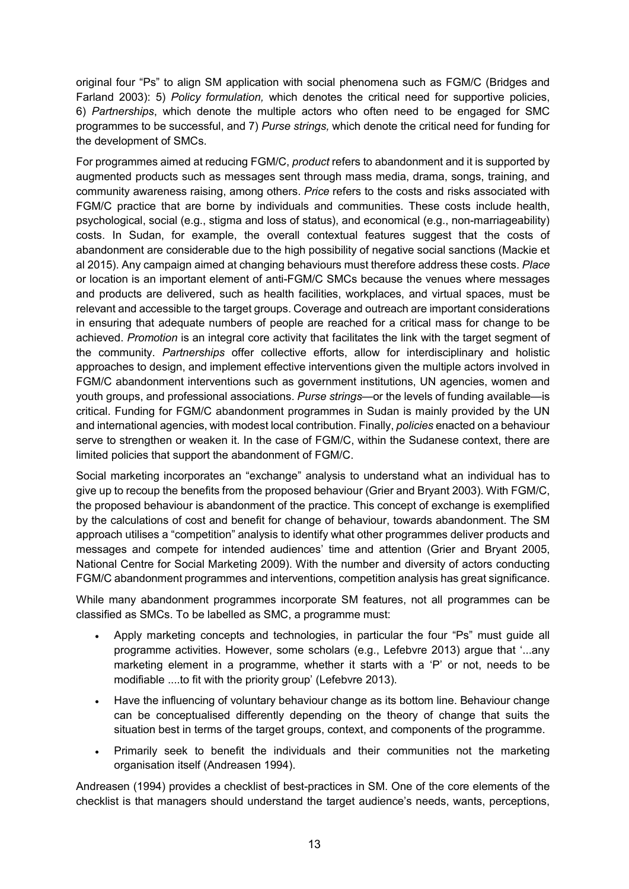original four "Ps" to align SM application with social phenomena such as FGM/C (Bridges and Farland 2003): 5) *Policy formulation,* which denotes the critical need for supportive policies, 6) *Partnerships*, which denote the multiple actors who often need to be engaged for SMC programmes to be successful, and 7) *Purse strings,* which denote the critical need for funding for the development of SMCs.

For programmes aimed at reducing FGM/C, *product* refers to abandonment and it is supported by augmented products such as messages sent through mass media, drama, songs, training, and community awareness raising, among others. *Price* refers to the costs and risks associated with FGM/C practice that are borne by individuals and communities. These costs include health, psychological, social (e.g., stigma and loss of status), and economical (e.g., non-marriageability) costs. In Sudan, for example, the overall contextual features suggest that the costs of abandonment are considerable due to the high possibility of negative social sanctions (Mackie et al 2015). Any campaign aimed at changing behaviours must therefore address these costs. *Place* or location is an important element of anti-FGM/C SMCs because the venues where messages and products are delivered, such as health facilities, workplaces, and virtual spaces, must be relevant and accessible to the target groups. Coverage and outreach are important considerations in ensuring that adequate numbers of people are reached for a critical mass for change to be achieved. *Promotion* is an integral core activity that facilitates the link with the target segment of the community. *Partnerships* offer collective efforts, allow for interdisciplinary and holistic approaches to design, and implement effective interventions given the multiple actors involved in FGM/C abandonment interventions such as government institutions, UN agencies, women and youth groups, and professional associations. *Purse strings*—or the levels of funding available—is critical. Funding for FGM/C abandonment programmes in Sudan is mainly provided by the UN and international agencies, with modest local contribution. Finally, *policies* enacted on a behaviour serve to strengthen or weaken it. In the case of FGM/C, within the Sudanese context, there are limited policies that support the abandonment of FGM/C.

Social marketing incorporates an "exchange" analysis to understand what an individual has to give up to recoup the benefits from the proposed behaviour (Grier and Bryant 2003). With FGM/C, the proposed behaviour is abandonment of the practice. This concept of exchange is exemplified by the calculations of cost and benefit for change of behaviour, towards abandonment. The SM approach utilises a "competition" analysis to identify what other programmes deliver products and messages and compete for intended audiences' time and attention (Grier and Bryant 2005, National Centre for Social Marketing 2009). With the number and diversity of actors conducting FGM/C abandonment programmes and interventions, competition analysis has great significance.

While many abandonment programmes incorporate SM features, not all programmes can be classified as SMCs. To be labelled as SMC, a programme must:

- Apply marketing concepts and technologies, in particular the four "Ps" must guide all programme activities. However, some scholars (e.g., Lefebvre 2013) argue that '...any marketing element in a programme, whether it starts with a 'P' or not, needs to be modifiable ....to fit with the priority group' (Lefebvre 2013).
- Have the influencing of voluntary behaviour change as its bottom line. Behaviour change can be conceptualised differently depending on the theory of change that suits the situation best in terms of the target groups, context, and components of the programme.
- Primarily seek to benefit the individuals and their communities not the marketing organisation itself (Andreasen 1994).

Andreasen (1994) provides a checklist of best-practices in SM. One of the core elements of the checklist is that managers should understand the target audience's needs, wants, perceptions,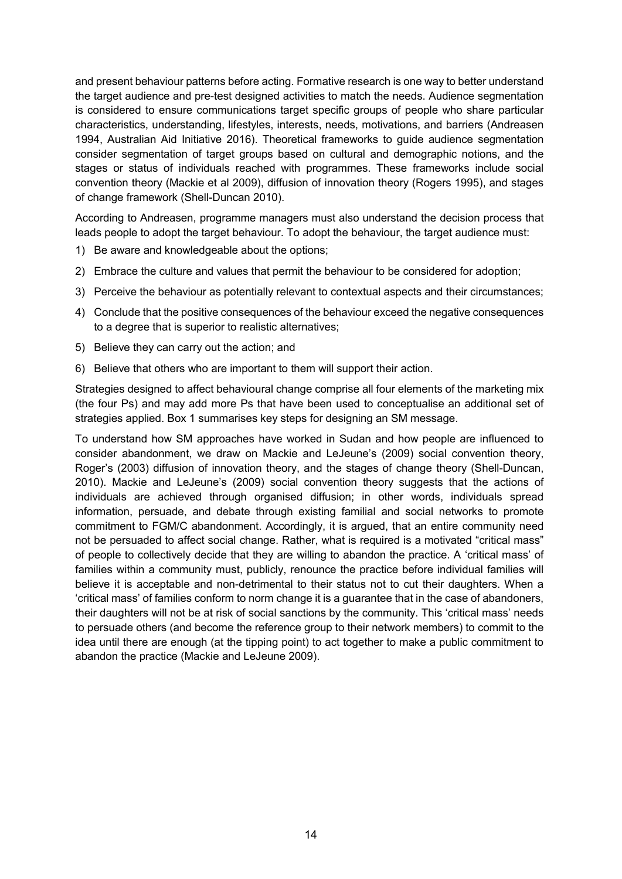and present behaviour patterns before acting. Formative research is one way to better understand the target audience and pre-test designed activities to match the needs. Audience segmentation is considered to ensure communications target specific groups of people who share particular characteristics, understanding, lifestyles, interests, needs, motivations, and barriers (Andreasen 1994, Australian Aid Initiative 2016). Theoretical frameworks to guide audience segmentation consider segmentation of target groups based on cultural and demographic notions, and the stages or status of individuals reached with programmes. These frameworks include social convention theory (Mackie et al 2009), diffusion of innovation theory (Rogers 1995), and stages of change framework (Shell-Duncan 2010).

According to Andreasen, programme managers must also understand the decision process that leads people to adopt the target behaviour. To adopt the behaviour, the target audience must:

1) Be aware and knowledgeable about the options;
2) Embrace the culture and values that permit the behaviour to be considered for adoption;
3) Perceive the behaviour as potentially relevant to contextual aspects and their circumstances;
4) Conclude that the positive consequences of the behaviour exceed the negative consequences to a degree that is superior to realistic alternatives;
5) Believe they can carry out the action; and
6) Believe that others who are important to them will support their action.

Strategies designed to affect behavioural change comprise all four elements of the marketing mix (the four Ps) and may add more Ps that have been used to conceptualise an additional set of strategies applied. Box 1 summarises key steps for designing an SM message.

To understand how SM approaches have worked in Sudan and how people are influenced to consider abandonment, we draw on Mackie and LeJeune's (2009) social convention theory, Roger's (2003) diffusion of innovation theory, and the stages of change theory (Shell-Duncan, 2010). Mackie and LeJeune's (2009) social convention theory suggests that the actions of individuals are achieved through organised diffusion; in other words, individuals spread information, persuade, and debate through existing familial and social networks to promote commitment to FGM/C abandonment. Accordingly, it is argued, that an entire community need not be persuaded to affect social change. Rather, what is required is a motivated "critical mass" of people to collectively decide that they are willing to abandon the practice. A 'critical mass' of families within a community must, publicly, renounce the practice before individual families will believe it is acceptable and non-detrimental to their status not to cut their daughters. When a 'critical mass' of families conform to norm change it is a guarantee that in the case of abandoners, their daughters will not be at risk of social sanctions by the community. This 'critical mass' needs to persuade others (and become the reference group to their network members) to commit to the idea until there are enough (at the tipping point) to act together to make a public commitment to abandon the practice (Mackie and LeJeune 2009).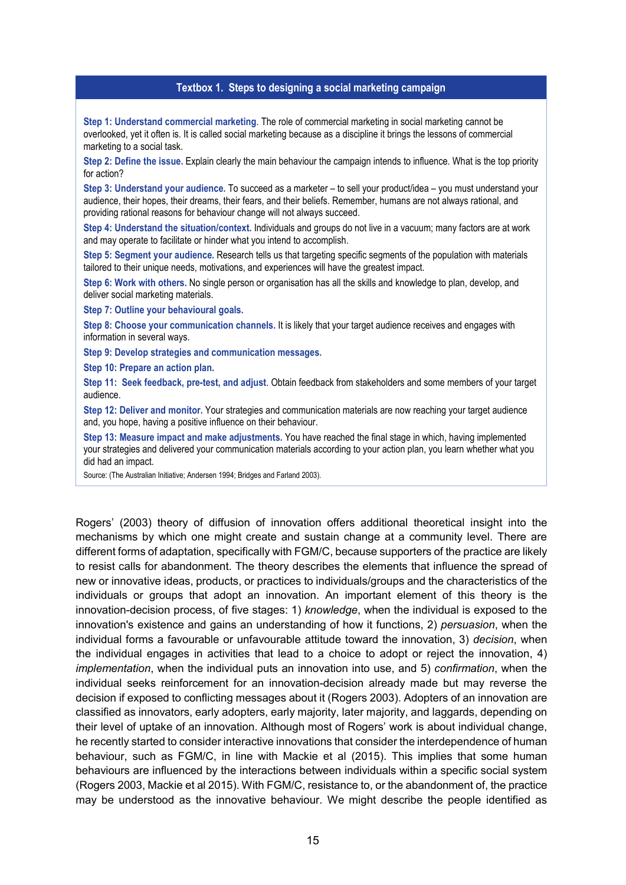**Textbox 1. Steps to designing a social marketing campaign**

**Step 1: Understand commercial marketing.** The role of commercial marketing in social marketing cannot be overlooked, yet it often is. It is called social marketing because as a discipline it brings the lessons of commercial marketing to a social task.

**Step 2: Define the issue.** Explain clearly the main behaviour the campaign intends to influence. What is the top priority for action?

**Step 3: Understand your audience.** To succeed as a marketer – to sell your product/idea – you must understand your audience, their hopes, their dreams, their fears, and their beliefs. Remember, humans are not always rational, and providing rational reasons for behaviour change will not always succeed.

**Step 4: Understand the situation/context.** Individuals and groups do not live in a vacuum; many factors are at work and may operate to facilitate or hinder what you intend to accomplish.

**Step 5: Segment your audience.** Research tells us that targeting specific segments of the population with materials tailored to their unique needs, motivations, and experiences will have the greatest impact.

**Step 6: Work with others.** No single person or organisation has all the skills and knowledge to plan, develop, and deliver social marketing materials.

**Step 7: Outline your behavioural goals.**

**Step 8: Choose your communication channels.** It is likely that your target audience receives and engages with information in several ways.

**Step 9: Develop strategies and communication messages.**

**Step 10: Prepare an action plan.**

**Step 11: Seek feedback, pre-test, and adjust**. Obtain feedback from stakeholders and some members of your target audience.

**Step 12: Deliver and monitor.** Your strategies and communication materials are now reaching your target audience and, you hope, having a positive influence on their behaviour.

**Step 13: Measure impact and make adjustments.** You have reached the final stage in which, having implemented your strategies and delivered your communication materials according to your action plan, you learn whether what you did had an impact.

Source: (The Australian Initiative; Andersen 1994; Bridges and Farland 2003).

Rogers' (2003) theory of diffusion of innovation offers additional theoretical insight into the mechanisms by which one might create and sustain change at a community level. There are different forms of adaptation, specifically with FGM/C, because supporters of the practice are likely to resist calls for abandonment. The theory describes the elements that influence the spread of new or innovative ideas, products, or practices to individuals/groups and the characteristics of the individuals or groups that adopt an innovation. An important element of this theory is the innovation-decision process, of five stages: 1) *knowledge*, when the individual is exposed to the innovation's existence and gains an understanding of how it functions, 2) *persuasion*, when the individual forms a favourable or unfavourable attitude toward the innovation, 3) *decision*, when the individual engages in activities that lead to a choice to adopt or reject the innovation, 4) *implementation*, when the individual puts an innovation into use, and 5) *confirmation*, when the individual seeks reinforcement for an innovation-decision already made but may reverse the decision if exposed to conflicting messages about it (Rogers 2003). Adopters of an innovation are classified as innovators, early adopters, early majority, later majority, and laggards, depending on their level of uptake of an innovation. Although most of Rogers' work is about individual change, he recently started to consider interactive innovations that consider the interdependence of human behaviour, such as FGM/C, in line with Mackie et al (2015). This implies that some human behaviours are influenced by the interactions between individuals within a specific social system (Rogers 2003, Mackie et al 2015). With FGM/C, resistance to, or the abandonment of, the practice may be understood as the innovative behaviour. We might describe the people identified as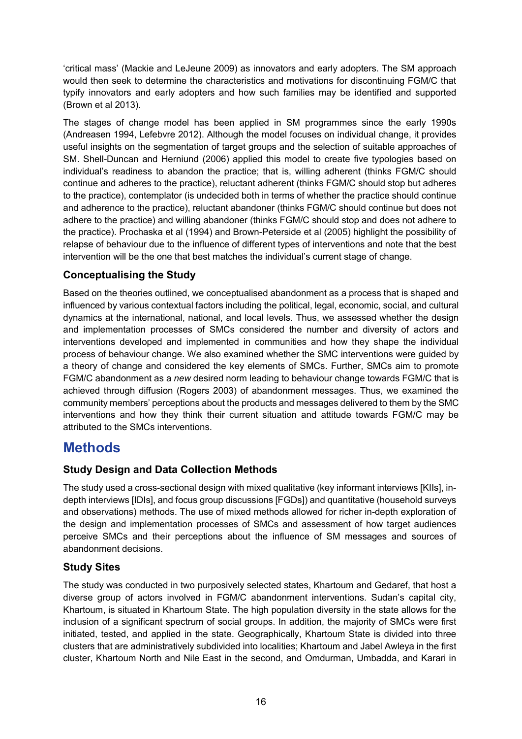'critical mass' (Mackie and LeJeune 2009) as innovators and early adopters. The SM approach would then seek to determine the characteristics and motivations for discontinuing FGM/C that typify innovators and early adopters and how such families may be identified and supported (Brown et al 2013).

The stages of change model has been applied in SM programmes since the early 1990s (Andreasen 1994, Lefebvre 2012). Although the model focuses on individual change, it provides useful insights on the segmentation of target groups and the selection of suitable approaches of SM. Shell-Duncan and Herniund (2006) applied this model to create five typologies based on individual's readiness to abandon the practice; that is, willing adherent (thinks FGM/C should continue and adheres to the practice), reluctant adherent (thinks FGM/C should stop but adheres to the practice), contemplator (is undecided both in terms of whether the practice should continue and adherence to the practice), reluctant abandoner (thinks FGM/C should continue but does not adhere to the practice) and willing abandoner (thinks FGM/C should stop and does not adhere to the practice). Prochaska et al (1994) and Brown-Peterside et al (2005) highlight the possibility of relapse of behaviour due to the influence of different types of interventions and note that the best intervention will be the one that best matches the individual's current stage of change.

### Conceptualising the Study

Based on the theories outlined, we conceptualised abandonment as a process that is shaped and influenced by various contextual factors including the political, legal, economic, social, and cultural dynamics at the international, national, and local levels. Thus, we assessed whether the design and implementation processes of SMCs considered the number and diversity of actors and interventions developed and implemented in communities and how they shape the individual process of behaviour change. We also examined whether the SMC interventions were guided by a theory of change and considered the key elements of SMCs. Further, SMCs aim to promote FGM/C abandonment as a *new* desired norm leading to behaviour change towards FGM/C that is achieved through diffusion (Rogers 2003) of abandonment messages. Thus, we examined the community members' perceptions about the products and messages delivered to them by the SMC interventions and how they think their current situation and attitude towards FGM/C may be attributed to the SMCs interventions.

## Methods

### Study Design and Data Collection Methods

The study used a cross-sectional design with mixed qualitative (key informant interviews [KIIs], in-depth interviews [IDIs], and focus group discussions [FGDs]) and quantitative (household surveys and observations) methods. The use of mixed methods allowed for richer in-depth exploration of the design and implementation processes of SMCs and assessment of how target audiences perceive SMCs and their perceptions about the influence of SM messages and sources of abandonment decisions.

### Study Sites

The study was conducted in two purposively selected states, Khartoum and Gedaref, that host a diverse group of actors involved in FGM/C abandonment interventions. Sudan's capital city, Khartoum, is situated in Khartoum State. The high population diversity in the state allows for the inclusion of a significant spectrum of social groups. In addition, the majority of SMCs were first initiated, tested, and applied in the state. Geographically, Khartoum State is divided into three clusters that are administratively subdivided into localities; Khartoum and Jabel Awleya in the first cluster, Khartoum North and Nile East in the second, and Omdurman, Umbadda, and Karari in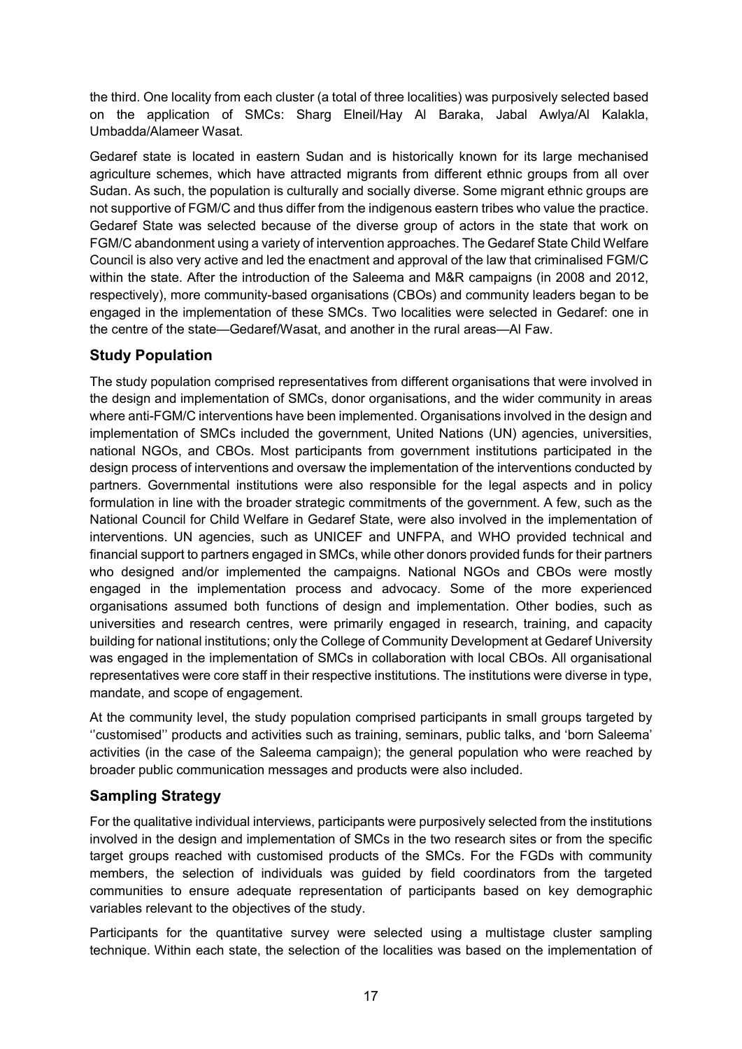the third. One locality from each cluster (a total of three localities) was purposively selected based on the application of SMCs: Sharg Elneil/Hay Al Baraka, Jabal Awlya/Al Kalakla, Umbadda/Alameer Wasat.

Gedaref state is located in eastern Sudan and is historically known for its large mechanised agriculture schemes, which have attracted migrants from different ethnic groups from all over Sudan. As such, the population is culturally and socially diverse. Some migrant ethnic groups are not supportive of FGM/C and thus differ from the indigenous eastern tribes who value the practice. Gedaref State was selected because of the diverse group of actors in the state that work on FGM/C abandonment using a variety of intervention approaches. The Gedaref State Child Welfare Council is also very active and led the enactment and approval of the law that criminalised FGM/C within the state. After the introduction of the Saleema and M&R campaigns (in 2008 and 2012, respectively), more community-based organisations (CBOs) and community leaders began to be engaged in the implementation of these SMCs. Two localities were selected in Gedaref: one in the centre of the state—Gedaref/Wasat, and another in the rural areas—Al Faw.

## Study Population

The study population comprised representatives from different organisations that were involved in the design and implementation of SMCs, donor organisations, and the wider community in areas where anti-FGM/C interventions have been implemented. Organisations involved in the design and implementation of SMCs included the government, United Nations (UN) agencies, universities, national NGOs, and CBOs. Most participants from government institutions participated in the design process of interventions and oversaw the implementation of the interventions conducted by partners. Governmental institutions were also responsible for the legal aspects and in policy formulation in line with the broader strategic commitments of the government. A few, such as the National Council for Child Welfare in Gedaref State, were also involved in the implementation of interventions. UN agencies, such as UNICEF and UNFPA, and WHO provided technical and financial support to partners engaged in SMCs, while other donors provided funds for their partners who designed and/or implemented the campaigns. National NGOs and CBOs were mostly engaged in the implementation process and advocacy. Some of the more experienced organisations assumed both functions of design and implementation. Other bodies, such as universities and research centres, were primarily engaged in research, training, and capacity building for national institutions; only the College of Community Development at Gedaref University was engaged in the implementation of SMCs in collaboration with local CBOs. All organisational representatives were core staff in their respective institutions. The institutions were diverse in type, mandate, and scope of engagement.

At the community level, the study population comprised participants in small groups targeted by ''customised'' products and activities such as training, seminars, public talks, and 'born Saleema' activities (in the case of the Saleema campaign); the general population who were reached by broader public communication messages and products were also included.

## Sampling Strategy

For the qualitative individual interviews, participants were purposively selected from the institutions involved in the design and implementation of SMCs in the two research sites or from the specific target groups reached with customised products of the SMCs. For the FGDs with community members, the selection of individuals was guided by field coordinators from the targeted communities to ensure adequate representation of participants based on key demographic variables relevant to the objectives of the study.

Participants for the quantitative survey were selected using a multistage cluster sampling technique. Within each state, the selection of the localities was based on the implementation of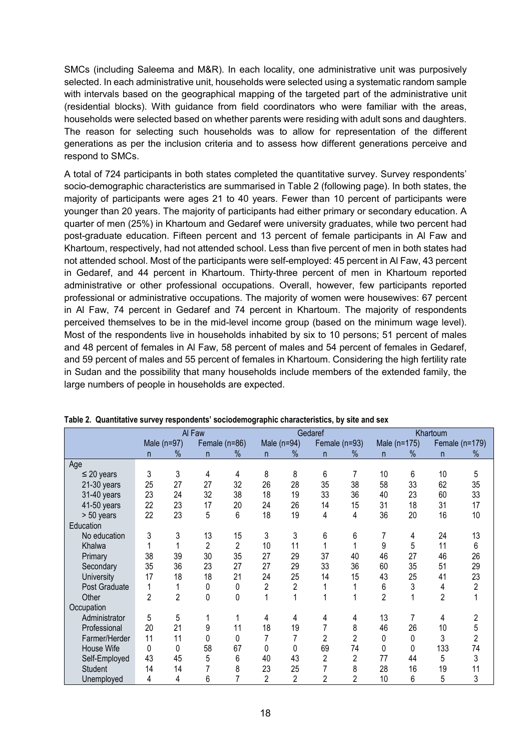SMCs (including Saleema and M&R). In each locality, one administrative unit was purposively selected. In each administrative unit, households were selected using a systematic random sample with intervals based on the geographical mapping of the targeted part of the administrative unit (residential blocks). With guidance from field coordinators who were familiar with the areas, households were selected based on whether parents were residing with adult sons and daughters. The reason for selecting such households was to allow for representation of the different generations as per the inclusion criteria and to assess how different generations perceive and respond to SMCs.

A total of 724 participants in both states completed the quantitative survey. Survey respondents' socio-demographic characteristics are summarised in Table 2 (following page). In both states, the majority of participants were ages 21 to 40 years. Fewer than 10 percent of participants were younger than 20 years. The majority of participants had either primary or secondary education. A quarter of men (25%) in Khartoum and Gedaref were university graduates, while two percent had post-graduate education. Fifteen percent and 13 percent of female participants in Al Faw and Khartoum, respectively, had not attended school. Less than five percent of men in both states had not attended school. Most of the participants were self-employed: 45 percent in Al Faw, 43 percent in Gedaref, and 44 percent in Khartoum. Thirty-three percent of men in Khartoum reported administrative or other professional occupations. Overall, however, few participants reported professional or administrative occupations. The majority of women were housewives: 67 percent in Al Faw, 74 percent in Gedaref and 74 percent in Khartoum. The majority of respondents perceived themselves to be in the mid-level income group (based on the minimum wage level). Most of the respondents live in households inhabited by six to 10 persons; 51 percent of males and 48 percent of females in Al Faw, 58 percent of males and 54 percent of females in Gedaref, and 59 percent of males and 55 percent of females in Khartoum. Considering the high fertility rate in Sudan and the possibility that many households include members of the extended family, the large numbers of people in households are expected.

**Table 2. Quantitative survey respondents' sociodemographic characteristics, by site and sex**

| | Al Faw | | | | Gedaref | | | | Khartoum | | | |
|---|---|---|---|---|---|---|---|---|---|---|---|---|
| | Male (n=97) | | Female (n=86) | | Male (n=94) | | Female (n=93) | | Male (n=175) | | Female (n=179) | |
| | n | % | n | % | n | % | n | % | n | % | n | % |
| Age | | | | | | | | | | | | |
| ≤ 20 years | 3 | 3 | 4 | 4 | 8 | 8 | 6 | 7 | 10 | 6 | 10 | 5 |
| 21-30 years | 25 | 27 | 27 | 32 | 26 | 28 | 35 | 38 | 58 | 33 | 62 | 35 |
| 31-40 years | 23 | 24 | 32 | 38 | 18 | 19 | 33 | 36 | 40 | 23 | 60 | 33 |
| 41-50 years | 22 | 23 | 17 | 20 | 24 | 26 | 14 | 15 | 31 | 18 | 31 | 17 |
| > 50 years | 22 | 23 | 5 | 6 | 18 | 19 | 4 | 4 | 36 | 20 | 16 | 10 |
| Education | | | | | | | | | | | | |
| No education | 3 | 3 | 13 | 15 | 3 | 3 | 6 | 6 | 7 | 4 | 24 | 13 |
| Khalwa | 1 | 1 | 2 | 2 | 10 | 11 | 1 | 1 | 9 | 5 | 11 | 6 |
| Primary | 38 | 39 | 30 | 35 | 27 | 29 | 37 | 40 | 46 | 27 | 46 | 26 |
| Secondary | 35 | 36 | 23 | 27 | 27 | 29 | 33 | 36 | 60 | 35 | 51 | 29 |
| University | 17 | 18 | 18 | 21 | 24 | 25 | 14 | 15 | 43 | 25 | 41 | 23 |
| Post Graduate | 1 | 1 | 0 | 0 | 2 | 2 | 1 | 1 | 6 | 3 | 4 | 2 |
| Other | 2 | 2 | 0 | 0 | 1 | 1 | 1 | 1 | 2 | 1 | 2 | 1 |
| Occupation | | | | | | | | | | | | |
| Administrator | 5 | 5 | 1 | 1 | 4 | 4 | 4 | 4 | 13 | 7 | 4 | 2 |
| Professional | 20 | 21 | 9 | 11 | 18 | 19 | 7 | 8 | 46 | 26 | 10 | 5 |
| Farmer/Herder | 11 | 11 | 0 | 0 | 7 | 7 | 2 | 2 | 0 | 0 | 3 | 2 |
| House Wife | 0 | 0 | 58 | 67 | 0 | 0 | 69 | 74 | 0 | 0 | 133 | 74 |
| Self-Employed | 43 | 45 | 5 | 6 | 40 | 43 | 2 | 2 | 77 | 44 | 5 | 3 |
| Student | 14 | 14 | 7 | 8 | 23 | 25 | 7 | 8 | 28 | 16 | 19 | 11 |
| Unemployed | 4 | 4 | 6 | 7 | 2 | 2 | 2 | 2 | 10 | 6 | 5 | 3 |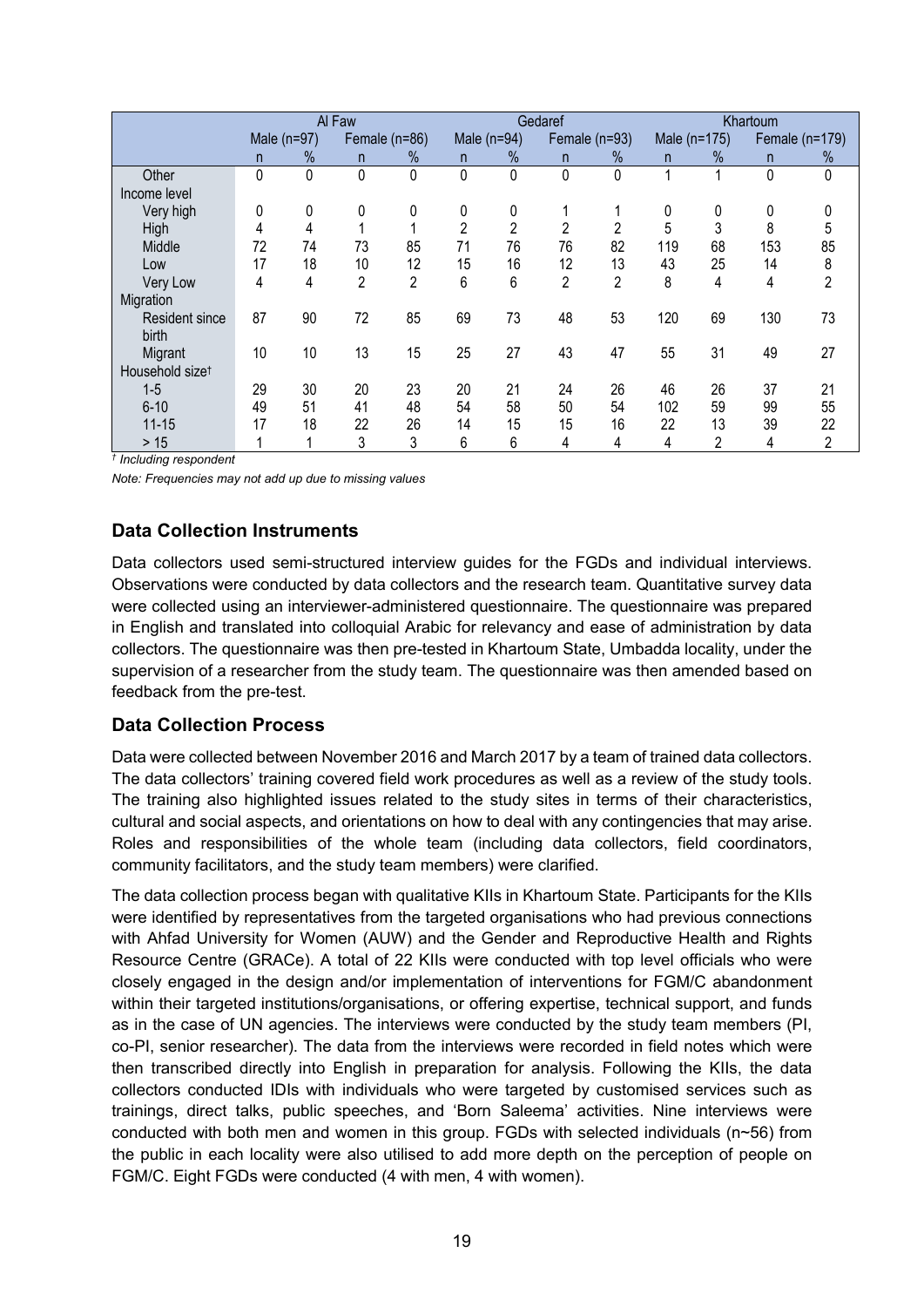| | Al Faw | | | | Gedaref | | | | Khartoum | | | |
|---|---|---|---|---|---|---|---|---|---|---|---|---|
| | Male (n=97) | | Female (n=86) | | Male (n=94) | | Female (n=93) | | Male (n=175) | | Female (n=179) | |
| | n | % | n | % | n | % | n | % | n | % | n | % |
| Other | 0 | 0 | 0 | 0 | 0 | 0 | 0 | 0 | 1 | 1 | 0 | 0 |
| Income level | | | | | | | | | | | | |
| Very high | 0 | 0 | 0 | 0 | 0 | 0 | 1 | 1 | 0 | 0 | 0 | 0 |
| High | 4 | 4 | 1 | 1 | 2 | 2 | 2 | 2 | 5 | 3 | 8 | 5 |
| Middle | 72 | 74 | 73 | 85 | 71 | 76 | 76 | 82 | 119 | 68 | 153 | 85 |
| Low | 17 | 18 | 10 | 12 | 15 | 16 | 12 | 13 | 43 | 25 | 14 | 8 |
| Very Low | 4 | 4 | 2 | 2 | 6 | 6 | 2 | 2 | 8 | 4 | 4 | 2 |
| Migration | | | | | | | | | | | | |
| Resident since birth | 87 | 90 | 72 | 85 | 69 | 73 | 48 | 53 | 120 | 69 | 130 | 73 |
| Migrant | 10 | 10 | 13 | 15 | 25 | 27 | 43 | 47 | 55 | 31 | 49 | 27 |
| Household size† | | | | | | | | | | | | |
| 1-5 | 29 | 30 | 20 | 23 | 20 | 21 | 24 | 26 | 46 | 26 | 37 | 21 |
| 6-10 | 49 | 51 | 41 | 48 | 54 | 58 | 50 | 54 | 102 | 59 | 99 | 55 |
| 11-15 | 17 | 18 | 22 | 26 | 14 | 15 | 15 | 16 | 22 | 13 | 39 | 22 |
| > 15 | 1 | 1 | 3 | 3 | 6 | 6 | 4 | 4 | 4 | 2 | 4 | 2 |

*† Including respondent*

*Note: Frequencies may not add up due to missing values*

## Data Collection Instruments

Data collectors used semi-structured interview guides for the FGDs and individual interviews. Observations were conducted by data collectors and the research team. Quantitative survey data were collected using an interviewer-administered questionnaire. The questionnaire was prepared in English and translated into colloquial Arabic for relevancy and ease of administration by data collectors. The questionnaire was then pre-tested in Khartoum State, Umbadda locality, under the supervision of a researcher from the study team. The questionnaire was then amended based on feedback from the pre-test.

## Data Collection Process

Data were collected between November 2016 and March 2017 by a team of trained data collectors. The data collectors' training covered field work procedures as well as a review of the study tools. The training also highlighted issues related to the study sites in terms of their characteristics, cultural and social aspects, and orientations on how to deal with any contingencies that may arise. Roles and responsibilities of the whole team (including data collectors, field coordinators, community facilitators, and the study team members) were clarified.

The data collection process began with qualitative KIIs in Khartoum State. Participants for the KIIs were identified by representatives from the targeted organisations who had previous connections with Ahfad University for Women (AUW) and the Gender and Reproductive Health and Rights Resource Centre (GRACe). A total of 22 KIIs were conducted with top level officials who were closely engaged in the design and/or implementation of interventions for FGM/C abandonment within their targeted institutions/organisations, or offering expertise, technical support, and funds as in the case of UN agencies. The interviews were conducted by the study team members (PI, co-PI, senior researcher). The data from the interviews were recorded in field notes which were then transcribed directly into English in preparation for analysis. Following the KIIs, the data collectors conducted IDIs with individuals who were targeted by customised services such as trainings, direct talks, public speeches, and 'Born Saleema' activities. Nine interviews were conducted with both men and women in this group. FGDs with selected individuals (n~56) from the public in each locality were also utilised to add more depth on the perception of people on FGM/C. Eight FGDs were conducted (4 with men, 4 with women).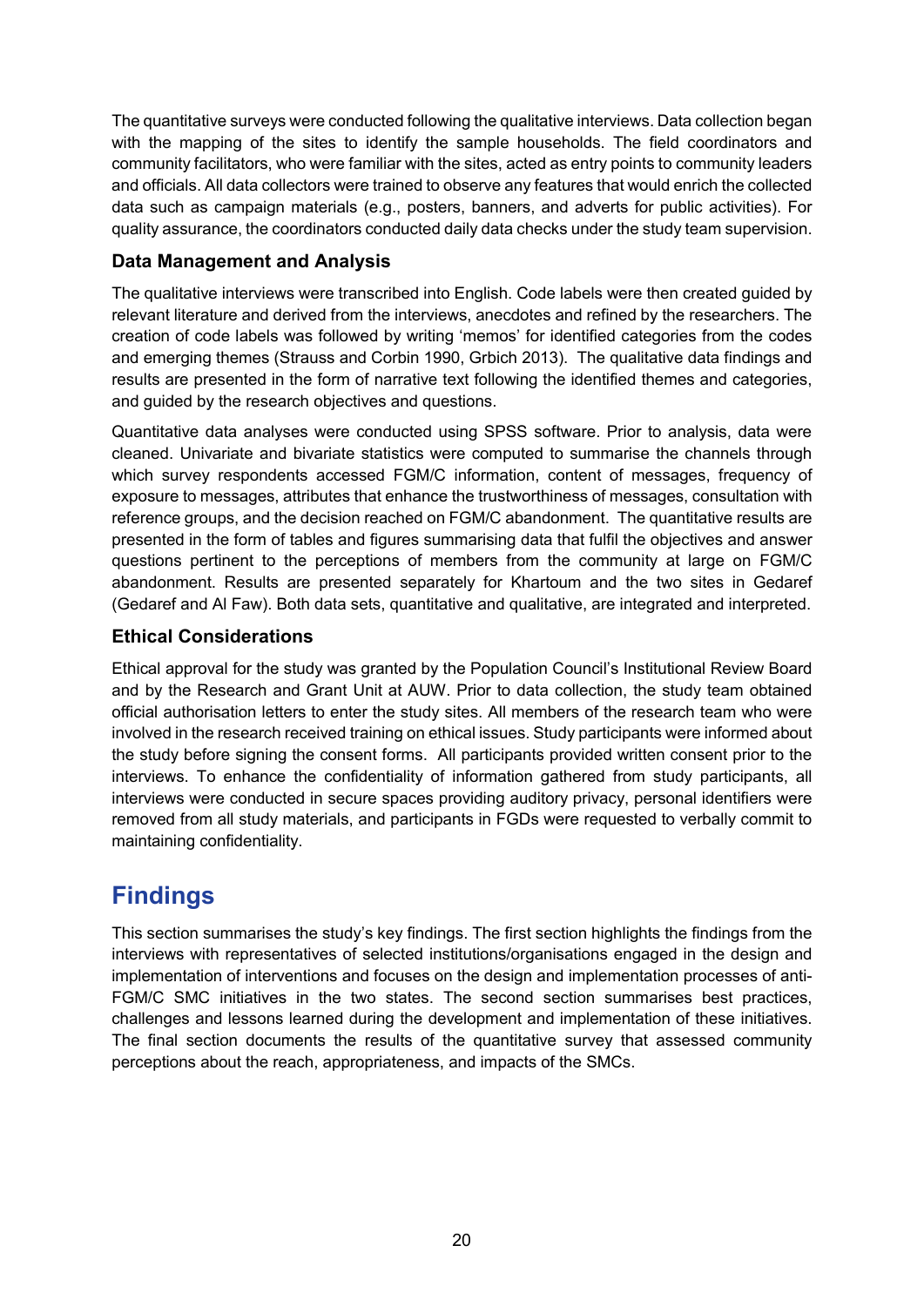The quantitative surveys were conducted following the qualitative interviews. Data collection began with the mapping of the sites to identify the sample households. The field coordinators and community facilitators, who were familiar with the sites, acted as entry points to community leaders and officials. All data collectors were trained to observe any features that would enrich the collected data such as campaign materials (e.g., posters, banners, and adverts for public activities). For quality assurance, the coordinators conducted daily data checks under the study team supervision.

### Data Management and Analysis

The qualitative interviews were transcribed into English. Code labels were then created guided by relevant literature and derived from the interviews, anecdotes and refined by the researchers. The creation of code labels was followed by writing 'memos' for identified categories from the codes and emerging themes (Strauss and Corbin 1990, Grbich 2013). The qualitative data findings and results are presented in the form of narrative text following the identified themes and categories, and guided by the research objectives and questions.

Quantitative data analyses were conducted using SPSS software. Prior to analysis, data were cleaned. Univariate and bivariate statistics were computed to summarise the channels through which survey respondents accessed FGM/C information, content of messages, frequency of exposure to messages, attributes that enhance the trustworthiness of messages, consultation with reference groups, and the decision reached on FGM/C abandonment. The quantitative results are presented in the form of tables and figures summarising data that fulfil the objectives and answer questions pertinent to the perceptions of members from the community at large on FGM/C abandonment. Results are presented separately for Khartoum and the two sites in Gedaref (Gedaref and Al Faw). Both data sets, quantitative and qualitative, are integrated and interpreted.

### Ethical Considerations

Ethical approval for the study was granted by the Population Council's Institutional Review Board and by the Research and Grant Unit at AUW. Prior to data collection, the study team obtained official authorisation letters to enter the study sites. All members of the research team who were involved in the research received training on ethical issues. Study participants were informed about the study before signing the consent forms. All participants provided written consent prior to the interviews. To enhance the confidentiality of information gathered from study participants, all interviews were conducted in secure spaces providing auditory privacy, personal identifiers were removed from all study materials, and participants in FGDs were requested to verbally commit to maintaining confidentiality.

## Findings

This section summarises the study's key findings. The first section highlights the findings from the interviews with representatives of selected institutions/organisations engaged in the design and implementation of interventions and focuses on the design and implementation processes of anti-FGM/C SMC initiatives in the two states. The second section summarises best practices, challenges and lessons learned during the development and implementation of these initiatives. The final section documents the results of the quantitative survey that assessed community perceptions about the reach, appropriateness, and impacts of the SMCs.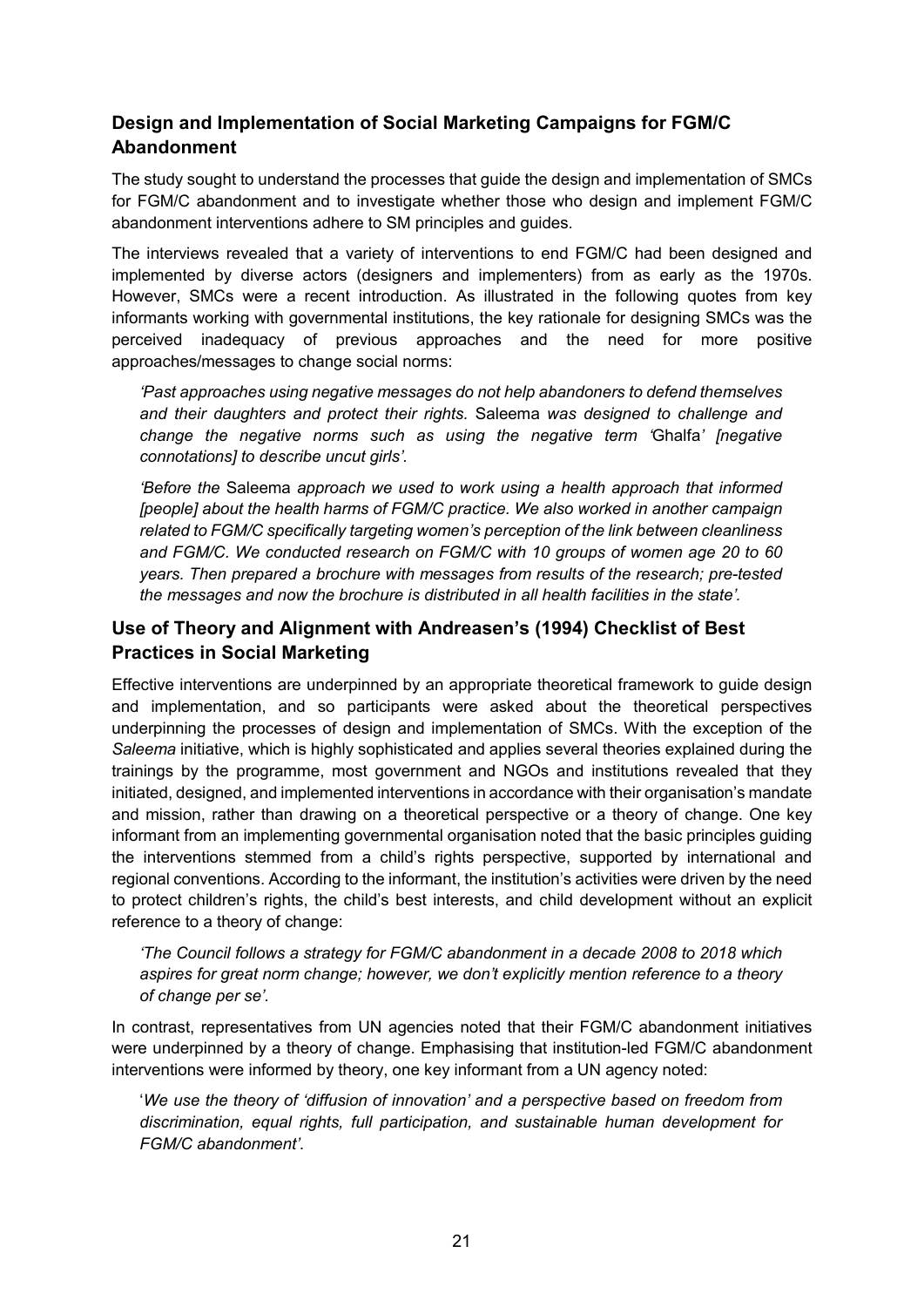## Design and Implementation of Social Marketing Campaigns for FGM/C Abandonment

The study sought to understand the processes that guide the design and implementation of SMCs for FGM/C abandonment and to investigate whether those who design and implement FGM/C abandonment interventions adhere to SM principles and guides.

The interviews revealed that a variety of interventions to end FGM/C had been designed and implemented by diverse actors (designers and implementers) from as early as the 1970s. However, SMCs were a recent introduction. As illustrated in the following quotes from key informants working with governmental institutions, the key rationale for designing SMCs was the perceived inadequacy of previous approaches and the need for more positive approaches/messages to change social norms:

> *'Past approaches using negative messages do not help abandoners to defend themselves and their daughters and protect their rights.* Saleema *was designed to challenge and change the negative norms such as using the negative term '*Ghalfa*' [negative connotations] to describe uncut girls'.*

> *'Before the* Saleema *approach we used to work using a health approach that informed [people] about the health harms of FGM/C practice. We also worked in another campaign related to FGM/C specifically targeting women's perception of the link between cleanliness and FGM/C. We conducted research on FGM/C with 10 groups of women age 20 to 60 years. Then prepared a brochure with messages from results of the research; pre-tested the messages and now the brochure is distributed in all health facilities in the state'.*

## Use of Theory and Alignment with Andreasen's (1994) Checklist of Best Practices in Social Marketing

Effective interventions are underpinned by an appropriate theoretical framework to guide design and implementation, and so participants were asked about the theoretical perspectives underpinning the processes of design and implementation of SMCs. With the exception of the *Saleema* initiative, which is highly sophisticated and applies several theories explained during the trainings by the programme, most government and NGOs and institutions revealed that they initiated, designed, and implemented interventions in accordance with their organisation's mandate and mission, rather than drawing on a theoretical perspective or a theory of change. One key informant from an implementing governmental organisation noted that the basic principles guiding the interventions stemmed from a child's rights perspective, supported by international and regional conventions. According to the informant, the institution's activities were driven by the need to protect children's rights, the child's best interests, and child development without an explicit reference to a theory of change:

> *'The Council follows a strategy for FGM/C abandonment in a decade 2008 to 2018 which aspires for great norm change; however, we don't explicitly mention reference to a theory of change per se'.*

In contrast, representatives from UN agencies noted that their FGM/C abandonment initiatives were underpinned by a theory of change. Emphasising that institution-led FGM/C abandonment interventions were informed by theory, one key informant from a UN agency noted:

> '*We use the theory of 'diffusion of innovation' and a perspective based on freedom from discrimination, equal rights, full participation, and sustainable human development for FGM/C abandonment'.*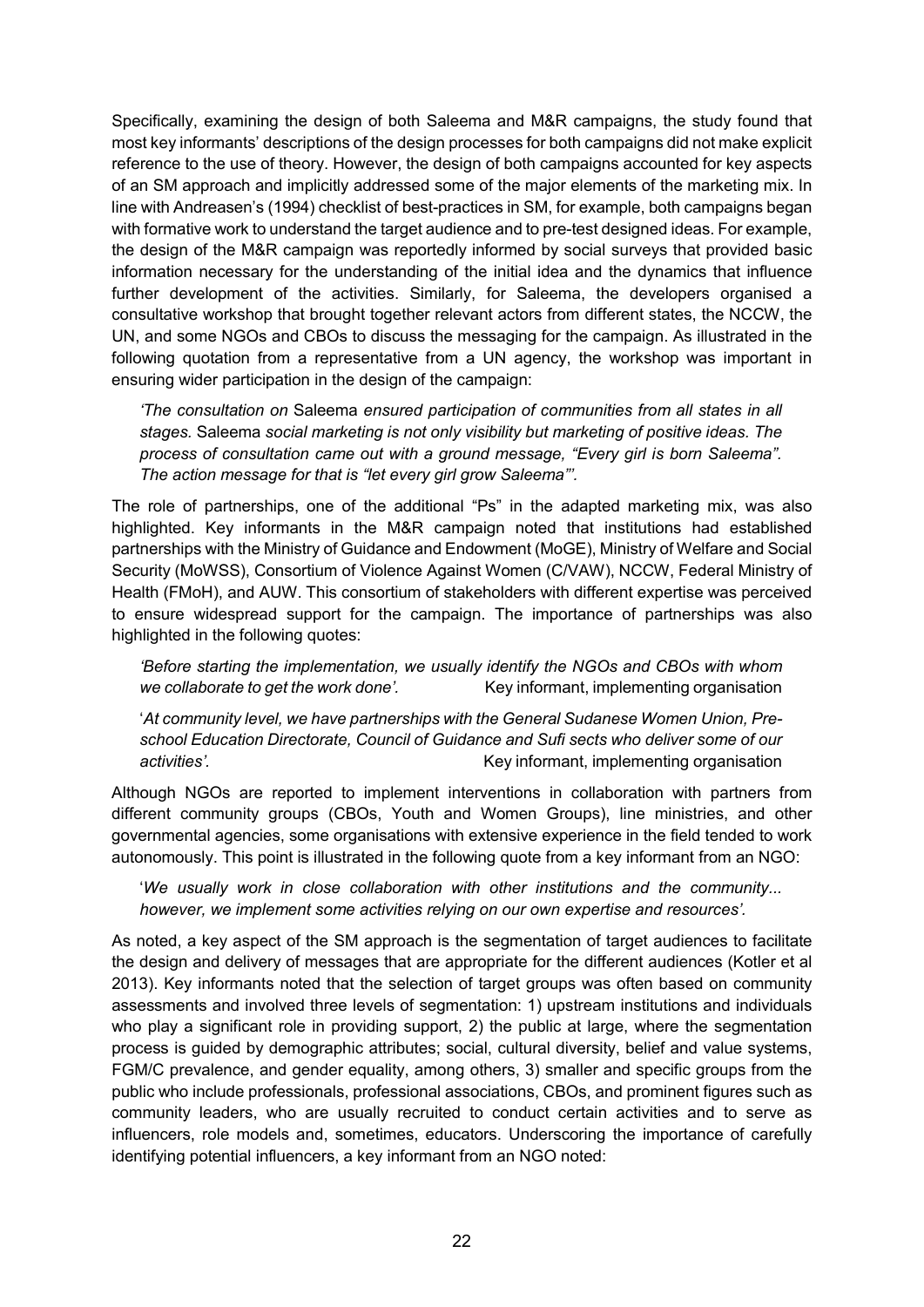Specifically, examining the design of both Saleema and M&R campaigns, the study found that most key informants' descriptions of the design processes for both campaigns did not make explicit reference to the use of theory. However, the design of both campaigns accounted for key aspects of an SM approach and implicitly addressed some of the major elements of the marketing mix. In line with Andreasen's (1994) checklist of best-practices in SM, for example, both campaigns began with formative work to understand the target audience and to pre-test designed ideas. For example, the design of the M&R campaign was reportedly informed by social surveys that provided basic information necessary for the understanding of the initial idea and the dynamics that influence further development of the activities. Similarly, for Saleema, the developers organised a consultative workshop that brought together relevant actors from different states, the NCCW, the UN, and some NGOs and CBOs to discuss the messaging for the campaign. As illustrated in the following quotation from a representative from a UN agency, the workshop was important in ensuring wider participation in the design of the campaign:

> *'The consultation on* Saleema *ensured participation of communities from all states in all stages.* Saleema *social marketing is not only visibility but marketing of positive ideas. The process of consultation came out with a ground message, "Every girl is born Saleema". The action message for that is "let every girl grow Saleema"'*.

The role of partnerships, one of the additional "Ps" in the adapted marketing mix, was also highlighted. Key informants in the M&R campaign noted that institutions had established partnerships with the Ministry of Guidance and Endowment (MoGE), Ministry of Welfare and Social Security (MoWSS), Consortium of Violence Against Women (C/VAW), NCCW, Federal Ministry of Health (FMoH), and AUW. This consortium of stakeholders with different expertise was perceived to ensure widespread support for the campaign. The importance of partnerships was also highlighted in the following quotes:

> *'Before starting the implementation, we usually identify the NGOs and CBOs with whom we collaborate to get the work done'.* Key informant, implementing organisation

> '*At community level, we have partnerships with the General Sudanese Women Union, Pre-school Education Directorate, Council of Guidance and Sufi sects who deliver some of our activities'.* Key informant, implementing organisation

Although NGOs are reported to implement interventions in collaboration with partners from different community groups (CBOs, Youth and Women Groups), line ministries, and other governmental agencies, some organisations with extensive experience in the field tended to work autonomously. This point is illustrated in the following quote from a key informant from an NGO:

> '*We usually work in close collaboration with other institutions and the community... however, we implement some activities relying on our own expertise and resources'.*

As noted, a key aspect of the SM approach is the segmentation of target audiences to facilitate the design and delivery of messages that are appropriate for the different audiences (Kotler et al 2013). Key informants noted that the selection of target groups was often based on community assessments and involved three levels of segmentation: 1) upstream institutions and individuals who play a significant role in providing support, 2) the public at large, where the segmentation process is guided by demographic attributes; social, cultural diversity, belief and value systems, FGM/C prevalence, and gender equality, among others, 3) smaller and specific groups from the public who include professionals, professional associations, CBOs, and prominent figures such as community leaders, who are usually recruited to conduct certain activities and to serve as influencers, role models and, sometimes, educators. Underscoring the importance of carefully identifying potential influencers, a key informant from an NGO noted: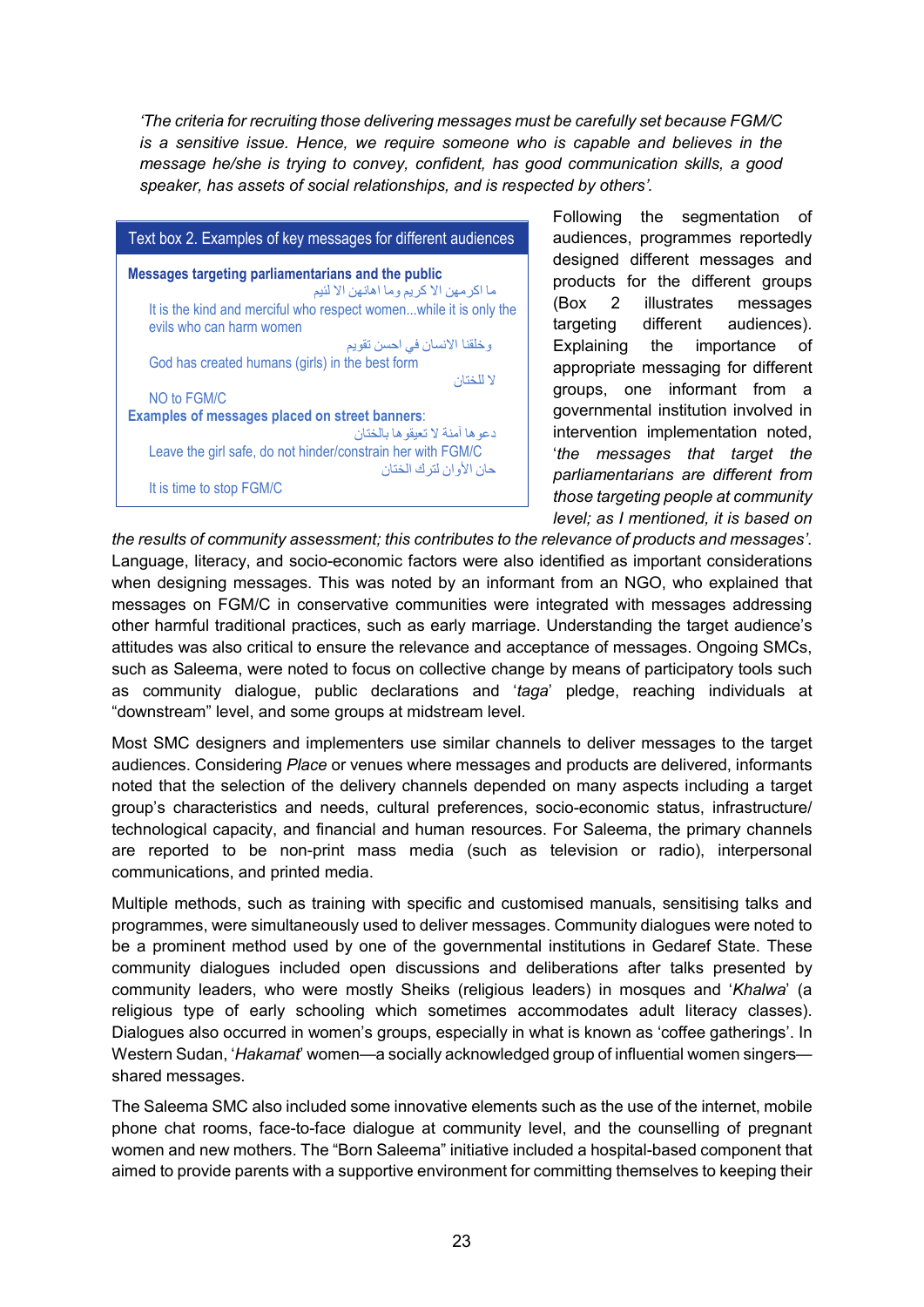*'The criteria for recruiting those delivering messages must be carefully set because FGM/C is a sensitive issue. Hence, we require someone who is capable and believes in the message he/she is trying to convey, confident, has good communication skills, a good speaker, has assets of social relationships, and is respected by others'.*

> **Text box 2. Examples of key messages for different audiences**
>
> **Messages targeting parliamentarians and the public**
>
> ما اكرمهن الا كريم وما اهانهن الا لئيم
>
> It is the kind and merciful who respect women...while it is only the evils who can harm women
>
> وخلقنا الانسان في احسن تقويم
>
> God has created humans (girls) in the best form
>
> لا للختان
>
> NO to FGM/C
>
> **Examples of messages placed on street banners**:
>
> دعوها آمنة لا تعيقوها بالختان
>
> Leave the girl safe, do not hinder/constrain her with FGM/C
>
> حان الأوان لترك الختان
>
> It is time to stop FGM/C

Following the segmentation of audiences, programmes reportedly designed different messages and products for the different groups (Box 2 illustrates messages targeting different audiences). Explaining the importance of appropriate messaging for different groups, one informant from a governmental institution involved in intervention implementation noted, '*the messages that target the parliamentarians are different from those targeting people at community level; as I mentioned, it is based on the results of community assessment; this contributes to the relevance of products and messages'*. Language, literacy, and socio-economic factors were also identified as important considerations when designing messages. This was noted by an informant from an NGO, who explained that messages on FGM/C in conservative communities were integrated with messages addressing other harmful traditional practices, such as early marriage. Understanding the target audience's attitudes was also critical to ensure the relevance and acceptance of messages. Ongoing SMCs, such as Saleema, were noted to focus on collective change by means of participatory tools such as community dialogue, public declarations and '*taga*' pledge, reaching individuals at "downstream" level, and some groups at midstream level.

Most SMC designers and implementers use similar channels to deliver messages to the target audiences. Considering *Place* or venues where messages and products are delivered, informants noted that the selection of the delivery channels depended on many aspects including a target group's characteristics and needs, cultural preferences, socio-economic status, infrastructure/ technological capacity, and financial and human resources. For Saleema, the primary channels are reported to be non-print mass media (such as television or radio), interpersonal communications, and printed media.

Multiple methods, such as training with specific and customised manuals, sensitising talks and programmes, were simultaneously used to deliver messages. Community dialogues were noted to be a prominent method used by one of the governmental institutions in Gedaref State. These community dialogues included open discussions and deliberations after talks presented by community leaders, who were mostly Sheiks (religious leaders) in mosques and '*Khalwa*' (a religious type of early schooling which sometimes accommodates adult literacy classes). Dialogues also occurred in women's groups, especially in what is known as 'coffee gatherings'. In Western Sudan, '*Hakamat*' women—a socially acknowledged group of influential women singers—shared messages.

The Saleema SMC also included some innovative elements such as the use of the internet, mobile phone chat rooms, face-to-face dialogue at community level, and the counselling of pregnant women and new mothers. The "Born Saleema" initiative included a hospital-based component that aimed to provide parents with a supportive environment for committing themselves to keeping their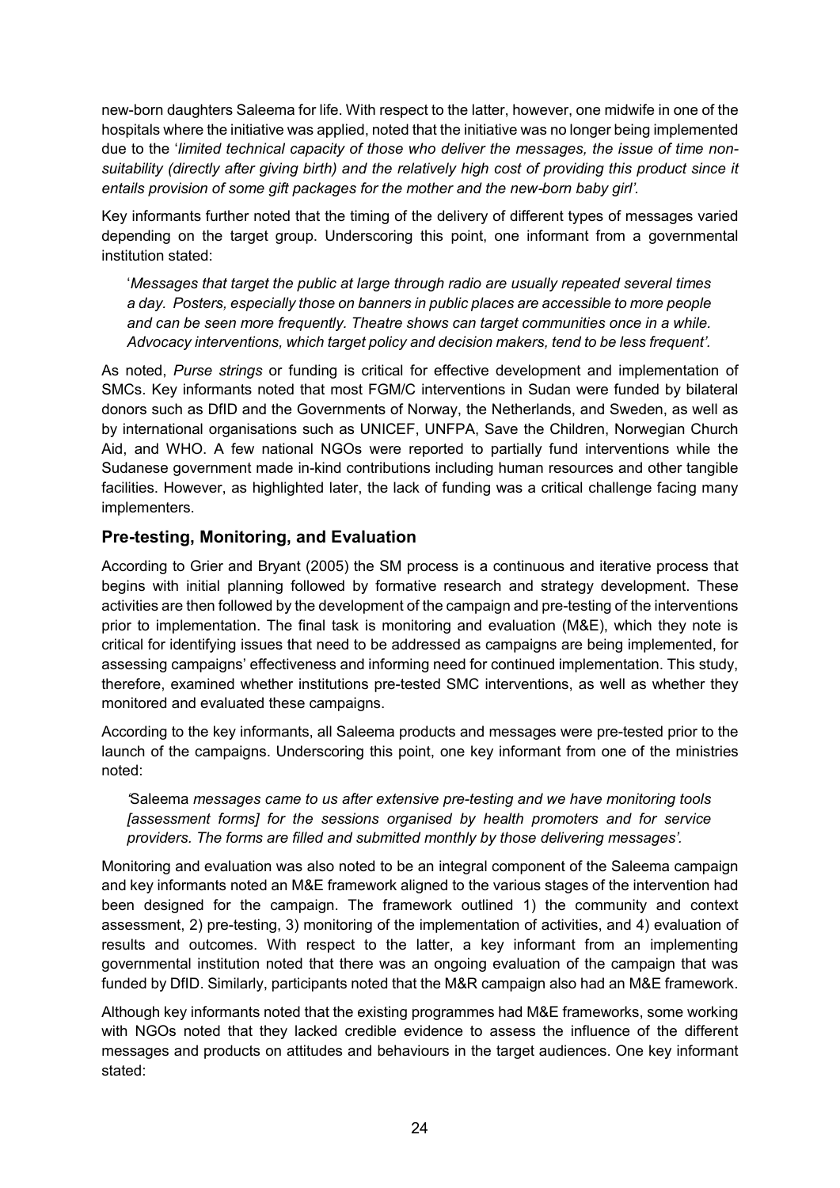new-born daughters Saleema for life. With respect to the latter, however, one midwife in one of the hospitals where the initiative was applied, noted that the initiative was no longer being implemented due to the '*limited technical capacity of those who deliver the messages, the issue of time non-suitability (directly after giving birth) and the relatively high cost of providing this product since it entails provision of some gift packages for the mother and the new-born baby girl'*.

Key informants further noted that the timing of the delivery of different types of messages varied depending on the target group. Underscoring this point, one informant from a governmental institution stated:

> '*Messages that target the public at large through radio are usually repeated several times a day. Posters, especially those on banners in public places are accessible to more people and can be seen more frequently. Theatre shows can target communities once in a while. Advocacy interventions, which target policy and decision makers, tend to be less frequent'*.

As noted, *Purse strings* or funding is critical for effective development and implementation of SMCs. Key informants noted that most FGM/C interventions in Sudan were funded by bilateral donors such as DfID and the Governments of Norway, the Netherlands, and Sweden, as well as by international organisations such as UNICEF, UNFPA, Save the Children, Norwegian Church Aid, and WHO. A few national NGOs were reported to partially fund interventions while the Sudanese government made in-kind contributions including human resources and other tangible facilities. However, as highlighted later, the lack of funding was a critical challenge facing many implementers.

## Pre-testing, Monitoring, and Evaluation

According to Grier and Bryant (2005) the SM process is a continuous and iterative process that begins with initial planning followed by formative research and strategy development. These activities are then followed by the development of the campaign and pre-testing of the interventions prior to implementation. The final task is monitoring and evaluation (M&E), which they note is critical for identifying issues that need to be addressed as campaigns are being implemented, for assessing campaigns' effectiveness and informing need for continued implementation. This study, therefore, examined whether institutions pre-tested SMC interventions, as well as whether they monitored and evaluated these campaigns.

According to the key informants, all Saleema products and messages were pre-tested prior to the launch of the campaigns. Underscoring this point, one key informant from one of the ministries noted:

> '*Saleema messages came to us after extensive pre-testing and we have monitoring tools [assessment forms] for the sessions organised by health promoters and for service providers. The forms are filled and submitted monthly by those delivering messages'*.

Monitoring and evaluation was also noted to be an integral component of the Saleema campaign and key informants noted an M&E framework aligned to the various stages of the intervention had been designed for the campaign. The framework outlined 1) the community and context assessment, 2) pre-testing, 3) monitoring of the implementation of activities, and 4) evaluation of results and outcomes. With respect to the latter, a key informant from an implementing governmental institution noted that there was an ongoing evaluation of the campaign that was funded by DfID. Similarly, participants noted that the M&R campaign also had an M&E framework.

Although key informants noted that the existing programmes had M&E frameworks, some working with NGOs noted that they lacked credible evidence to assess the influence of the different messages and products on attitudes and behaviours in the target audiences. One key informant stated: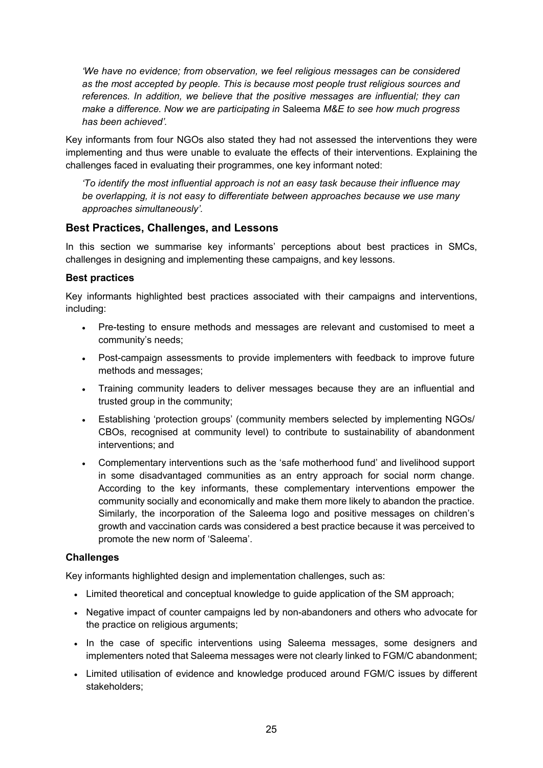*'We have no evidence; from observation, we feel religious messages can be considered as the most accepted by people. This is because most people trust religious sources and references. In addition, we believe that the positive messages are influential; they can make a difference. Now we are participating in* Saleema *M&E to see how much progress has been achieved'.*

Key informants from four NGOs also stated they had not assessed the interventions they were implementing and thus were unable to evaluate the effects of their interventions. Explaining the challenges faced in evaluating their programmes, one key informant noted:

*'To identify the most influential approach is not an easy task because their influence may be overlapping, it is not easy to differentiate between approaches because we use many approaches simultaneously'.*

## Best Practices, Challenges, and Lessons

In this section we summarise key informants' perceptions about best practices in SMCs, challenges in designing and implementing these campaigns, and key lessons.

### Best practices

Key informants highlighted best practices associated with their campaigns and interventions, including:

- Pre-testing to ensure methods and messages are relevant and customised to meet a community's needs;
- Post-campaign assessments to provide implementers with feedback to improve future methods and messages;
- Training community leaders to deliver messages because they are an influential and trusted group in the community;
- Establishing 'protection groups' (community members selected by implementing NGOs/ CBOs, recognised at community level) to contribute to sustainability of abandonment interventions; and
- Complementary interventions such as the 'safe motherhood fund' and livelihood support in some disadvantaged communities as an entry approach for social norm change. According to the key informants, these complementary interventions empower the community socially and economically and make them more likely to abandon the practice. Similarly, the incorporation of the Saleema logo and positive messages on children's growth and vaccination cards was considered a best practice because it was perceived to promote the new norm of 'Saleema'.

### Challenges

Key informants highlighted design and implementation challenges, such as:

- Limited theoretical and conceptual knowledge to guide application of the SM approach;
- Negative impact of counter campaigns led by non-abandoners and others who advocate for the practice on religious arguments;
- In the case of specific interventions using Saleema messages, some designers and implementers noted that Saleema messages were not clearly linked to FGM/C abandonment;
- Limited utilisation of evidence and knowledge produced around FGM/C issues by different stakeholders;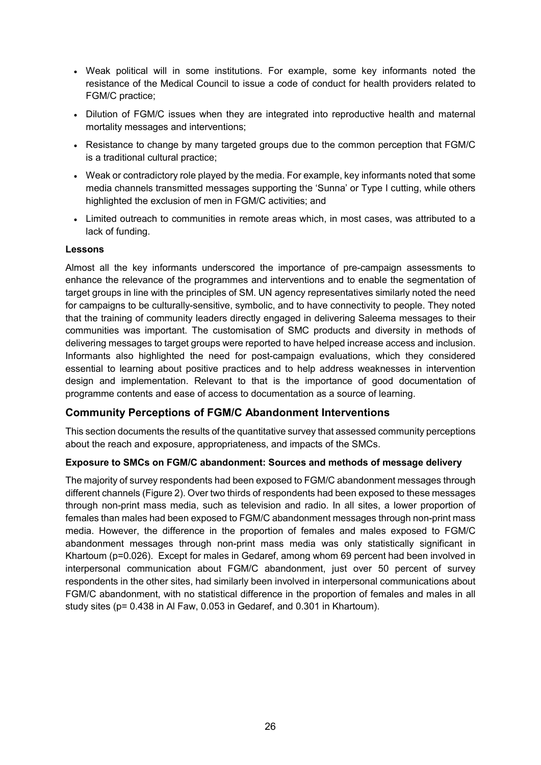- Weak political will in some institutions. For example, some key informants noted the resistance of the Medical Council to issue a code of conduct for health providers related to FGM/C practice;
- Dilution of FGM/C issues when they are integrated into reproductive health and maternal mortality messages and interventions;
- Resistance to change by many targeted groups due to the common perception that FGM/C is a traditional cultural practice;
- Weak or contradictory role played by the media. For example, key informants noted that some media channels transmitted messages supporting the 'Sunna' or Type I cutting, while others highlighted the exclusion of men in FGM/C activities; and
- Limited outreach to communities in remote areas which, in most cases, was attributed to a lack of funding.

#### Lessons

Almost all the key informants underscored the importance of pre-campaign assessments to enhance the relevance of the programmes and interventions and to enable the segmentation of target groups in line with the principles of SM. UN agency representatives similarly noted the need for campaigns to be culturally-sensitive, symbolic, and to have connectivity to people. They noted that the training of community leaders directly engaged in delivering Saleema messages to their communities was important. The customisation of SMC products and diversity in methods of delivering messages to target groups were reported to have helped increase access and inclusion. Informants also highlighted the need for post-campaign evaluations, which they considered essential to learning about positive practices and to help address weaknesses in intervention design and implementation. Relevant to that is the importance of good documentation of programme contents and ease of access to documentation as a source of learning.

## Community Perceptions of FGM/C Abandonment Interventions

This section documents the results of the quantitative survey that assessed community perceptions about the reach and exposure, appropriateness, and impacts of the SMCs.

#### Exposure to SMCs on FGM/C abandonment: Sources and methods of message delivery

The majority of survey respondents had been exposed to FGM/C abandonment messages through different channels (Figure 2). Over two thirds of respondents had been exposed to these messages through non-print mass media, such as television and radio. In all sites, a lower proportion of females than males had been exposed to FGM/C abandonment messages through non-print mass media. However, the difference in the proportion of females and males exposed to FGM/C abandonment messages through non-print mass media was only statistically significant in Khartoum ($p=0.026$). Except for males in Gedaref, among whom 69 percent had been involved in interpersonal communication about FGM/C abandonment, just over 50 percent of survey respondents in the other sites, had similarly been involved in interpersonal communications about FGM/C abandonment, with no statistical difference in the proportion of females and males in all study sites ($p= 0.438$ in Al Faw, 0.053 in Gedaref, and 0.301 in Khartoum).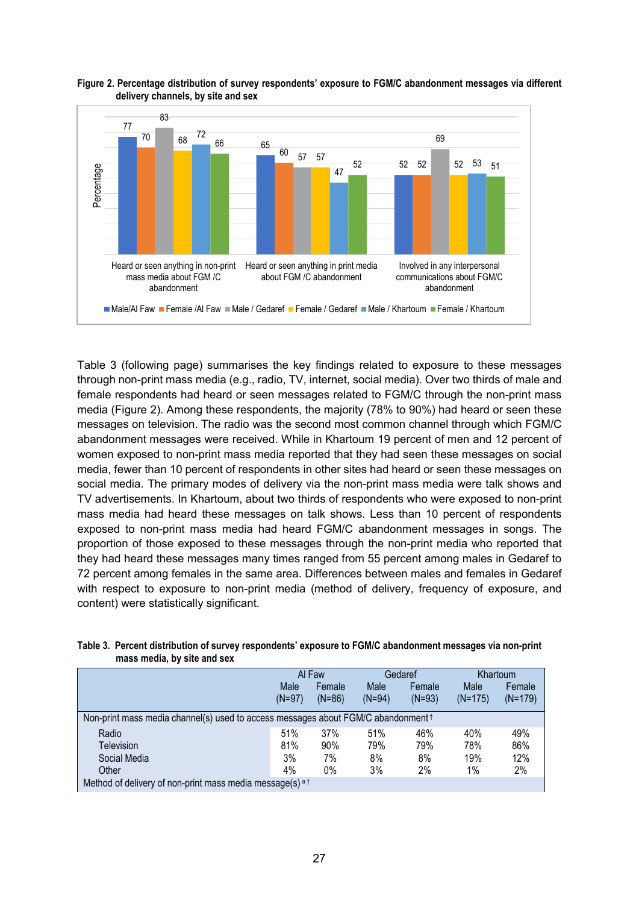**Figure 2. Percentage distribution of survey respondents' exposure to FGM/C abandonment messages via different delivery channels, by site and sex**

| | Male/Al Faw | Female /Al Faw | Male / Gedaref | Female / Gedaref | Male / Khartoum | Female / Khartoum |
|---|---|---|---|---|---|---|
| Heard or seen anything in non-print mass media about FGM /C abandonment | 77 | 70 | 83 | 68 | 72 | 66 |
| Heard or seen anything in print media about FGM /C abandonment | 65 | 60 | 57 | 57 | 47 | 52 |
| Involved in any interpersonal communications about FGM/C abandonment | 52 | 52 | 69 | 52 | 53 | 51 |

Table 3 (following page) summarises the key findings related to exposure to these messages through non-print mass media (e.g., radio, TV, internet, social media). Over two thirds of male and female respondents had heard or seen messages related to FGM/C through the non-print mass media (Figure 2). Among these respondents, the majority (78% to 90%) had heard or seen these messages on television. The radio was the second most common channel through which FGM/C abandonment messages were received. While in Khartoum 19 percent of men and 12 percent of women exposed to non-print mass media reported that they had seen these messages on social media, fewer than 10 percent of respondents in other sites had heard or seen these messages on social media. The primary modes of delivery via the non-print mass media were talk shows and TV advertisements. In Khartoum, about two thirds of respondents who were exposed to non-print mass media had heard these messages on talk shows. Less than 10 percent of respondents exposed to non-print mass media had heard FGM/C abandonment messages in songs. The proportion of those exposed to these messages through the non-print media who reported that they had heard these messages many times ranged from 55 percent among males in Gedaref to 72 percent among females in the same area. Differences between males and females in Gedaref with respect to exposure to non-print media (method of delivery, frequency of exposure, and content) were statistically significant.

**Table 3. Percent distribution of survey respondents' exposure to FGM/C abandonment messages via non-print mass media, by site and sex**

| | Al Faw | | Gedaref | | Khartoum | |
|---|---|---|---|---|---|---|
| | Male (N=97) | Female (N=86) | Male (N=94) | Female (N=93) | Male (N=175) | Female (N=179) |
| Non-print mass media channel(s) used to access messages about FGM/C abandonment † | | | | | | |
| Radio | 51% | 37% | 51% | 46% | 40% | 49% |
| Television | 81% | 90% | 79% | 79% | 78% | 86% |
| Social Media | 3% | 7% | 8% | 8% | 19% | 12% |
| Other | 4% | 0% | 3% | 2% | 1% | 2% |
| Method of delivery of non-print mass media message(s) [a †] | | | | | | |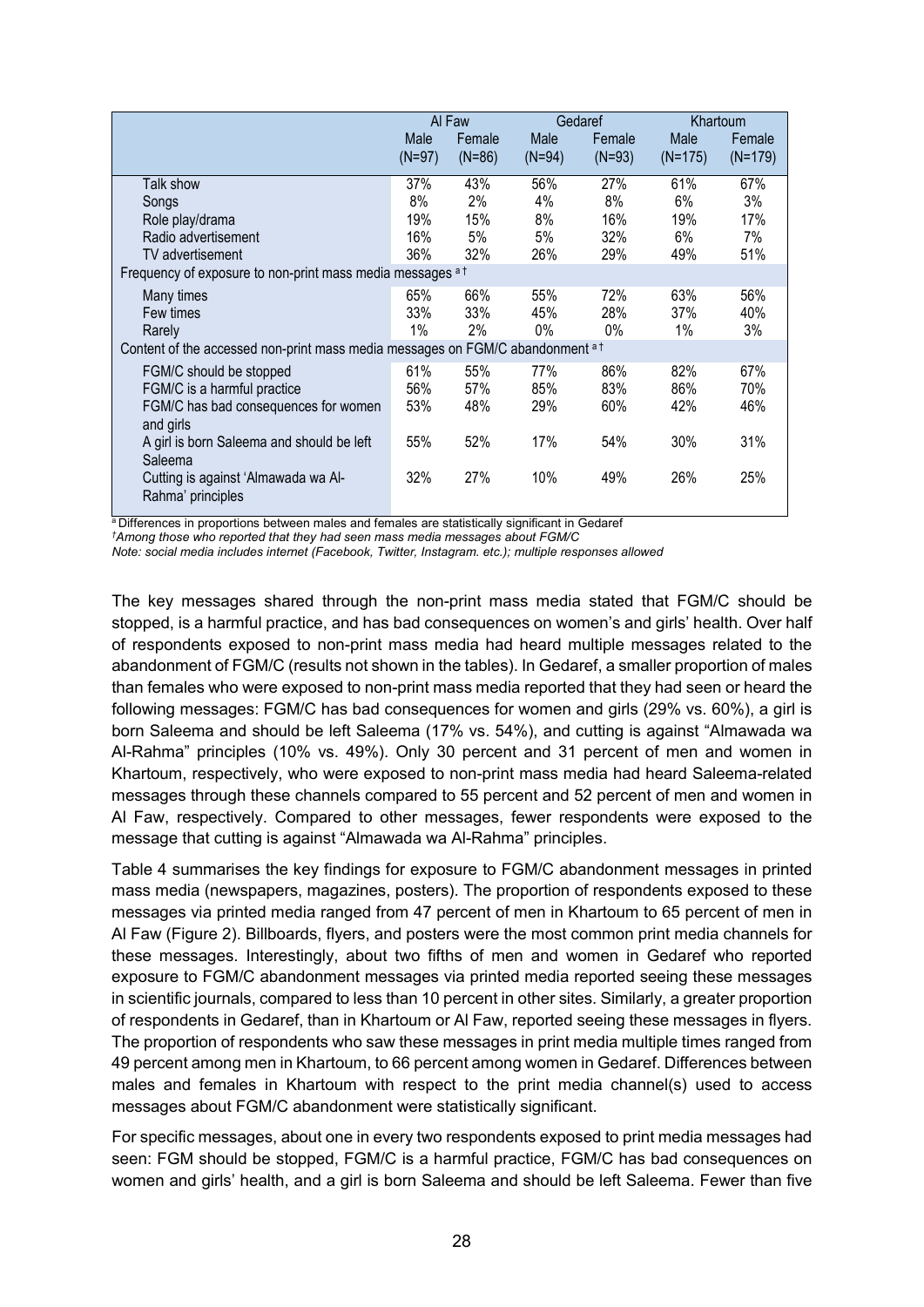| | Al Faw | | Gedaref | | Khartoum | |
|---|---|---|---|---|---|---|
| | Male (N=97) | Female (N=86) | Male (N=94) | Female (N=93) | Male (N=175) | Female (N=179) |
| Talk show | 37% | 43% | 56% | 27% | 61% | 67% |
| Songs | 8% | 2% | 4% | 8% | 6% | 3% |
| Role play/drama | 19% | 15% | 8% | 16% | 19% | 17% |
| Radio advertisement | 16% | 5% | 5% | 32% | 6% | 7% |
| TV advertisement | 36% | 32% | 26% | 29% | 49% | 51% |
| Frequency of exposure to non-print mass media messages [a †] | | | | | | |
| Many times | 65% | 66% | 55% | 72% | 63% | 56% |
| Few times | 33% | 33% | 45% | 28% | 37% | 40% |
| Rarely | 1% | 2% | 0% | 0% | 1% | 3% |
| Content of the accessed non-print mass media messages on FGM/C abandonment [a †] | | | | | | |
| FGM/C should be stopped | 61% | 55% | 77% | 86% | 82% | 67% |
| FGM/C is a harmful practice | 56% | 57% | 85% | 83% | 86% | 70% |
| FGM/C has bad consequences for women and girls | 53% | 48% | 29% | 60% | 42% | 46% |
| A girl is born Saleema and should be left Saleema | 55% | 52% | 17% | 54% | 30% | 31% |
| Cutting is against 'Almawada wa Al-Rahma' principles | 32% | 27% | 10% | 49% | 26% | 25% |

[a] Differences in proportions between males and females are statistically significant in Gedaref
*[†]Among those who reported that they had seen mass media messages about FGM/C*
*Note: social media includes internet (Facebook, Twitter, Instagram. etc.); multiple responses allowed*

The key messages shared through the non-print mass media stated that FGM/C should be stopped, is a harmful practice, and has bad consequences on women's and girls' health. Over half of respondents exposed to non-print mass media had heard multiple messages related to the abandonment of FGM/C (results not shown in the tables). In Gedaref, a smaller proportion of males than females who were exposed to non-print mass media reported that they had seen or heard the following messages: FGM/C has bad consequences for women and girls (29% vs. 60%), a girl is born Saleema and should be left Saleema (17% vs. 54%), and cutting is against "Almawada wa Al-Rahma" principles (10% vs. 49%). Only 30 percent and 31 percent of men and women in Khartoum, respectively, who were exposed to non-print mass media had heard Saleema-related messages through these channels compared to 55 percent and 52 percent of men and women in Al Faw, respectively. Compared to other messages, fewer respondents were exposed to the message that cutting is against "Almawada wa Al-Rahma" principles.

Table 4 summarises the key findings for exposure to FGM/C abandonment messages in printed mass media (newspapers, magazines, posters). The proportion of respondents exposed to these messages via printed media ranged from 47 percent of men in Khartoum to 65 percent of men in Al Faw (Figure 2). Billboards, flyers, and posters were the most common print media channels for these messages. Interestingly, about two fifths of men and women in Gedaref who reported exposure to FGM/C abandonment messages via printed media reported seeing these messages in scientific journals, compared to less than 10 percent in other sites. Similarly, a greater proportion of respondents in Gedaref, than in Khartoum or Al Faw, reported seeing these messages in flyers. The proportion of respondents who saw these messages in print media multiple times ranged from 49 percent among men in Khartoum, to 66 percent among women in Gedaref. Differences between males and females in Khartoum with respect to the print media channel(s) used to access messages about FGM/C abandonment were statistically significant.

For specific messages, about one in every two respondents exposed to print media messages had seen: FGM should be stopped, FGM/C is a harmful practice, FGM/C has bad consequences on women and girls' health, and a girl is born Saleema and should be left Saleema. Fewer than five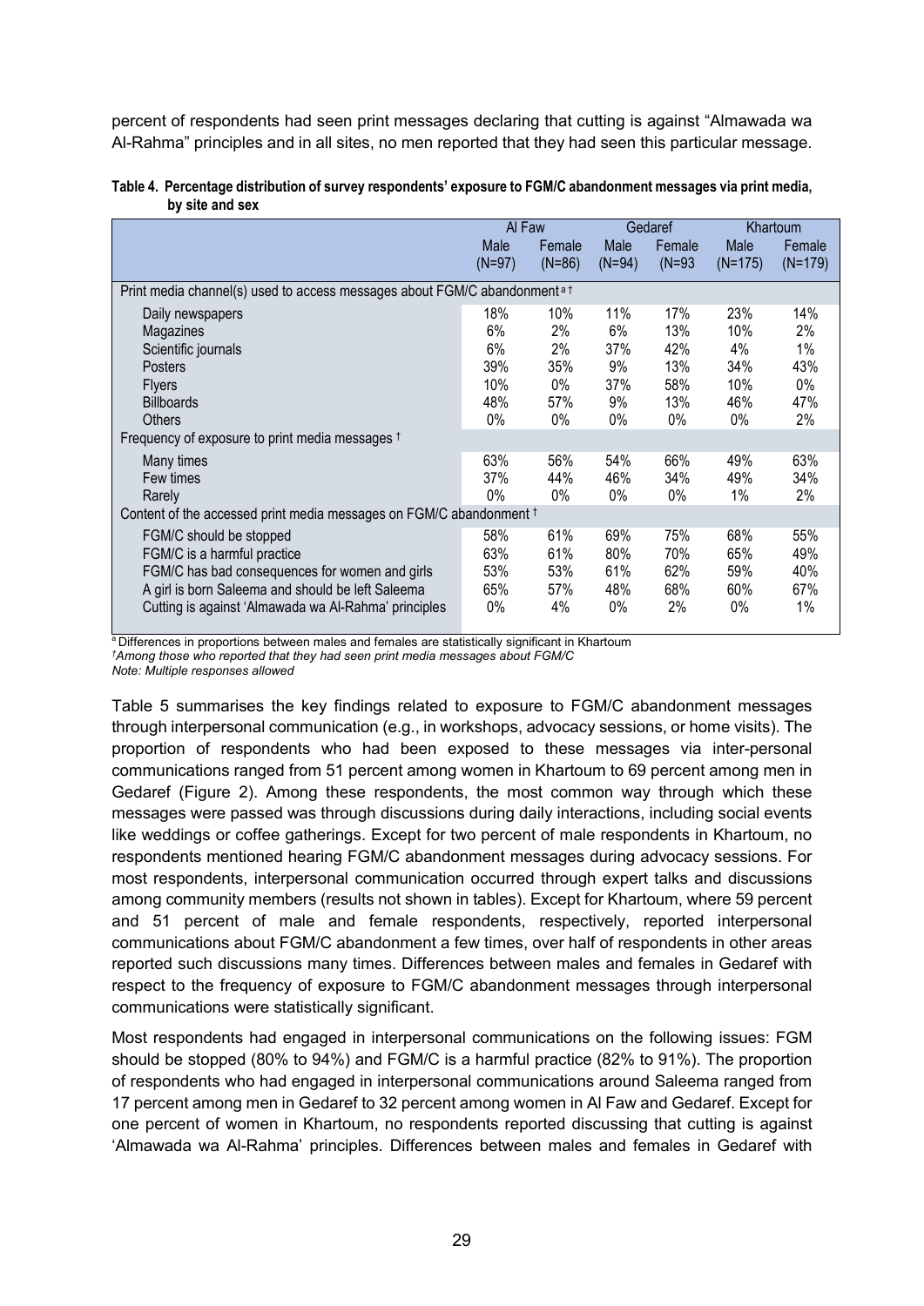percent of respondents had seen print messages declaring that cutting is against "Almawada wa Al-Rahma" principles and in all sites, no men reported that they had seen this particular message.

**Table 4. Percentage distribution of survey respondents' exposure to FGM/C abandonment messages via print media, by site and sex**

| | Al Faw | | Gedaref | | Khartoum | |
|---|---|---|---|---|---|---|
| | Male (N=97) | Female (N=86) | Male (N=94) | Female (N=93 | Male (N=175) | Female (N=179) |
| Print media channel(s) used to access messages about FGM/C abandonment [a †] | | | | | | |
| Daily newspapers | 18% | 10% | 11% | 17% | 23% | 14% |
| Magazines | 6% | 2% | 6% | 13% | 10% | 2% |
| Scientific journals | 6% | 2% | 37% | 42% | 4% | 1% |
| Posters | 39% | 35% | 9% | 13% | 34% | 43% |
| Flyers | 10% | 0% | 37% | 58% | 10% | 0% |
| Billboards | 48% | 57% | 9% | 13% | 46% | 47% |
| Others | 0% | 0% | 0% | 0% | 0% | 2% |
| Frequency of exposure to print media messages [†] | | | | | | |
| Many times | 63% | 56% | 54% | 66% | 49% | 63% |
| Few times | 37% | 44% | 46% | 34% | 49% | 34% |
| Rarely | 0% | 0% | 0% | 0% | 1% | 2% |
| Content of the accessed print media messages on FGM/C abandonment [†] | | | | | | |
| FGM/C should be stopped | 58% | 61% | 69% | 75% | 68% | 55% |
| FGM/C is a harmful practice | 63% | 61% | 80% | 70% | 65% | 49% |
| FGM/C has bad consequences for women and girls | 53% | 53% | 61% | 62% | 59% | 40% |
| A girl is born Saleema and should be left Saleema | 65% | 57% | 48% | 68% | 60% | 67% |
| Cutting is against 'Almawada wa Al-Rahma' principles | 0% | 4% | 0% | 2% | 0% | 1% |

[a] Differences in proportions between males and females are statistically significant in Khartoum
*[†]Among those who reported that they had seen print media messages about FGM/C*
*Note: Multiple responses allowed*

Table 5 summarises the key findings related to exposure to FGM/C abandonment messages through interpersonal communication (e.g., in workshops, advocacy sessions, or home visits). The proportion of respondents who had been exposed to these messages via inter-personal communications ranged from 51 percent among women in Khartoum to 69 percent among men in Gedaref (Figure 2). Among these respondents, the most common way through which these messages were passed was through discussions during daily interactions, including social events like weddings or coffee gatherings. Except for two percent of male respondents in Khartoum, no respondents mentioned hearing FGM/C abandonment messages during advocacy sessions. For most respondents, interpersonal communication occurred through expert talks and discussions among community members (results not shown in tables). Except for Khartoum, where 59 percent and 51 percent of male and female respondents, respectively, reported interpersonal communications about FGM/C abandonment a few times, over half of respondents in other areas reported such discussions many times. Differences between males and females in Gedaref with respect to the frequency of exposure to FGM/C abandonment messages through interpersonal communications were statistically significant.

Most respondents had engaged in interpersonal communications on the following issues: FGM should be stopped (80% to 94%) and FGM/C is a harmful practice (82% to 91%). The proportion of respondents who had engaged in interpersonal communications around Saleema ranged from 17 percent among men in Gedaref to 32 percent among women in Al Faw and Gedaref. Except for one percent of women in Khartoum, no respondents reported discussing that cutting is against 'Almawada wa Al-Rahma' principles. Differences between males and females in Gedaref with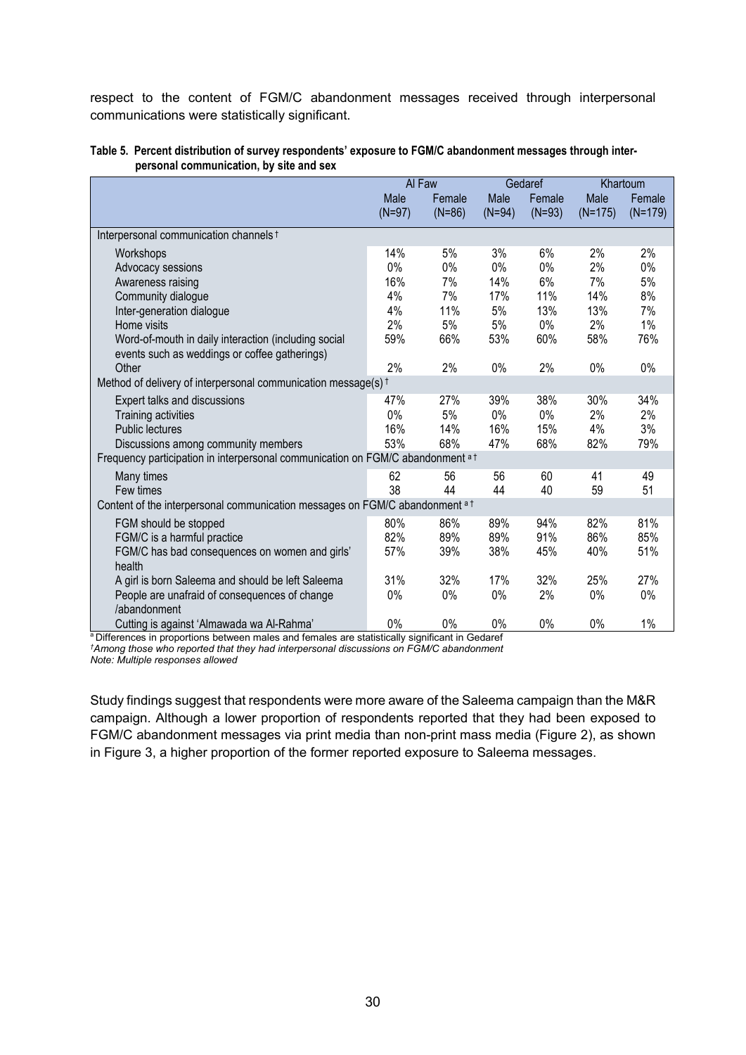respect to the content of FGM/C abandonment messages received through interpersonal communications were statistically significant.

**Table 5. Percent distribution of survey respondents' exposure to FGM/C abandonment messages through interpersonal communication, by site and sex**

| | Al Faw | | Gedaref | | Khartoum | |
|---|---|---|---|---|---|---|
| | Male (N=97) | Female (N=86) | Male (N=94) | Female (N=93) | Male (N=175) | Female (N=179) |
| Interpersonal communication channels † | | | | | | |
| Workshops | 14% | 5% | 3% | 6% | 2% | 2% |
| Advocacy sessions | 0% | 0% | 0% | 0% | 2% | 0% |
| Awareness raising | 16% | 7% | 14% | 6% | 7% | 5% |
| Community dialogue | 4% | 7% | 17% | 11% | 14% | 8% |
| Inter-generation dialogue | 4% | 11% | 5% | 13% | 13% | 7% |
| Home visits | 2% | 5% | 5% | 0% | 2% | 1% |
| Word-of-mouth in daily interaction (including social events such as weddings or coffee gatherings) | 59% | 66% | 53% | 60% | 58% | 76% |
| Other | 2% | 2% | 0% | 2% | 0% | 0% |
| Method of delivery of interpersonal communication message(s) † | | | | | | |
| Expert talks and discussions | 47% | 27% | 39% | 38% | 30% | 34% |
| Training activities | 0% | 5% | 0% | 0% | 2% | 2% |
| Public lectures | 16% | 14% | 16% | 15% | 4% | 3% |
| Discussions among community members | 53% | 68% | 47% | 68% | 82% | 79% |
| Frequency participation in interpersonal communication on FGM/C abandonment a † | | | | | | |
| Many times | 62 | 56 | 56 | 60 | 41 | 49 |
| Few times | 38 | 44 | 44 | 40 | 59 | 51 |
| Content of the interpersonal communication messages on FGM/C abandonment a † | | | | | | |
| FGM should be stopped | 80% | 86% | 89% | 94% | 82% | 81% |
| FGM/C is a harmful practice | 82% | 89% | 89% | 91% | 86% | 85% |
| FGM/C has bad consequences on women and girls' health | 57% | 39% | 38% | 45% | 40% | 51% |
| A girl is born Saleema and should be left Saleema | 31% | 32% | 17% | 32% | 25% | 27% |
| People are unafraid of consequences of change /abandonment | 0% | 0% | 0% | 2% | 0% | 0% |
| Cutting is against 'Almawada wa Al-Rahma' | 0% | 0% | 0% | 0% | 0% | 1% |

[a] Differences in proportions between males and females are statistically significant in Gedaref

*†Among those who reported that they had interpersonal discussions on FGM/C abandonment*

*Note: Multiple responses allowed*

Study findings suggest that respondents were more aware of the Saleema campaign than the M&R campaign. Although a lower proportion of respondents reported that they had been exposed to FGM/C abandonment messages via print media than non-print mass media (Figure 2), as shown in Figure 3, a higher proportion of the former reported exposure to Saleema messages.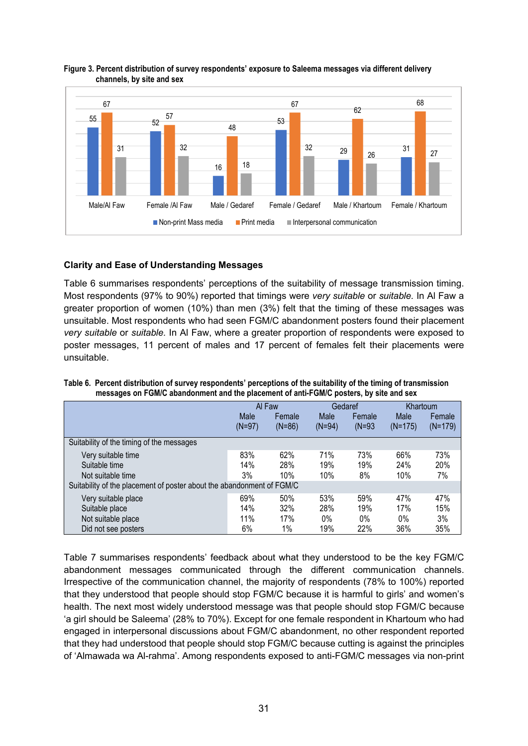**Figure 3. Percent distribution of survey respondents' exposure to Saleema messages via different delivery channels, by site and sex**

| | Non-print Mass media | Print media | Interpersonal communication |
|---|---|---|---|
| Male/Al Faw | 55 | 67 | 31 |
| Female /Al Faw | 52 | 57 | 32 |
| Male / Gedaref | 16 | 48 | 18 |
| Female / Gedaref | 53 | 67 | 32 |
| Male / Khartoum | 29 | 62 | 26 |
| Female / Khartoum | 31 | 68 | 27 |

## Clarity and Ease of Understanding Messages

Table 6 summarises respondents' perceptions of the suitability of message transmission timing. Most respondents (97% to 90%) reported that timings were *very suitable* or *suitable.* In Al Faw a greater proportion of women (10%) than men (3%) felt that the timing of these messages was unsuitable. Most respondents who had seen FGM/C abandonment posters found their placement *very suitable* or *suitable*. In Al Faw, where a greater proportion of respondents were exposed to poster messages, 11 percent of males and 17 percent of females felt their placements were unsuitable.

**Table 6. Percent distribution of survey respondents' perceptions of the suitability of the timing of transmission messages on FGM/C abandonment and the placement of anti-FGM/C posters, by site and sex**

| | Al Faw | | Gedaref | | Khartoum | |
|---|---|---|---|---|---|---|
| | Male (N=97) | Female (N=86) | Male (N=94) | Female (N=93 | Male (N=175) | Female (N=179) |
| **Suitability of the timing of the messages** | | | | | | |
| Very suitable time | 83% | 62% | 71% | 73% | 66% | 73% |
| Suitable time | 14% | 28% | 19% | 19% | 24% | 20% |
| Not suitable time | 3% | 10% | 10% | 8% | 10% | 7% |
| **Suitability of the placement of poster about the abandonment of FGM/C** | | | | | | |
| Very suitable place | 69% | 50% | 53% | 59% | 47% | 47% |
| Suitable place | 14% | 32% | 28% | 19% | 17% | 15% |
| Not suitable place | 11% | 17% | 0% | 0% | 0% | 3% |
| Did not see posters | 6% | 1% | 19% | 22% | 36% | 35% |

Table 7 summarises respondents' feedback about what they understood to be the key FGM/C abandonment messages communicated through the different communication channels. Irrespective of the communication channel, the majority of respondents (78% to 100%) reported that they understood that people should stop FGM/C because it is harmful to girls' and women's health. The next most widely understood message was that people should stop FGM/C because 'a girl should be Saleema' (28% to 70%). Except for one female respondent in Khartoum who had engaged in interpersonal discussions about FGM/C abandonment, no other respondent reported that they had understood that people should stop FGM/C because cutting is against the principles of 'Almawada wa Al-rahma'. Among respondents exposed to anti-FGM/C messages via non-print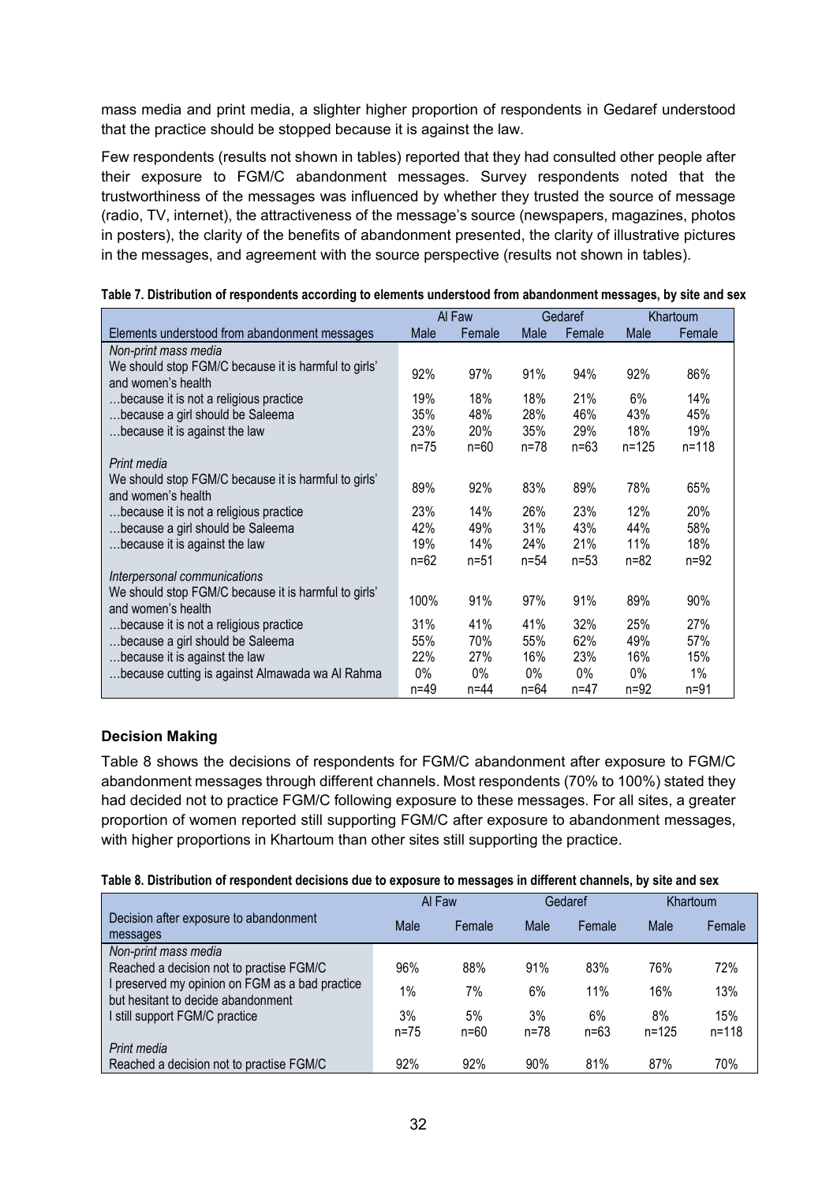mass media and print media, a slighter higher proportion of respondents in Gedaref understood that the practice should be stopped because it is against the law.

Few respondents (results not shown in tables) reported that they had consulted other people after their exposure to FGM/C abandonment messages. Survey respondents noted that the trustworthiness of the messages was influenced by whether they trusted the source of message (radio, TV, internet), the attractiveness of the message's source (newspapers, magazines, photos in posters), the clarity of the benefits of abandonment presented, the clarity of illustrative pictures in the messages, and agreement with the source perspective (results not shown in tables).

**Table 7. Distribution of respondents according to elements understood from abandonment messages, by site and sex**

| | Al Faw | | Gedaref | | Khartoum | |
|---|---|---|---|---|---|---|
| Elements understood from abandonment messages | Male | Female | Male | Female | Male | Female |
| *Non-print mass media* | | | | | | |
| We should stop FGM/C because it is harmful to girls' and women's health | 92% | 97% | 91% | 94% | 92% | 86% |
| …because it is not a religious practice | 19% | 18% | 18% | 21% | 6% | 14% |
| …because a girl should be Saleema | 35% | 48% | 28% | 46% | 43% | 45% |
| …because it is against the law | 23% | 20% | 35% | 29% | 18% | 19% |
| | n=75 | n=60 | n=78 | n=63 | n=125 | n=118 |
| *Print media* | | | | | | |
| We should stop FGM/C because it is harmful to girls' and women's health | 89% | 92% | 83% | 89% | 78% | 65% |
| …because it is not a religious practice | 23% | 14% | 26% | 23% | 12% | 20% |
| …because a girl should be Saleema | 42% | 49% | 31% | 43% | 44% | 58% |
| …because it is against the law | 19% | 14% | 24% | 21% | 11% | 18% |
| | n=62 | n=51 | n=54 | n=53 | n=82 | n=92 |
| *Interpersonal communications* | | | | | | |
| We should stop FGM/C because it is harmful to girls' and women's health | 100% | 91% | 97% | 91% | 89% | 90% |
| …because it is not a religious practice | 31% | 41% | 41% | 32% | 25% | 27% |
| …because a girl should be Saleema | 55% | 70% | 55% | 62% | 49% | 57% |
| …because it is against the law | 22% | 27% | 16% | 23% | 16% | 15% |
| …because cutting is against Almawada wa Al Rahma | 0% | 0% | 0% | 0% | 0% | 1% |
| | n=49 | n=44 | n=64 | n=47 | n=92 | n=91 |

### Decision Making

Table 8 shows the decisions of respondents for FGM/C abandonment after exposure to FGM/C abandonment messages through different channels. Most respondents (70% to 100%) stated they had decided not to practice FGM/C following exposure to these messages. For all sites, a greater proportion of women reported still supporting FGM/C after exposure to abandonment messages, with higher proportions in Khartoum than other sites still supporting the practice.

**Table 8. Distribution of respondent decisions due to exposure to messages in different channels, by site and sex**

| | Al Faw | | Gedaref | | Khartoum | |
|---|---|---|---|---|---|---|
| Decision after exposure to abandonment messages | Male | Female | Male | Female | Male | Female |
| *Non-print mass media* | | | | | | |
| Reached a decision not to practise FGM/C | 96% | 88% | 91% | 83% | 76% | 72% |
| I preserved my opinion on FGM as a bad practice but hesitant to decide abandonment | 1% | 7% | 6% | 11% | 16% | 13% |
| I still support FGM/C practice | 3% | 5% | 3% | 6% | 8% | 15% |
| | n=75 | n=60 | n=78 | n=63 | n=125 | n=118 |
| *Print media* | | | | | | |
| Reached a decision not to practise FGM/C | 92% | 92% | 90% | 81% | 87% | 70% |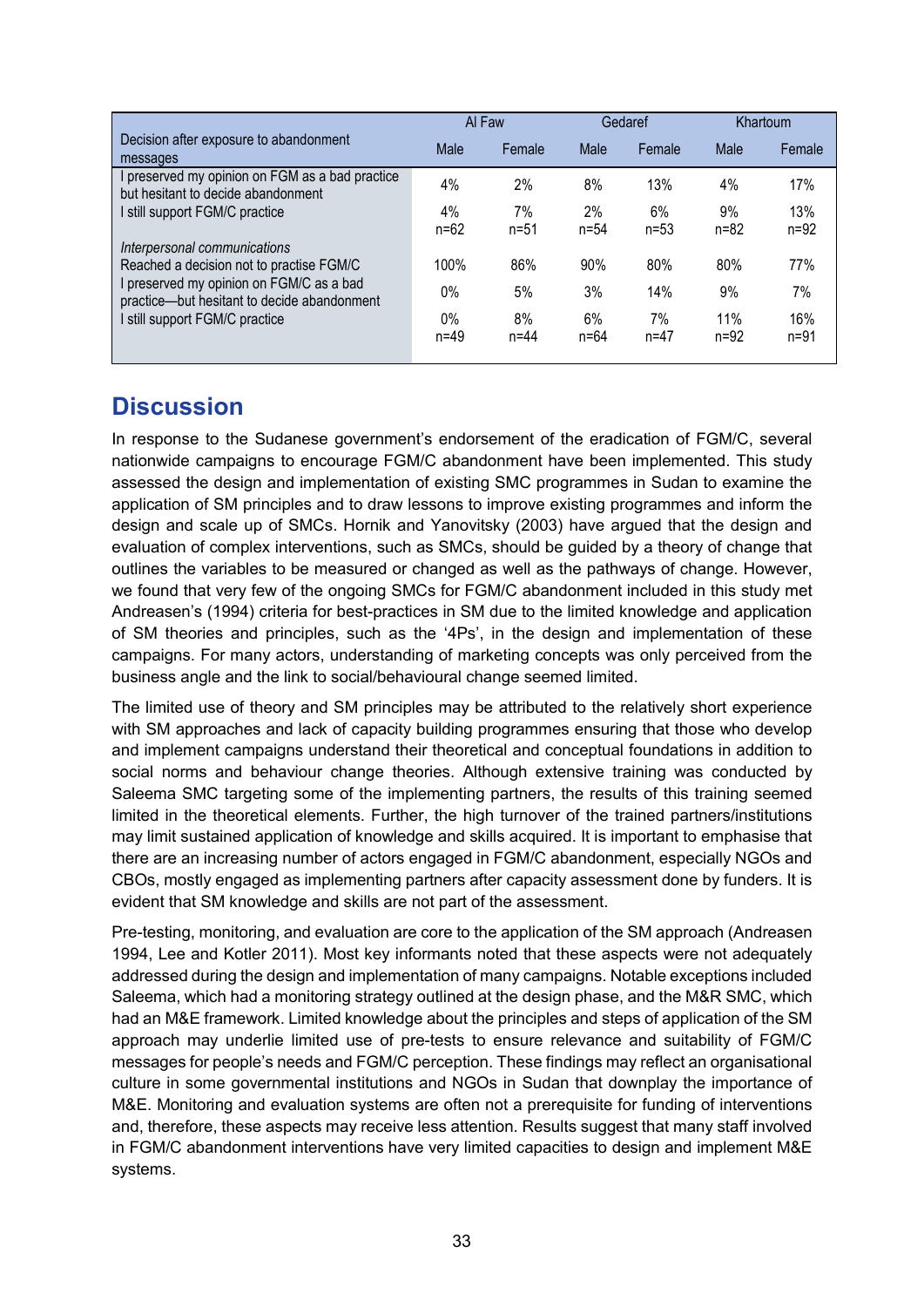| Decision after exposure to abandonment messages | Al Faw | | Gedaref | | Khartoum | |
|---|---|---|---|---|---|---|
| | Male | Female | Male | Female | Male | Female |
| I preserved my opinion on FGM as a bad practice but hesitant to decide abandonment | 4% | 2% | 8% | 13% | 4% | 17% |
| I still support FGM/C practice | 4% n=62 | 7% n=51 | 2% n=54 | 6% n=53 | 9% n=82 | 13% n=92 |
| *Interpersonal communications* | | | | | | |
| Reached a decision not to practise FGM/C | 100% | 86% | 90% | 80% | 80% | 77% |
| I preserved my opinion on FGM/C as a bad practice—but hesitant to decide abandonment | 0% | 5% | 3% | 14% | 9% | 7% |
| I still support FGM/C practice | 0% n=49 | 8% n=44 | 6% n=64 | 7% n=47 | 11% n=92 | 16% n=91 |

## Discussion

In response to the Sudanese government's endorsement of the eradication of FGM/C, several nationwide campaigns to encourage FGM/C abandonment have been implemented. This study assessed the design and implementation of existing SMC programmes in Sudan to examine the application of SM principles and to draw lessons to improve existing programmes and inform the design and scale up of SMCs. Hornik and Yanovitsky (2003) have argued that the design and evaluation of complex interventions, such as SMCs, should be guided by a theory of change that outlines the variables to be measured or changed as well as the pathways of change. However, we found that very few of the ongoing SMCs for FGM/C abandonment included in this study met Andreasen's (1994) criteria for best-practices in SM due to the limited knowledge and application of SM theories and principles, such as the '4Ps', in the design and implementation of these campaigns. For many actors, understanding of marketing concepts was only perceived from the business angle and the link to social/behavioural change seemed limited.

The limited use of theory and SM principles may be attributed to the relatively short experience with SM approaches and lack of capacity building programmes ensuring that those who develop and implement campaigns understand their theoretical and conceptual foundations in addition to social norms and behaviour change theories. Although extensive training was conducted by Saleema SMC targeting some of the implementing partners, the results of this training seemed limited in the theoretical elements. Further, the high turnover of the trained partners/institutions may limit sustained application of knowledge and skills acquired. It is important to emphasise that there are an increasing number of actors engaged in FGM/C abandonment, especially NGOs and CBOs, mostly engaged as implementing partners after capacity assessment done by funders. It is evident that SM knowledge and skills are not part of the assessment.

Pre-testing, monitoring, and evaluation are core to the application of the SM approach (Andreasen 1994, Lee and Kotler 2011). Most key informants noted that these aspects were not adequately addressed during the design and implementation of many campaigns. Notable exceptions included Saleema, which had a monitoring strategy outlined at the design phase, and the M&R SMC, which had an M&E framework. Limited knowledge about the principles and steps of application of the SM approach may underlie limited use of pre-tests to ensure relevance and suitability of FGM/C messages for people's needs and FGM/C perception. These findings may reflect an organisational culture in some governmental institutions and NGOs in Sudan that downplay the importance of M&E. Monitoring and evaluation systems are often not a prerequisite for funding of interventions and, therefore, these aspects may receive less attention. Results suggest that many staff involved in FGM/C abandonment interventions have very limited capacities to design and implement M&E systems.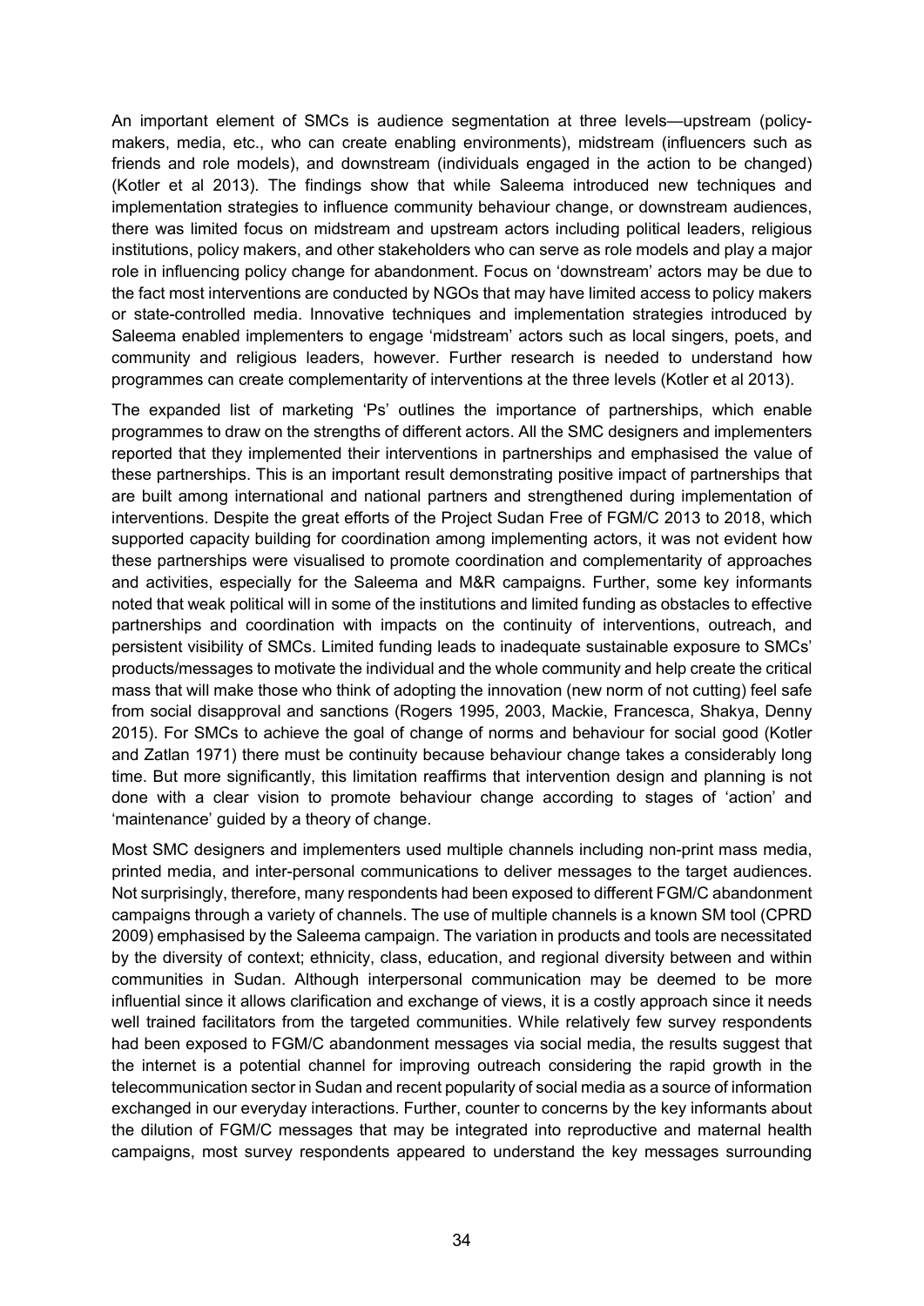An important element of SMCs is audience segmentation at three levels—upstream (policy-makers, media, etc., who can create enabling environments), midstream (influencers such as friends and role models), and downstream (individuals engaged in the action to be changed) (Kotler et al 2013). The findings show that while Saleema introduced new techniques and implementation strategies to influence community behaviour change, or downstream audiences, there was limited focus on midstream and upstream actors including political leaders, religious institutions, policy makers, and other stakeholders who can serve as role models and play a major role in influencing policy change for abandonment. Focus on 'downstream' actors may be due to the fact most interventions are conducted by NGOs that may have limited access to policy makers or state-controlled media. Innovative techniques and implementation strategies introduced by Saleema enabled implementers to engage 'midstream' actors such as local singers, poets, and community and religious leaders, however. Further research is needed to understand how programmes can create complementarity of interventions at the three levels (Kotler et al 2013).

The expanded list of marketing 'Ps' outlines the importance of partnerships, which enable programmes to draw on the strengths of different actors. All the SMC designers and implementers reported that they implemented their interventions in partnerships and emphasised the value of these partnerships. This is an important result demonstrating positive impact of partnerships that are built among international and national partners and strengthened during implementation of interventions. Despite the great efforts of the Project Sudan Free of FGM/C 2013 to 2018, which supported capacity building for coordination among implementing actors, it was not evident how these partnerships were visualised to promote coordination and complementarity of approaches and activities, especially for the Saleema and M&R campaigns. Further, some key informants noted that weak political will in some of the institutions and limited funding as obstacles to effective partnerships and coordination with impacts on the continuity of interventions, outreach, and persistent visibility of SMCs. Limited funding leads to inadequate sustainable exposure to SMCs' products/messages to motivate the individual and the whole community and help create the critical mass that will make those who think of adopting the innovation (new norm of not cutting) feel safe from social disapproval and sanctions (Rogers 1995, 2003, Mackie, Francesca, Shakya, Denny 2015). For SMCs to achieve the goal of change of norms and behaviour for social good (Kotler and Zatlan 1971) there must be continuity because behaviour change takes a considerably long time. But more significantly, this limitation reaffirms that intervention design and planning is not done with a clear vision to promote behaviour change according to stages of 'action' and 'maintenance' guided by a theory of change.

Most SMC designers and implementers used multiple channels including non-print mass media, printed media, and inter-personal communications to deliver messages to the target audiences. Not surprisingly, therefore, many respondents had been exposed to different FGM/C abandonment campaigns through a variety of channels. The use of multiple channels is a known SM tool (CPRD 2009) emphasised by the Saleema campaign. The variation in products and tools are necessitated by the diversity of context; ethnicity, class, education, and regional diversity between and within communities in Sudan. Although interpersonal communication may be deemed to be more influential since it allows clarification and exchange of views, it is a costly approach since it needs well trained facilitators from the targeted communities. While relatively few survey respondents had been exposed to FGM/C abandonment messages via social media, the results suggest that the internet is a potential channel for improving outreach considering the rapid growth in the telecommunication sector in Sudan and recent popularity of social media as a source of information exchanged in our everyday interactions. Further, counter to concerns by the key informants about the dilution of FGM/C messages that may be integrated into reproductive and maternal health campaigns, most survey respondents appeared to understand the key messages surrounding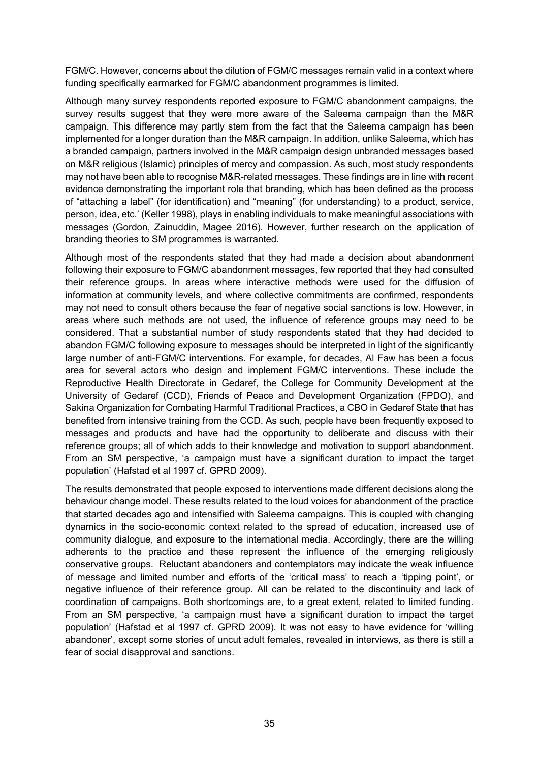FGM/C. However, concerns about the dilution of FGM/C messages remain valid in a context where funding specifically earmarked for FGM/C abandonment programmes is limited.

Although many survey respondents reported exposure to FGM/C abandonment campaigns, the survey results suggest that they were more aware of the Saleema campaign than the M&R campaign. This difference may partly stem from the fact that the Saleema campaign has been implemented for a longer duration than the M&R campaign. In addition, unlike Saleema, which has a branded campaign, partners involved in the M&R campaign design unbranded messages based on M&R religious (Islamic) principles of mercy and compassion. As such, most study respondents may not have been able to recognise M&R-related messages. These findings are in line with recent evidence demonstrating the important role that branding, which has been defined as the process of "attaching a label" (for identification) and "meaning" (for understanding) to a product, service, person, idea, etc.' (Keller 1998), plays in enabling individuals to make meaningful associations with messages (Gordon, Zainuddin, Magee 2016). However, further research on the application of branding theories to SM programmes is warranted.

Although most of the respondents stated that they had made a decision about abandonment following their exposure to FGM/C abandonment messages, few reported that they had consulted their reference groups. In areas where interactive methods were used for the diffusion of information at community levels, and where collective commitments are confirmed, respondents may not need to consult others because the fear of negative social sanctions is low. However, in areas where such methods are not used, the influence of reference groups may need to be considered. That a substantial number of study respondents stated that they had decided to abandon FGM/C following exposure to messages should be interpreted in light of the significantly large number of anti-FGM/C interventions. For example, for decades, Al Faw has been a focus area for several actors who design and implement FGM/C interventions. These include the Reproductive Health Directorate in Gedaref, the College for Community Development at the University of Gedaref (CCD), Friends of Peace and Development Organization (FPDO), and Sakina Organization for Combating Harmful Traditional Practices, a CBO in Gedaref State that has benefited from intensive training from the CCD. As such, people have been frequently exposed to messages and products and have had the opportunity to deliberate and discuss with their reference groups; all of which adds to their knowledge and motivation to support abandonment. From an SM perspective, 'a campaign must have a significant duration to impact the target population' (Hafstad et al 1997 cf. GPRD 2009).

The results demonstrated that people exposed to interventions made different decisions along the behaviour change model. These results related to the loud voices for abandonment of the practice that started decades ago and intensified with Saleema campaigns. This is coupled with changing dynamics in the socio-economic context related to the spread of education, increased use of community dialogue, and exposure to the international media. Accordingly, there are the willing adherents to the practice and these represent the influence of the emerging religiously conservative groups. Reluctant abandoners and contemplators may indicate the weak influence of message and limited number and efforts of the 'critical mass' to reach a 'tipping point', or negative influence of their reference group. All can be related to the discontinuity and lack of coordination of campaigns. Both shortcomings are, to a great extent, related to limited funding. From an SM perspective, 'a campaign must have a significant duration to impact the target population' (Hafstad et al 1997 cf. GPRD 2009). It was not easy to have evidence for 'willing abandoner', except some stories of uncut adult females, revealed in interviews, as there is still a fear of social disapproval and sanctions.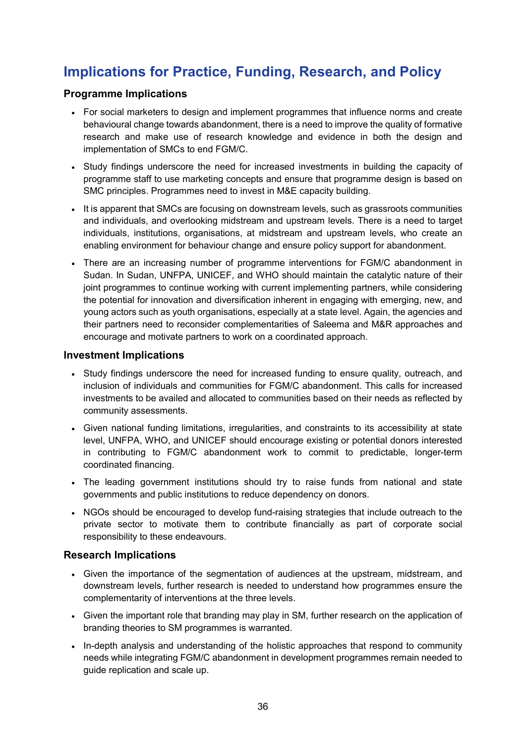## Implications for Practice, Funding, Research, and Policy

### Programme Implications

- For social marketers to design and implement programmes that influence norms and create behavioural change towards abandonment, there is a need to improve the quality of formative research and make use of research knowledge and evidence in both the design and implementation of SMCs to end FGM/C.
- Study findings underscore the need for increased investments in building the capacity of programme staff to use marketing concepts and ensure that programme design is based on SMC principles. Programmes need to invest in M&E capacity building.
- It is apparent that SMCs are focusing on downstream levels, such as grassroots communities and individuals, and overlooking midstream and upstream levels. There is a need to target individuals, institutions, organisations, at midstream and upstream levels, who create an enabling environment for behaviour change and ensure policy support for abandonment.
- There are an increasing number of programme interventions for FGM/C abandonment in Sudan. In Sudan, UNFPA, UNICEF, and WHO should maintain the catalytic nature of their joint programmes to continue working with current implementing partners, while considering the potential for innovation and diversification inherent in engaging with emerging, new, and young actors such as youth organisations, especially at a state level. Again, the agencies and their partners need to reconsider complementarities of Saleema and M&R approaches and encourage and motivate partners to work on a coordinated approach.

### Investment Implications

- Study findings underscore the need for increased funding to ensure quality, outreach, and inclusion of individuals and communities for FGM/C abandonment. This calls for increased investments to be availed and allocated to communities based on their needs as reflected by community assessments.
- Given national funding limitations, irregularities, and constraints to its accessibility at state level, UNFPA, WHO, and UNICEF should encourage existing or potential donors interested in contributing to FGM/C abandonment work to commit to predictable, longer-term coordinated financing.
- The leading government institutions should try to raise funds from national and state governments and public institutions to reduce dependency on donors.
- NGOs should be encouraged to develop fund-raising strategies that include outreach to the private sector to motivate them to contribute financially as part of corporate social responsibility to these endeavours.

### Research Implications

- Given the importance of the segmentation of audiences at the upstream, midstream, and downstream levels, further research is needed to understand how programmes ensure the complementarity of interventions at the three levels.
- Given the important role that branding may play in SM, further research on the application of branding theories to SM programmes is warranted.
- In-depth analysis and understanding of the holistic approaches that respond to community needs while integrating FGM/C abandonment in development programmes remain needed to guide replication and scale up.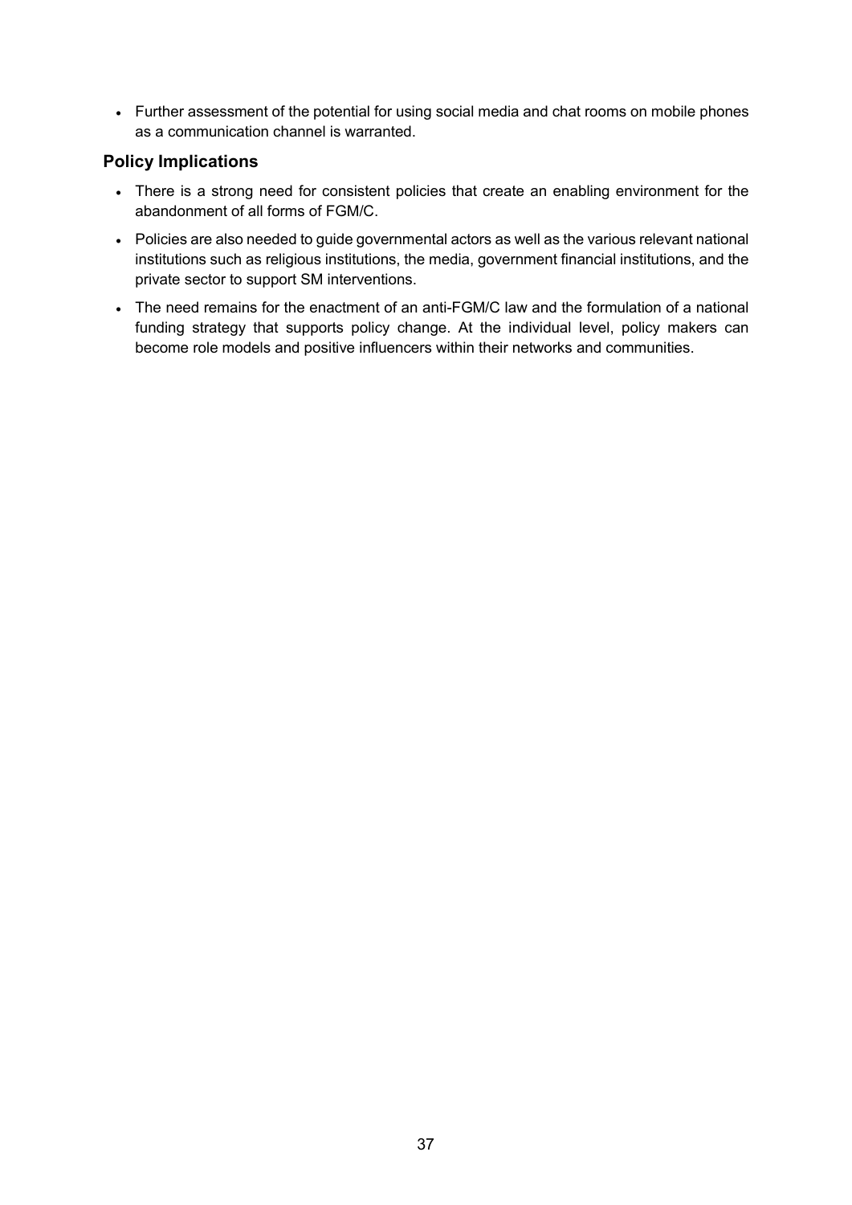- Further assessment of the potential for using social media and chat rooms on mobile phones as a communication channel is warranted.

### Policy Implications

- There is a strong need for consistent policies that create an enabling environment for the abandonment of all forms of FGM/C.
- Policies are also needed to guide governmental actors as well as the various relevant national institutions such as religious institutions, the media, government financial institutions, and the private sector to support SM interventions.
- The need remains for the enactment of an anti-FGM/C law and the formulation of a national funding strategy that supports policy change. At the individual level, policy makers can become role models and positive influencers within their networks and communities.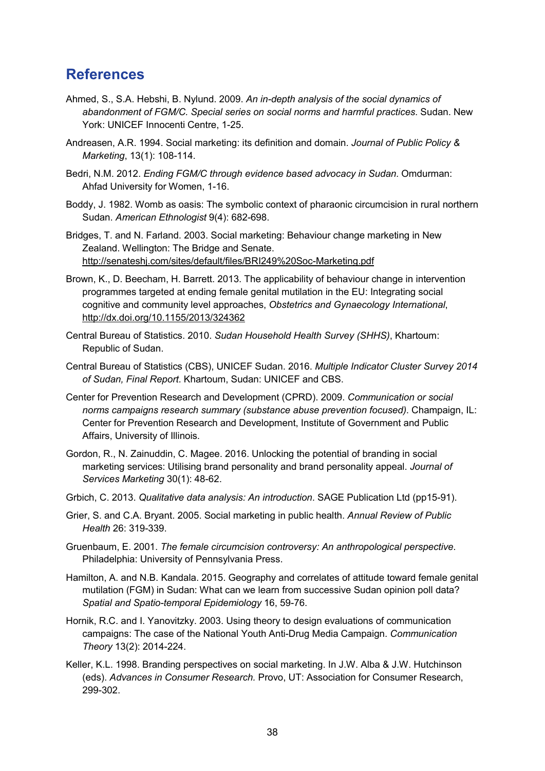## References

Ahmed, S., S.A. Hebshi, B. Nylund. 2009. *An in-depth analysis of the social dynamics of abandonment of FGM/C. Special series on social norms and harmful practices*. Sudan. New York: UNICEF Innocenti Centre, 1-25.

Andreasen, A.R. 1994. Social marketing: its definition and domain. *Journal of Public Policy & Marketing*, 13(1): 108-114.

Bedri, N.M. 2012. *Ending FGM/C through evidence based advocacy in Sudan*. Omdurman: Ahfad University for Women, 1-16.

Boddy, J. 1982. Womb as oasis: The symbolic context of pharaonic circumcision in rural northern Sudan. *American Ethnologist* 9(4): 682-698.

Bridges, T. and N. Farland. 2003. Social marketing: Behaviour change marketing in New Zealand. Wellington: The Bridge and Senate. http://senateshj.com/sites/default/files/BRI249%20Soc-Marketing.pdf

Brown, K., D. Beecham, H. Barrett. 2013. The applicability of behaviour change in intervention programmes targeted at ending female genital mutilation in the EU: Integrating social cognitive and community level approaches, *Obstetrics and Gynaecology International*, http://dx.doi.org/10.1155/2013/324362

Central Bureau of Statistics. 2010. *Sudan Household Health Survey (SHHS)*, Khartoum: Republic of Sudan.

Central Bureau of Statistics (CBS), UNICEF Sudan. 2016. *Multiple Indicator Cluster Survey 2014 of Sudan, Final Report*. Khartoum, Sudan: UNICEF and CBS.

Center for Prevention Research and Development (CPRD). 2009. *Communication or social norms campaigns research summary (substance abuse prevention focused)*. Champaign, IL: Center for Prevention Research and Development, Institute of Government and Public Affairs, University of Illinois.

Gordon, R., N. Zainuddin, C. Magee. 2016. Unlocking the potential of branding in social marketing services: Utilising brand personality and brand personality appeal. *Journal of Services Marketing* 30(1): 48-62.

Grbich, C. 2013. *Qualitative data analysis: An introduction*. SAGE Publication Ltd (pp15-91).

Grier, S. and C.A. Bryant. 2005. Social marketing in public health. *Annual Review of Public Health* 26: 319-339.

Gruenbaum, E. 2001. *The female circumcision controversy: An anthropological perspective*. Philadelphia: University of Pennsylvania Press.

Hamilton, A. and N.B. Kandala. 2015. Geography and correlates of attitude toward female genital mutilation (FGM) in Sudan: What can we learn from successive Sudan opinion poll data? *Spatial and Spatio-temporal Epidemiology* 16, 59-76.

Hornik, R.C. and I. Yanovitzky. 2003. Using theory to design evaluations of communication campaigns: The case of the National Youth Anti-Drug Media Campaign. *Communication Theory* 13(2): 2014-224.

Keller, K.L. 1998. Branding perspectives on social marketing. In J.W. Alba & J.W. Hutchinson (eds). *Advances in Consumer Research.* Provo, UT: Association for Consumer Research, 299-302.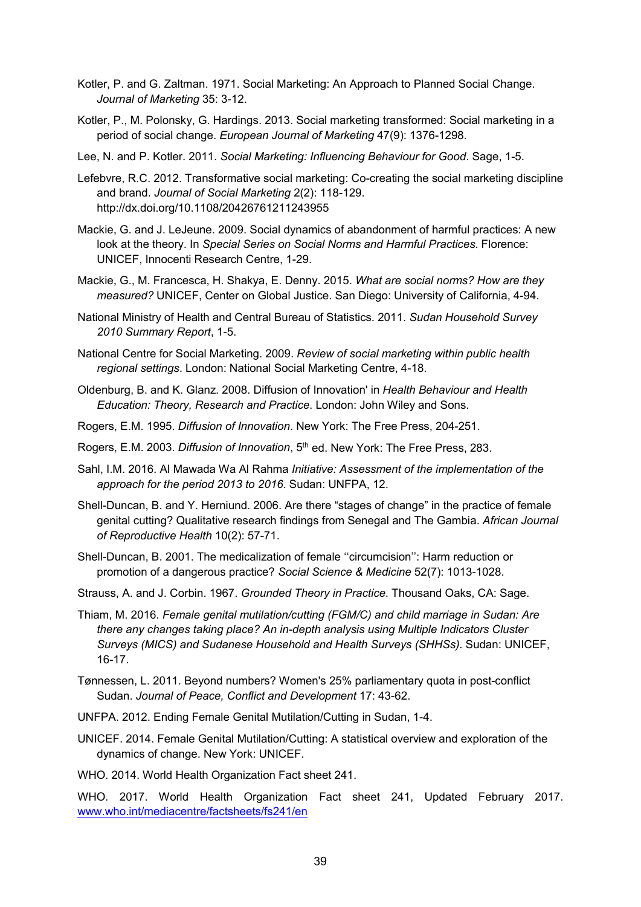Kotler, P. and G. Zaltman. 1971. Social Marketing: An Approach to Planned Social Change. *Journal of Marketing* 35: 3-12.

Kotler, P., M. Polonsky, G. Hardings. 2013. Social marketing transformed: Social marketing in a period of social change. *European Journal of Marketing* 47(9): 1376-1298.

Lee, N. and P. Kotler. 2011. *Social Marketing: Influencing Behaviour for Good*. Sage, 1-5.

Lefebvre, R.C. 2012. Transformative social marketing: Co-creating the social marketing discipline and brand. *Journal of Social Marketing* 2(2): 118-129. http://dx.doi.org/10.1108/20426761211243955

Mackie, G. and J. LeJeune. 2009. Social dynamics of abandonment of harmful practices: A new look at the theory. In *Special Series on Social Norms and Harmful Practices*. Florence: UNICEF, Innocenti Research Centre, 1-29.

Mackie, G., M. Francesca, H. Shakya, E. Denny. 2015. *What are social norms? How are they measured?* UNICEF, Center on Global Justice. San Diego: University of California, 4-94.

National Ministry of Health and Central Bureau of Statistics. 2011. *Sudan Household Survey 2010 Summary Report*, 1-5.

National Centre for Social Marketing. 2009. *Review of social marketing within public health regional settings*. London: National Social Marketing Centre, 4-18.

Oldenburg, B. and K. Glanz. 2008. Diffusion of Innovation' in *Health Behaviour and Health Education: Theory, Research and Practice*. London: John Wiley and Sons.

Rogers, E.M. 1995. *Diffusion of Innovation*. New York: The Free Press, 204-251.

Rogers, E.M. 2003. *Diffusion of Innovation*, 5th ed. New York: The Free Press, 283.

Sahl, I.M. 2016. Al Mawada Wa Al Rahma *Initiative: Assessment of the implementation of the approach for the period 2013 to 2016*. Sudan: UNFPA, 12.

Shell-Duncan, B. and Y. Herniund. 2006. Are there "stages of change" in the practice of female genital cutting? Qualitative research findings from Senegal and The Gambia. *African Journal of Reproductive Health* 10(2): 57-71.

Shell-Duncan, B. 2001. The medicalization of female ''circumcision'': Harm reduction or promotion of a dangerous practice? *Social Science & Medicine* 52(7): 1013-1028.

Strauss, A. and J. Corbin. 1967. *Grounded Theory in Practice*. Thousand Oaks, CA: Sage.

Thiam, M. 2016. *Female genital mutilation/cutting (FGM/C) and child marriage in Sudan: Are there any changes taking place? An in-depth analysis using Multiple Indicators Cluster Surveys (MICS) and Sudanese Household and Health Surveys (SHHSs)*. Sudan: UNICEF, 16-17.

Tønnessen, L. 2011. Beyond numbers? Women's 25% parliamentary quota in post-conflict Sudan. *Journal of Peace, Conflict and Development* 17: 43-62.

UNFPA. 2012. Ending Female Genital Mutilation/Cutting in Sudan, 1-4.

UNICEF. 2014. Female Genital Mutilation/Cutting: A statistical overview and exploration of the dynamics of change. New York: UNICEF.

WHO. 2014. World Health Organization Fact sheet 241.

WHO. 2017. World Health Organization Fact sheet 241, Updated February 2017. www.who.int/mediacentre/factsheets/fs241/en